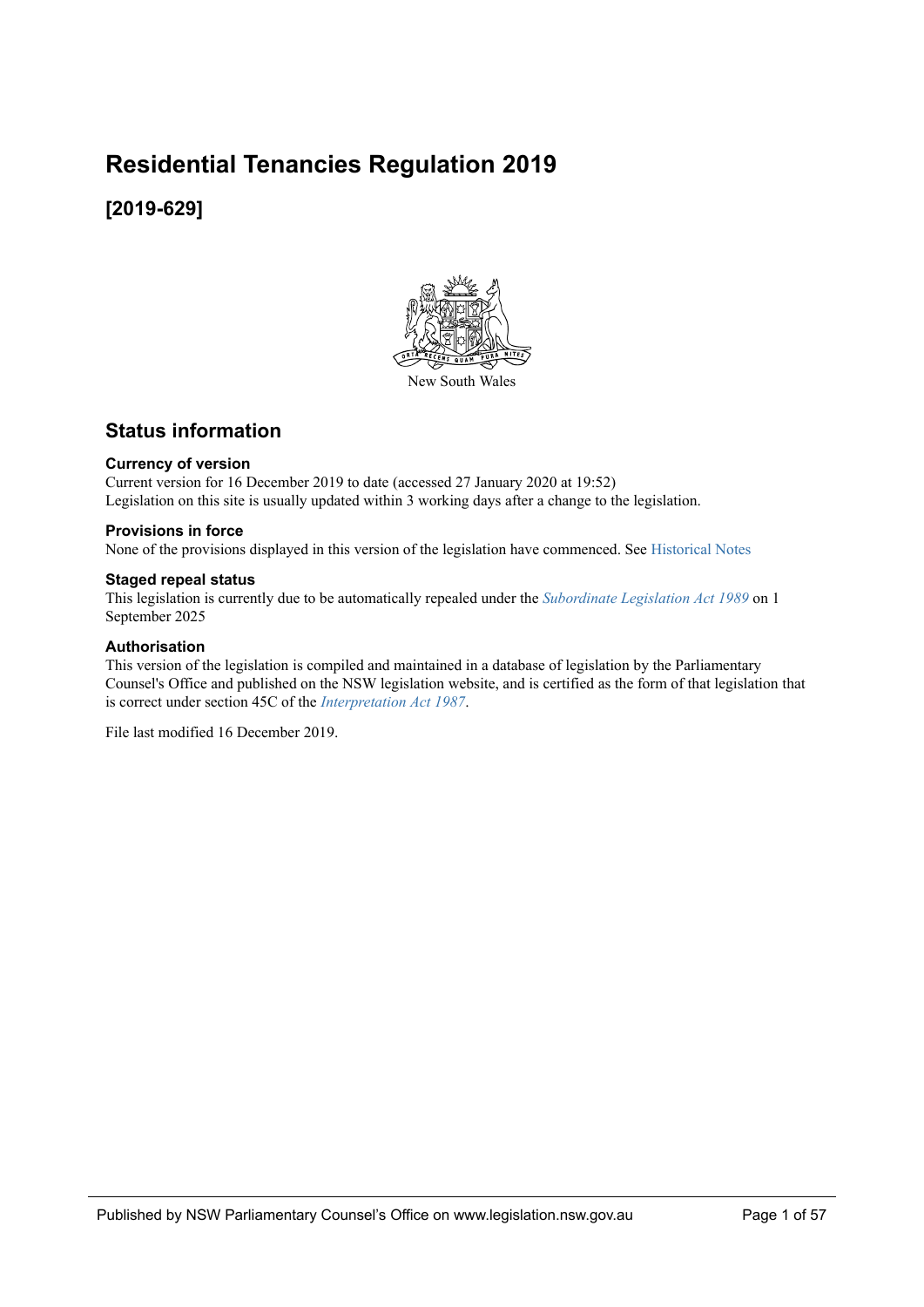# Residential Tenancies Regulation 2019

## [2019-629]

New South Wales

## Status information

### Currency of version

Current version for 16 December 2019 to date (accessed 27 January 2020 at 19:52)
Legislation on this site is usually updated within 3 working days after a change to the legislation.

### Provisions in force

None of the provisions displayed in this version of the legislation have commenced. See Historical Notes

### Staged repeal status

This legislation is currently due to be automatically repealed under the *Subordinate Legislation Act 1989* on 1 September 2025

### Authorisation

This version of the legislation is compiled and maintained in a database of legislation by the Parliamentary Counsel's Office and published on the NSW legislation website, and is certified as the form of that legislation that is correct under section 45C of the *Interpretation Act 1987*.

File last modified 16 December 2019.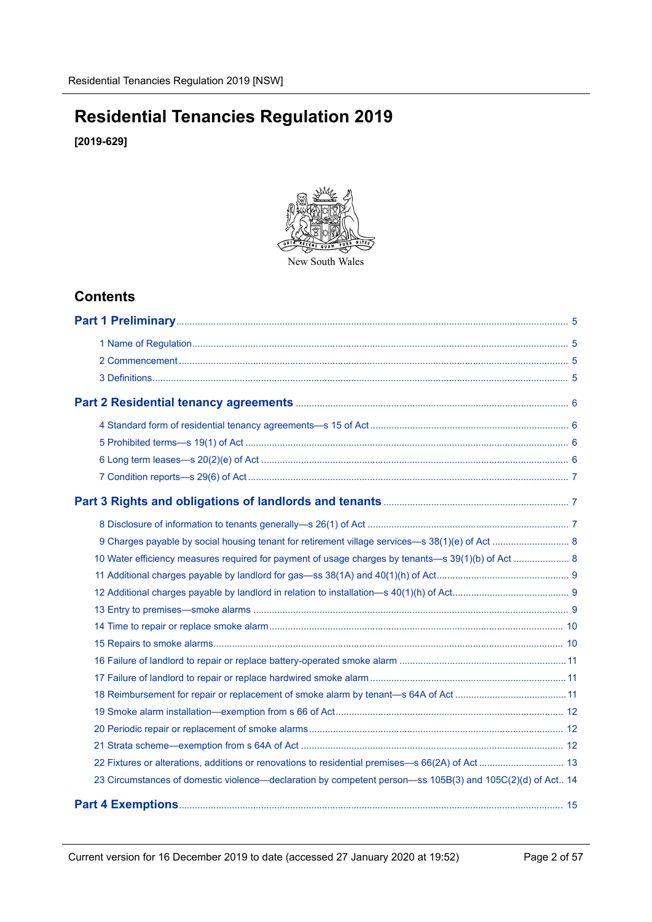# Residential Tenancies Regulation 2019

**[2019-629]**

New South Wales

## Contents

**Part 1 Preliminary** .... 5

1 Name of Regulation .... 5

2 Commencement .... 5

3 Definitions .... 5

**Part 2 Residential tenancy agreements** .... 6

4 Standard form of residential tenancy agreements—s 15 of Act .... 6

5 Prohibited terms—s 19(1) of Act .... 6

6 Long term leases—s 20(2)(e) of Act .... 6

7 Condition reports—s 29(6) of Act .... 7

**Part 3 Rights and obligations of landlords and tenants** .... 7

8 Disclosure of information to tenants generally—s 26(1) of Act .... 7

9 Charges payable by social housing tenant for retirement village services—s 38(1)(e) of Act .... 8

10 Water efficiency measures required for payment of usage charges by tenants—s 39(1)(b) of Act .... 8

11 Additional charges payable by landlord for gas—ss 38(1A) and 40(1)(h) of Act .... 9

12 Additional charges payable by landlord in relation to installation—s 40(1)(h) of Act .... 9

13 Entry to premises—smoke alarms .... 9

14 Time to repair or replace smoke alarm .... 10

15 Repairs to smoke alarms .... 10

16 Failure of landlord to repair or replace battery-operated smoke alarm .... 11

17 Failure of landlord to repair or replace hardwired smoke alarm .... 11

18 Reimbursement for repair or replacement of smoke alarm by tenant—s 64A of Act .... 11

19 Smoke alarm installation—exemption from s 66 of Act .... 12

20 Periodic repair or replacement of smoke alarms .... 12

21 Strata scheme—exemption from s 64A of Act .... 12

22 Fixtures or alterations, additions or renovations to residential premises—s 66(2A) of Act .... 13

23 Circumstances of domestic violence—declaration by competent person—ss 105B(3) and 105C(2)(d) of Act .... 14

**Part 4 Exemptions** .... 15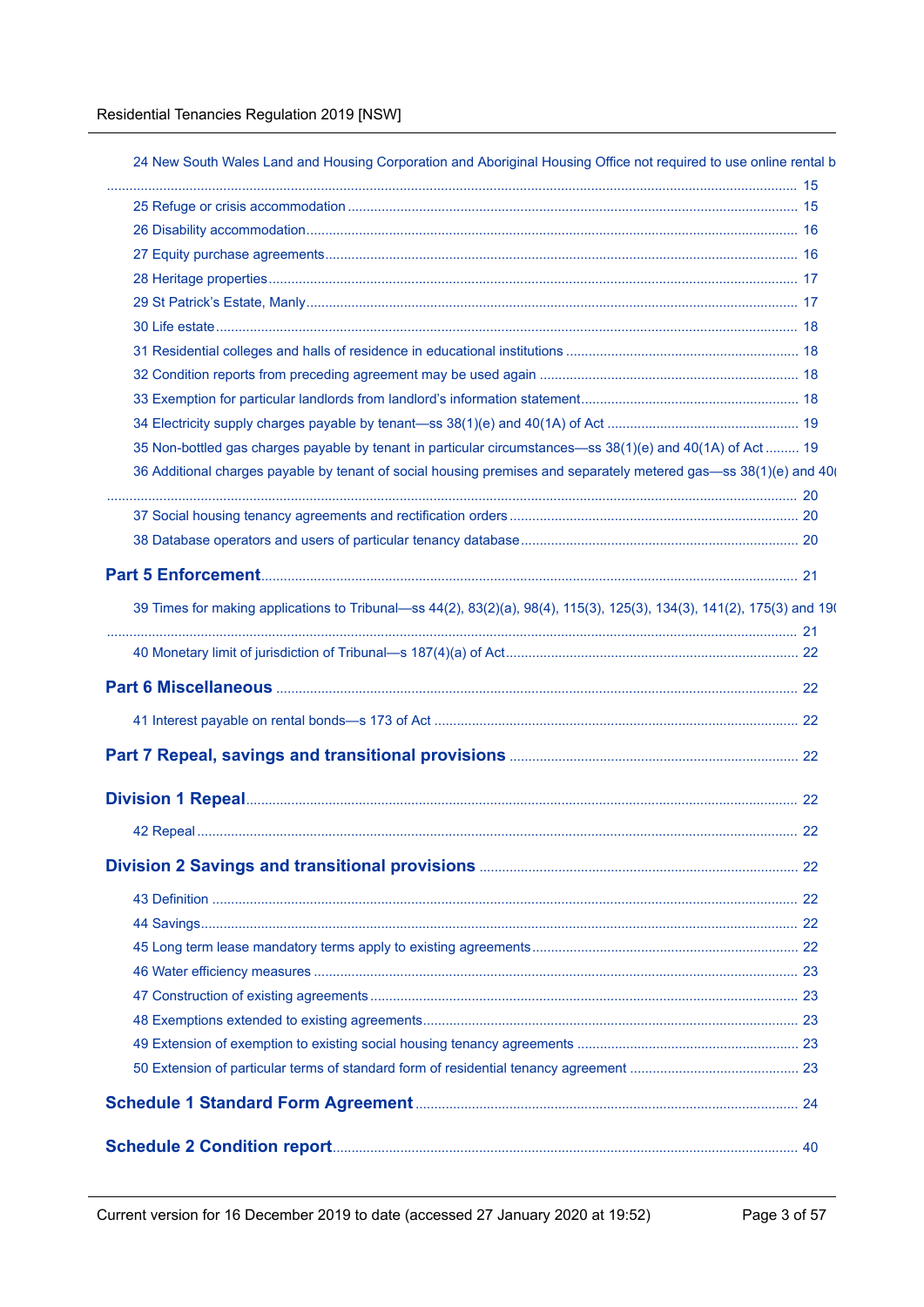24 New South Wales Land and Housing Corporation and Aboriginal Housing Office not required to use online rental b ..... 15

25 Refuge or crisis accommodation ..... 15

26 Disability accommodation ..... 16

27 Equity purchase agreements ..... 16

28 Heritage properties ..... 17

29 St Patrick's Estate, Manly ..... 17

30 Life estate ..... 18

31 Residential colleges and halls of residence in educational institutions ..... 18

32 Condition reports from preceding agreement may be used again ..... 18

33 Exemption for particular landlords from landlord's information statement ..... 18

34 Electricity supply charges payable by tenant—ss 38(1)(e) and 40(1A) of Act ..... 19

35 Non-bottled gas charges payable by tenant in particular circumstances—ss 38(1)(e) and 40(1A) of Act ..... 19

36 Additional charges payable by tenant of social housing premises and separately metered gas—ss 38(1)(e) and 40( ..... 20

37 Social housing tenancy agreements and rectification orders ..... 20

38 Database operators and users of particular tenancy database ..... 20

**Part 5 Enforcement** ..... 21

39 Times for making applications to Tribunal—ss 44(2), 83(2)(a), 98(4), 115(3), 125(3), 134(3), 141(2), 175(3) and 19( ..... 21

40 Monetary limit of jurisdiction of Tribunal—s 187(4)(a) of Act ..... 22

**Part 6 Miscellaneous** ..... 22

41 Interest payable on rental bonds—s 173 of Act ..... 22

**Part 7 Repeal, savings and transitional provisions** ..... 22

**Division 1 Repeal** ..... 22

42 Repeal ..... 22

**Division 2 Savings and transitional provisions** ..... 22

43 Definition ..... 22

44 Savings ..... 22

45 Long term lease mandatory terms apply to existing agreements ..... 22

46 Water efficiency measures ..... 23

47 Construction of existing agreements ..... 23

48 Exemptions extended to existing agreements ..... 23

49 Extension of exemption to existing social housing tenancy agreements ..... 23

50 Extension of particular terms of standard form of residential tenancy agreement ..... 23

**Schedule 1 Standard Form Agreement** ..... 24

**Schedule 2 Condition report** ..... 40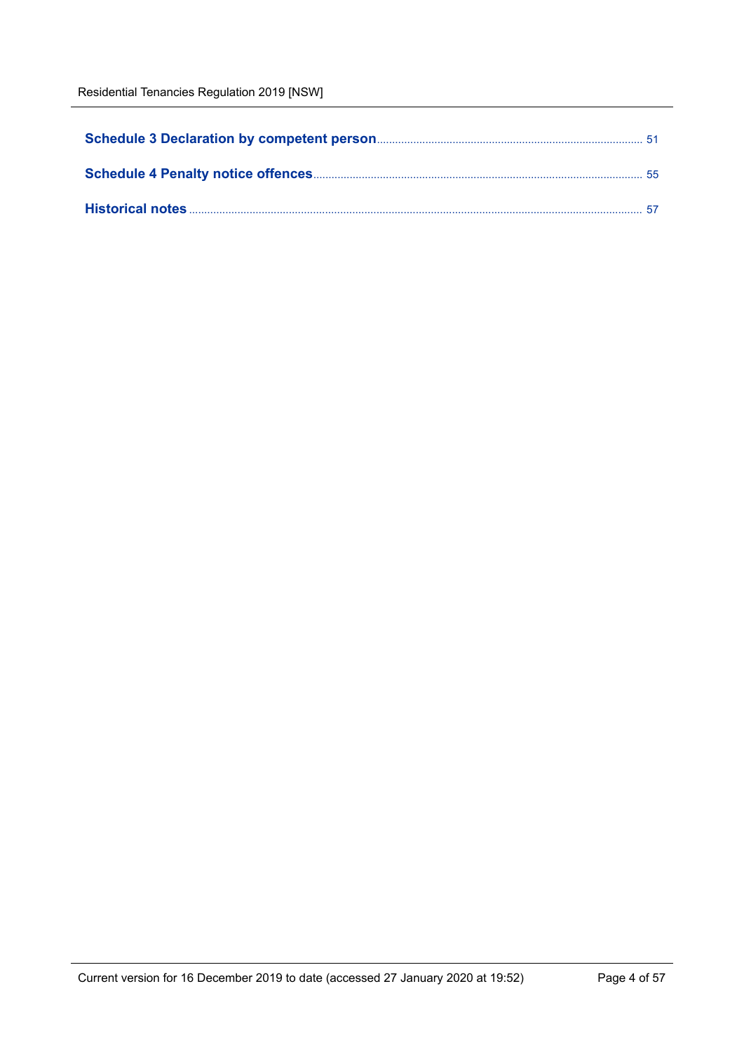**Schedule 3 Declaration by competent person** ........................................................................................ 51

**Schedule 4 Penalty notice offences** ........................................................................................................ 55

**Historical notes** ..................................................................................................................................... 57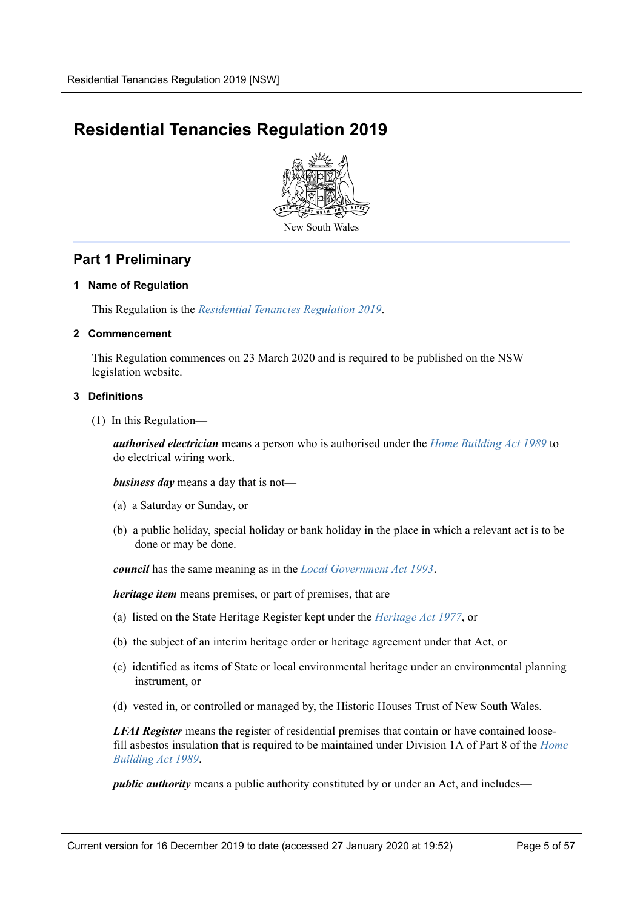# Residential Tenancies Regulation 2019

New South Wales

## Part 1 Preliminary

### 1 Name of Regulation

This Regulation is the *Residential Tenancies Regulation 2019*.

### 2 Commencement

This Regulation commences on 23 March 2020 and is required to be published on the NSW legislation website.

### 3 Definitions

(1) In this Regulation—

***authorised electrician*** means a person who is authorised under the *Home Building Act 1989* to do electrical wiring work.

***business day*** means a day that is not—

(a) a Saturday or Sunday, or

(b) a public holiday, special holiday or bank holiday in the place in which a relevant act is to be done or may be done.

***council*** has the same meaning as in the *Local Government Act 1993*.

***heritage item*** means premises, or part of premises, that are—

(a) listed on the State Heritage Register kept under the *Heritage Act 1977*, or

(b) the subject of an interim heritage order or heritage agreement under that Act, or

(c) identified as items of State or local environmental heritage under an environmental planning instrument, or

(d) vested in, or controlled or managed by, the Historic Houses Trust of New South Wales.

***LFAI Register*** means the register of residential premises that contain or have contained loose-fill asbestos insulation that is required to be maintained under Division 1A of Part 8 of the *Home Building Act 1989*.

***public authority*** means a public authority constituted by or under an Act, and includes—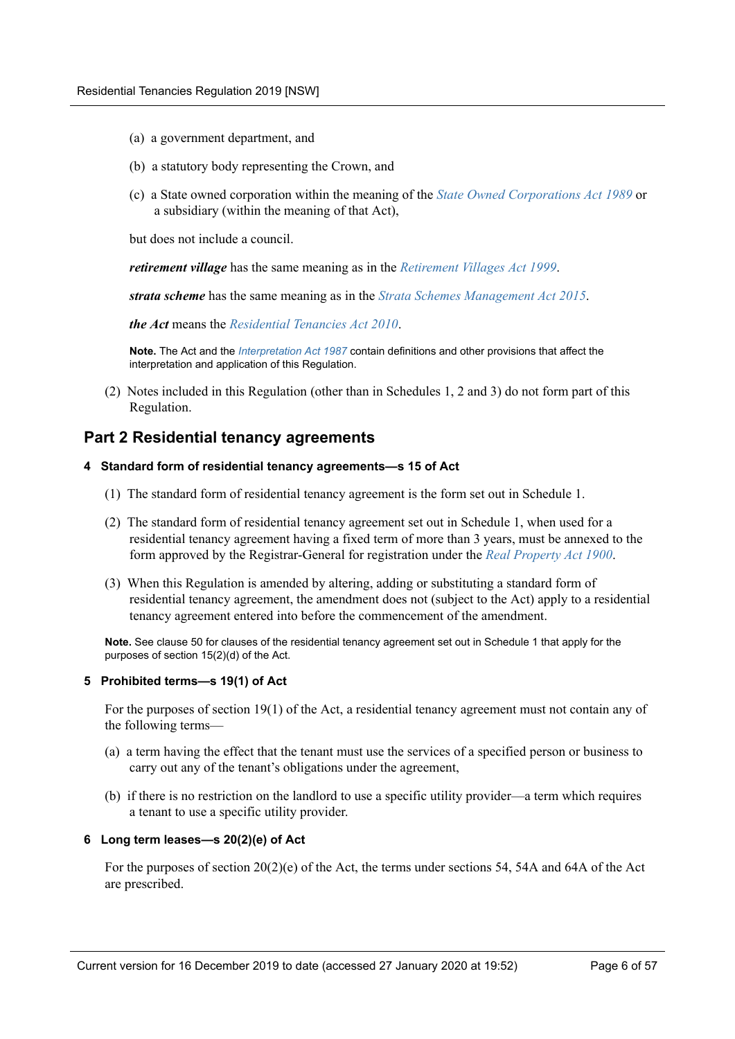(a) a government department, and

(b) a statutory body representing the Crown, and

(c) a State owned corporation within the meaning of the *State Owned Corporations Act 1989* or a subsidiary (within the meaning of that Act),

but does not include a council.

***retirement village*** has the same meaning as in the *Retirement Villages Act 1999*.

***strata scheme*** has the same meaning as in the *Strata Schemes Management Act 2015*.

***the Act*** means the *Residential Tenancies Act 2010*.

**Note.** The Act and the *Interpretation Act 1987* contain definitions and other provisions that affect the interpretation and application of this Regulation.

(2) Notes included in this Regulation (other than in Schedules 1, 2 and 3) do not form part of this Regulation.

## Part 2 Residential tenancy agreements

#### 4 Standard form of residential tenancy agreements—s 15 of Act

(1) The standard form of residential tenancy agreement is the form set out in Schedule 1.

(2) The standard form of residential tenancy agreement set out in Schedule 1, when used for a residential tenancy agreement having a fixed term of more than 3 years, must be annexed to the form approved by the Registrar-General for registration under the *Real Property Act 1900*.

(3) When this Regulation is amended by altering, adding or substituting a standard form of residential tenancy agreement, the amendment does not (subject to the Act) apply to a residential tenancy agreement entered into before the commencement of the amendment.

**Note.** See clause 50 for clauses of the residential tenancy agreement set out in Schedule 1 that apply for the purposes of section 15(2)(d) of the Act.

#### 5 Prohibited terms—s 19(1) of Act

For the purposes of section 19(1) of the Act, a residential tenancy agreement must not contain any of the following terms—

(a) a term having the effect that the tenant must use the services of a specified person or business to carry out any of the tenant's obligations under the agreement,

(b) if there is no restriction on the landlord to use a specific utility provider—a term which requires a tenant to use a specific utility provider.

#### 6 Long term leases—s 20(2)(e) of Act

For the purposes of section 20(2)(e) of the Act, the terms under sections 54, 54A and 64A of the Act are prescribed.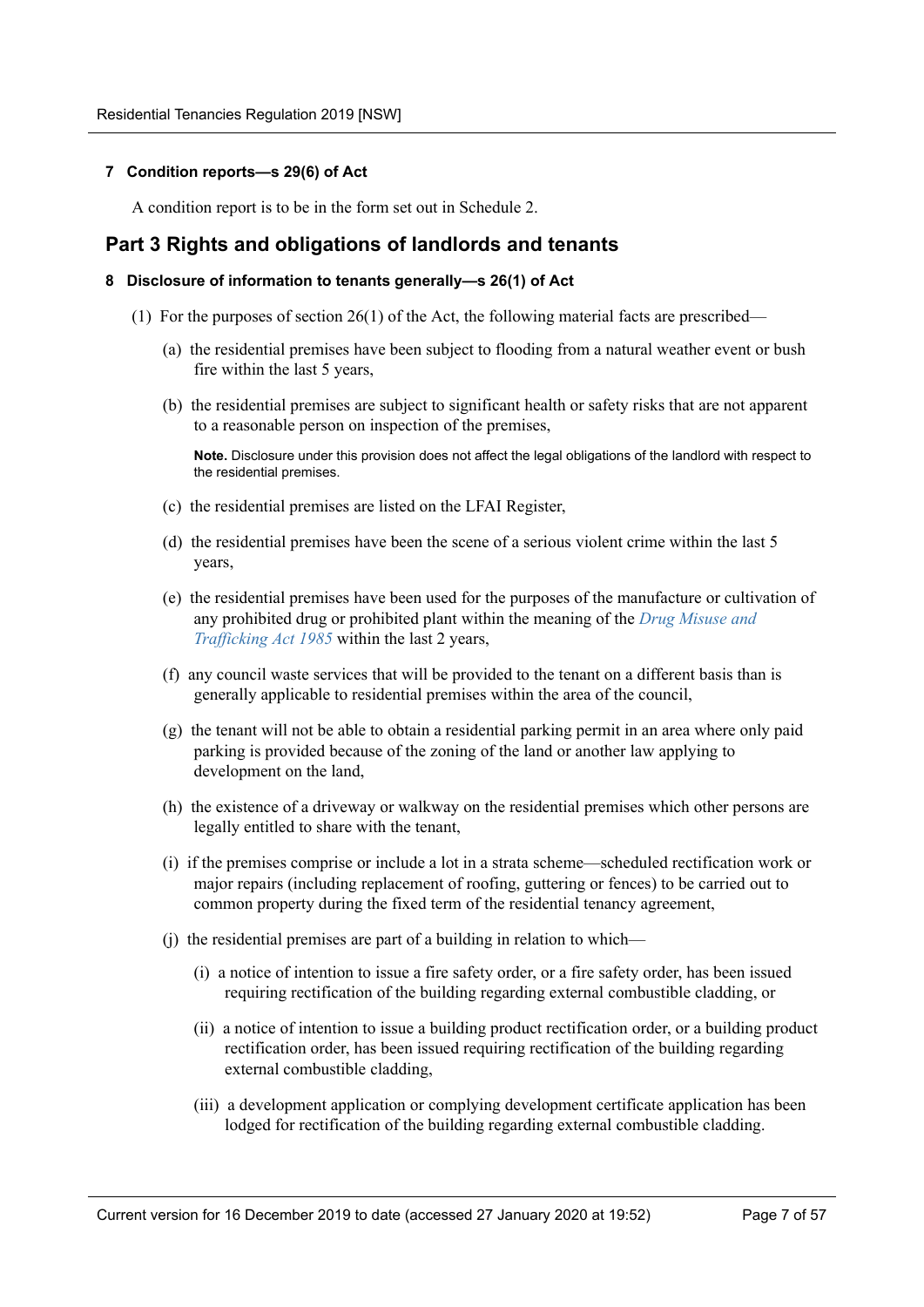#### 7 Condition reports—s 29(6) of Act

A condition report is to be in the form set out in Schedule 2.

## Part 3 Rights and obligations of landlords and tenants

#### 8 Disclosure of information to tenants generally—s 26(1) of Act

(1) For the purposes of section 26(1) of the Act, the following material facts are prescribed—

(a) the residential premises have been subject to flooding from a natural weather event or bush fire within the last 5 years,

(b) the residential premises are subject to significant health or safety risks that are not apparent to a reasonable person on inspection of the premises,

**Note.** Disclosure under this provision does not affect the legal obligations of the landlord with respect to the residential premises.

(c) the residential premises are listed on the LFAI Register,

(d) the residential premises have been the scene of a serious violent crime within the last 5 years,

(e) the residential premises have been used for the purposes of the manufacture or cultivation of any prohibited drug or prohibited plant within the meaning of the *Drug Misuse and Trafficking Act 1985* within the last 2 years,

(f) any council waste services that will be provided to the tenant on a different basis than is generally applicable to residential premises within the area of the council,

(g) the tenant will not be able to obtain a residential parking permit in an area where only paid parking is provided because of the zoning of the land or another law applying to development on the land,

(h) the existence of a driveway or walkway on the residential premises which other persons are legally entitled to share with the tenant,

(i) if the premises comprise or include a lot in a strata scheme—scheduled rectification work or major repairs (including replacement of roofing, guttering or fences) to be carried out to common property during the fixed term of the residential tenancy agreement,

(j) the residential premises are part of a building in relation to which—

(i) a notice of intention to issue a fire safety order, or a fire safety order, has been issued requiring rectification of the building regarding external combustible cladding, or

(ii) a notice of intention to issue a building product rectification order, or a building product rectification order, has been issued requiring rectification of the building regarding external combustible cladding,

(iii) a development application or complying development certificate application has been lodged for rectification of the building regarding external combustible cladding.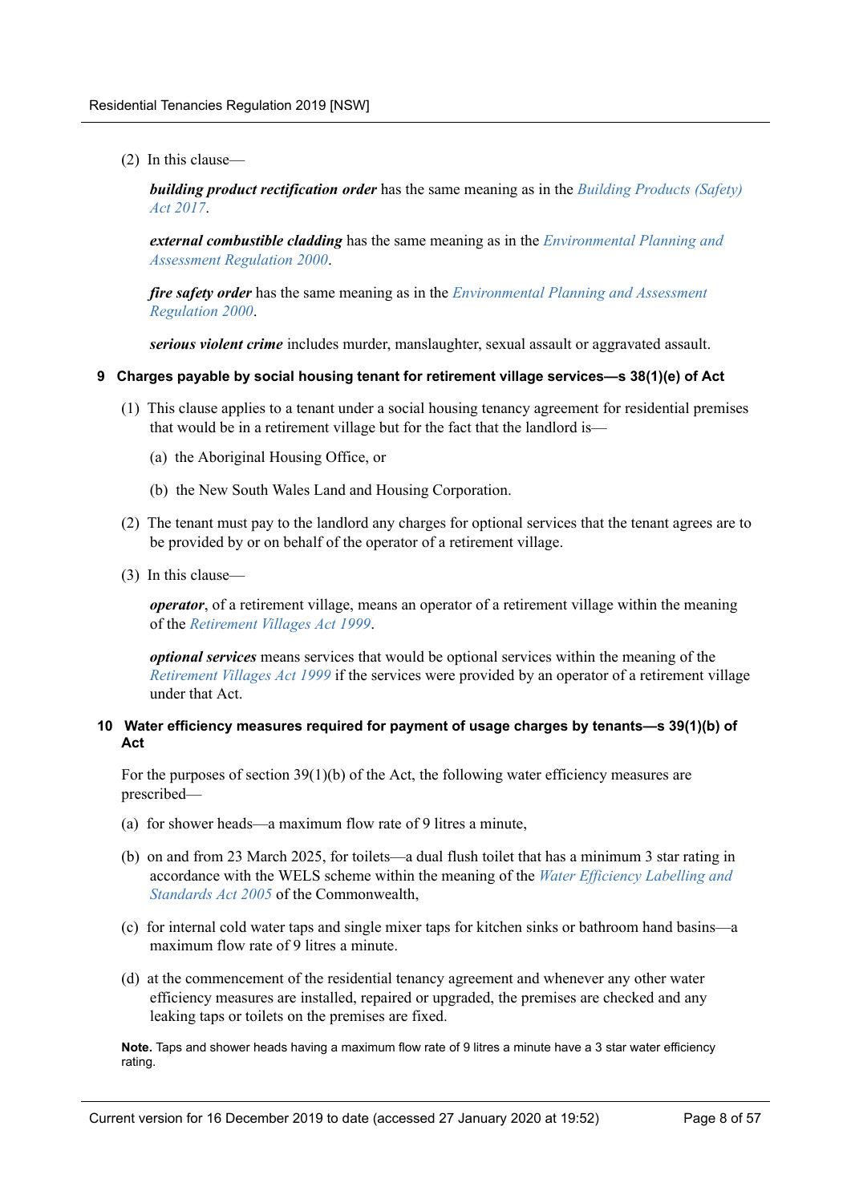(2) In this clause—

***building product rectification order*** has the same meaning as in the *Building Products (Safety) Act 2017*.

***external combustible cladding*** has the same meaning as in the *Environmental Planning and Assessment Regulation 2000*.

***fire safety order*** has the same meaning as in the *Environmental Planning and Assessment Regulation 2000*.

***serious violent crime*** includes murder, manslaughter, sexual assault or aggravated assault.

### 9 Charges payable by social housing tenant for retirement village services—s 38(1)(e) of Act

(1) This clause applies to a tenant under a social housing tenancy agreement for residential premises that would be in a retirement village but for the fact that the landlord is—

(a) the Aboriginal Housing Office, or

(b) the New South Wales Land and Housing Corporation.

(2) The tenant must pay to the landlord any charges for optional services that the tenant agrees are to be provided by or on behalf of the operator of a retirement village.

(3) In this clause—

***operator***, of a retirement village, means an operator of a retirement village within the meaning of the *Retirement Villages Act 1999*.

***optional services*** means services that would be optional services within the meaning of the *Retirement Villages Act 1999* if the services were provided by an operator of a retirement village under that Act.

### 10 Water efficiency measures required for payment of usage charges by tenants—s 39(1)(b) of Act

For the purposes of section 39(1)(b) of the Act, the following water efficiency measures are prescribed—

(a) for shower heads—a maximum flow rate of 9 litres a minute,

(b) on and from 23 March 2025, for toilets—a dual flush toilet that has a minimum 3 star rating in accordance with the WELS scheme within the meaning of the *Water Efficiency Labelling and Standards Act 2005* of the Commonwealth,

(c) for internal cold water taps and single mixer taps for kitchen sinks or bathroom hand basins—a maximum flow rate of 9 litres a minute.

(d) at the commencement of the residential tenancy agreement and whenever any other water efficiency measures are installed, repaired or upgraded, the premises are checked and any leaking taps or toilets on the premises are fixed.

**Note.** Taps and shower heads having a maximum flow rate of 9 litres a minute have a 3 star water efficiency rating.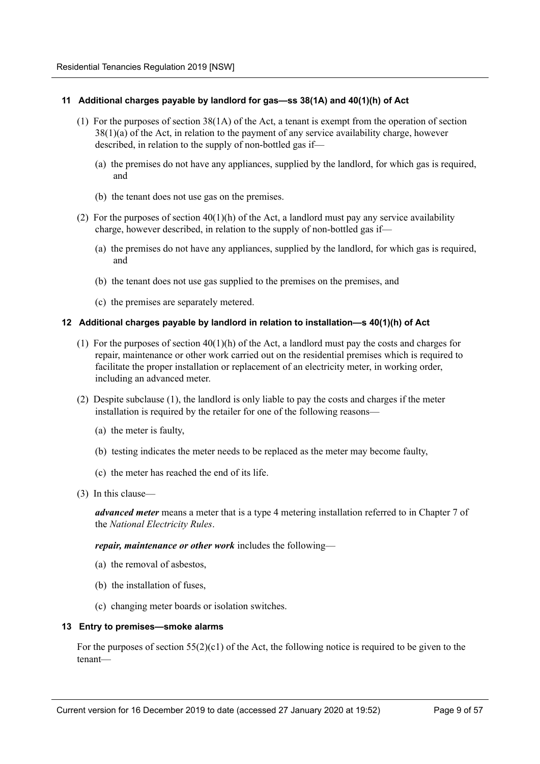### 11 Additional charges payable by landlord for gas—ss 38(1A) and 40(1)(h) of Act

(1) For the purposes of section 38(1A) of the Act, a tenant is exempt from the operation of section 38(1)(a) of the Act, in relation to the payment of any service availability charge, however described, in relation to the supply of non-bottled gas if—

(a) the premises do not have any appliances, supplied by the landlord, for which gas is required, and

(b) the tenant does not use gas on the premises.

(2) For the purposes of section 40(1)(h) of the Act, a landlord must pay any service availability charge, however described, in relation to the supply of non-bottled gas if—

(a) the premises do not have any appliances, supplied by the landlord, for which gas is required, and

(b) the tenant does not use gas supplied to the premises on the premises, and

(c) the premises are separately metered.

### 12 Additional charges payable by landlord in relation to installation—s 40(1)(h) of Act

(1) For the purposes of section 40(1)(h) of the Act, a landlord must pay the costs and charges for repair, maintenance or other work carried out on the residential premises which is required to facilitate the proper installation or replacement of an electricity meter, in working order, including an advanced meter.

(2) Despite subclause (1), the landlord is only liable to pay the costs and charges if the meter installation is required by the retailer for one of the following reasons—

(a) the meter is faulty,

(b) testing indicates the meter needs to be replaced as the meter may become faulty,

(c) the meter has reached the end of its life.

(3) In this clause—

***advanced meter*** means a meter that is a type 4 metering installation referred to in Chapter 7 of the *National Electricity Rules*.

***repair, maintenance or other work*** includes the following—

(a) the removal of asbestos,

(b) the installation of fuses,

(c) changing meter boards or isolation switches.

### 13 Entry to premises—smoke alarms

For the purposes of section 55(2)(c1) of the Act, the following notice is required to be given to the tenant—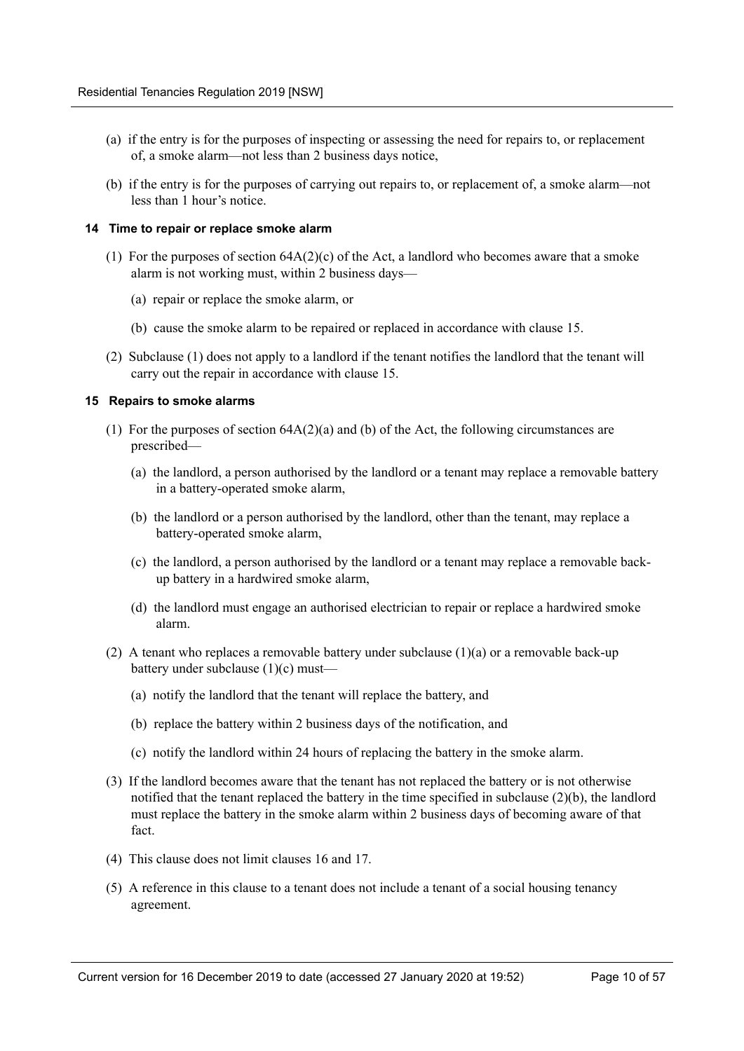(a) if the entry is for the purposes of inspecting or assessing the need for repairs to, or replacement of, a smoke alarm—not less than 2 business days notice,

(b) if the entry is for the purposes of carrying out repairs to, or replacement of, a smoke alarm—not less than 1 hour's notice.

**14 Time to repair or replace smoke alarm**

(1) For the purposes of section 64A(2)(c) of the Act, a landlord who becomes aware that a smoke alarm is not working must, within 2 business days—

(a) repair or replace the smoke alarm, or

(b) cause the smoke alarm to be repaired or replaced in accordance with clause 15.

(2) Subclause (1) does not apply to a landlord if the tenant notifies the landlord that the tenant will carry out the repair in accordance with clause 15.

**15 Repairs to smoke alarms**

(1) For the purposes of section 64A(2)(a) and (b) of the Act, the following circumstances are prescribed—

(a) the landlord, a person authorised by the landlord or a tenant may replace a removable battery in a battery-operated smoke alarm,

(b) the landlord or a person authorised by the landlord, other than the tenant, may replace a battery-operated smoke alarm,

(c) the landlord, a person authorised by the landlord or a tenant may replace a removable back-up battery in a hardwired smoke alarm,

(d) the landlord must engage an authorised electrician to repair or replace a hardwired smoke alarm.

(2) A tenant who replaces a removable battery under subclause (1)(a) or a removable back-up battery under subclause (1)(c) must—

(a) notify the landlord that the tenant will replace the battery, and

(b) replace the battery within 2 business days of the notification, and

(c) notify the landlord within 24 hours of replacing the battery in the smoke alarm.

(3) If the landlord becomes aware that the tenant has not replaced the battery or is not otherwise notified that the tenant replaced the battery in the time specified in subclause (2)(b), the landlord must replace the battery in the smoke alarm within 2 business days of becoming aware of that fact.

(4) This clause does not limit clauses 16 and 17.

(5) A reference in this clause to a tenant does not include a tenant of a social housing tenancy agreement.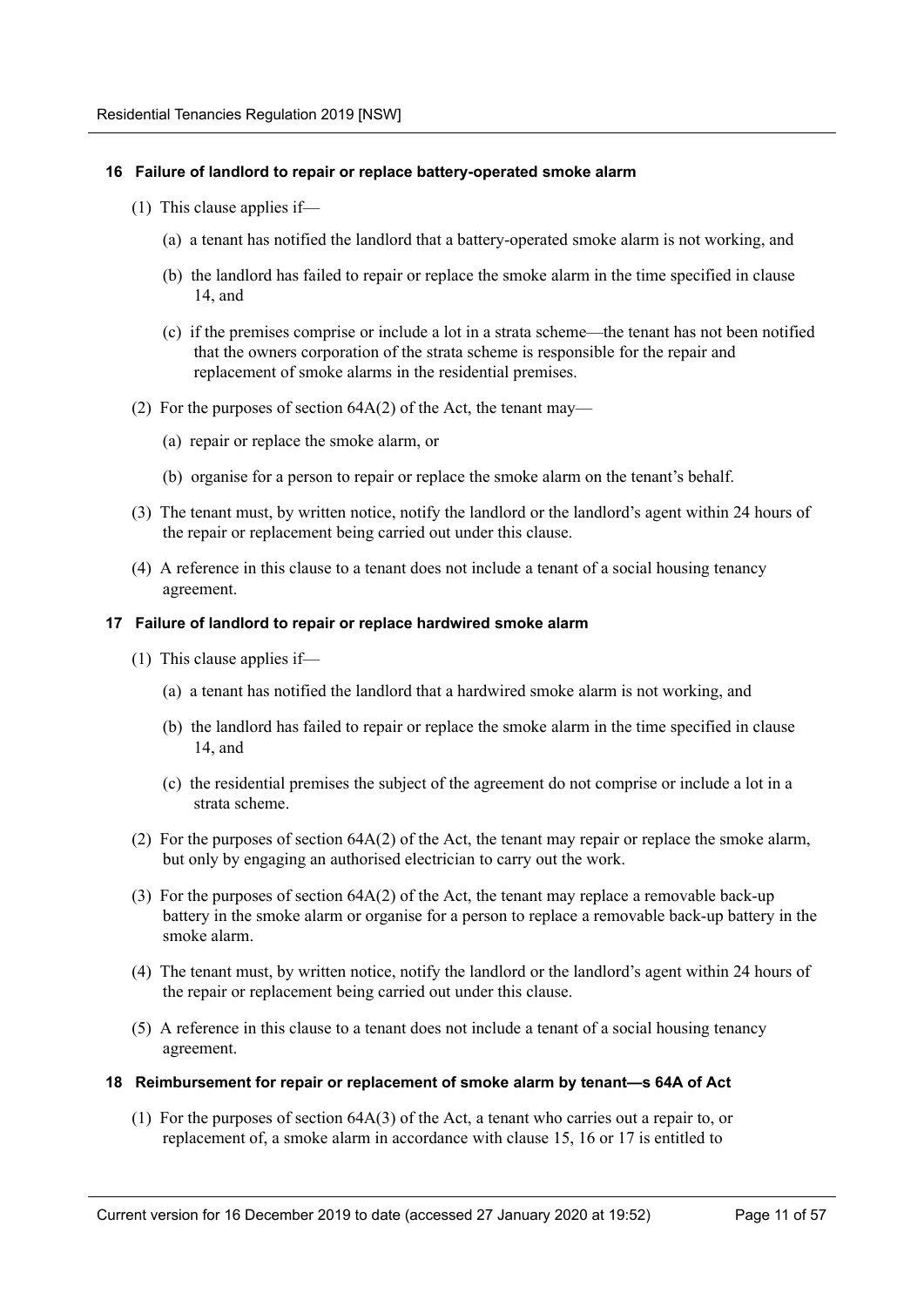### 16 Failure of landlord to repair or replace battery-operated smoke alarm

(1) This clause applies if—

(a) a tenant has notified the landlord that a battery-operated smoke alarm is not working, and

(b) the landlord has failed to repair or replace the smoke alarm in the time specified in clause 14, and

(c) if the premises comprise or include a lot in a strata scheme—the tenant has not been notified that the owners corporation of the strata scheme is responsible for the repair and replacement of smoke alarms in the residential premises.

(2) For the purposes of section 64A(2) of the Act, the tenant may—

(a) repair or replace the smoke alarm, or

(b) organise for a person to repair or replace the smoke alarm on the tenant's behalf.

(3) The tenant must, by written notice, notify the landlord or the landlord's agent within 24 hours of the repair or replacement being carried out under this clause.

(4) A reference in this clause to a tenant does not include a tenant of a social housing tenancy agreement.

### 17 Failure of landlord to repair or replace hardwired smoke alarm

(1) This clause applies if—

(a) a tenant has notified the landlord that a hardwired smoke alarm is not working, and

(b) the landlord has failed to repair or replace the smoke alarm in the time specified in clause 14, and

(c) the residential premises the subject of the agreement do not comprise or include a lot in a strata scheme.

(2) For the purposes of section 64A(2) of the Act, the tenant may repair or replace the smoke alarm, but only by engaging an authorised electrician to carry out the work.

(3) For the purposes of section 64A(2) of the Act, the tenant may replace a removable back-up battery in the smoke alarm or organise for a person to replace a removable back-up battery in the smoke alarm.

(4) The tenant must, by written notice, notify the landlord or the landlord's agent within 24 hours of the repair or replacement being carried out under this clause.

(5) A reference in this clause to a tenant does not include a tenant of a social housing tenancy agreement.

### 18 Reimbursement for repair or replacement of smoke alarm by tenant—s 64A of Act

(1) For the purposes of section 64A(3) of the Act, a tenant who carries out a repair to, or replacement of, a smoke alarm in accordance with clause 15, 16 or 17 is entitled to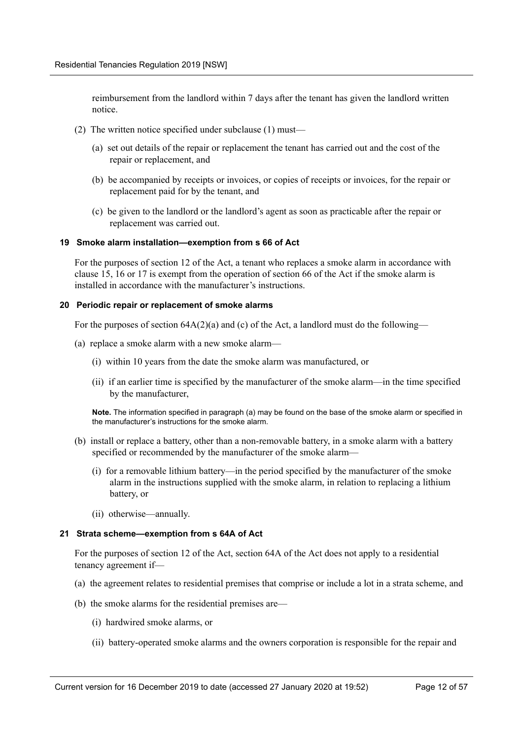reimbursement from the landlord within 7 days after the tenant has given the landlord written notice.

(2) The written notice specified under subclause (1) must—

(a) set out details of the repair or replacement the tenant has carried out and the cost of the repair or replacement, and

(b) be accompanied by receipts or invoices, or copies of receipts or invoices, for the repair or replacement paid for by the tenant, and

(c) be given to the landlord or the landlord's agent as soon as practicable after the repair or replacement was carried out.

#### 19 Smoke alarm installation—exemption from s 66 of Act

For the purposes of section 12 of the Act, a tenant who replaces a smoke alarm in accordance with clause 15, 16 or 17 is exempt from the operation of section 66 of the Act if the smoke alarm is installed in accordance with the manufacturer's instructions.

#### 20 Periodic repair or replacement of smoke alarms

For the purposes of section 64A(2)(a) and (c) of the Act, a landlord must do the following—

(a) replace a smoke alarm with a new smoke alarm—

(i) within 10 years from the date the smoke alarm was manufactured, or

(ii) if an earlier time is specified by the manufacturer of the smoke alarm—in the time specified by the manufacturer,

**Note.** The information specified in paragraph (a) may be found on the base of the smoke alarm or specified in the manufacturer's instructions for the smoke alarm.

(b) install or replace a battery, other than a non-removable battery, in a smoke alarm with a battery specified or recommended by the manufacturer of the smoke alarm—

(i) for a removable lithium battery—in the period specified by the manufacturer of the smoke alarm in the instructions supplied with the smoke alarm, in relation to replacing a lithium battery, or

(ii) otherwise—annually.

#### 21 Strata scheme—exemption from s 64A of Act

For the purposes of section 12 of the Act, section 64A of the Act does not apply to a residential tenancy agreement if—

(a) the agreement relates to residential premises that comprise or include a lot in a strata scheme, and

(b) the smoke alarms for the residential premises are—

(i) hardwired smoke alarms, or

(ii) battery-operated smoke alarms and the owners corporation is responsible for the repair and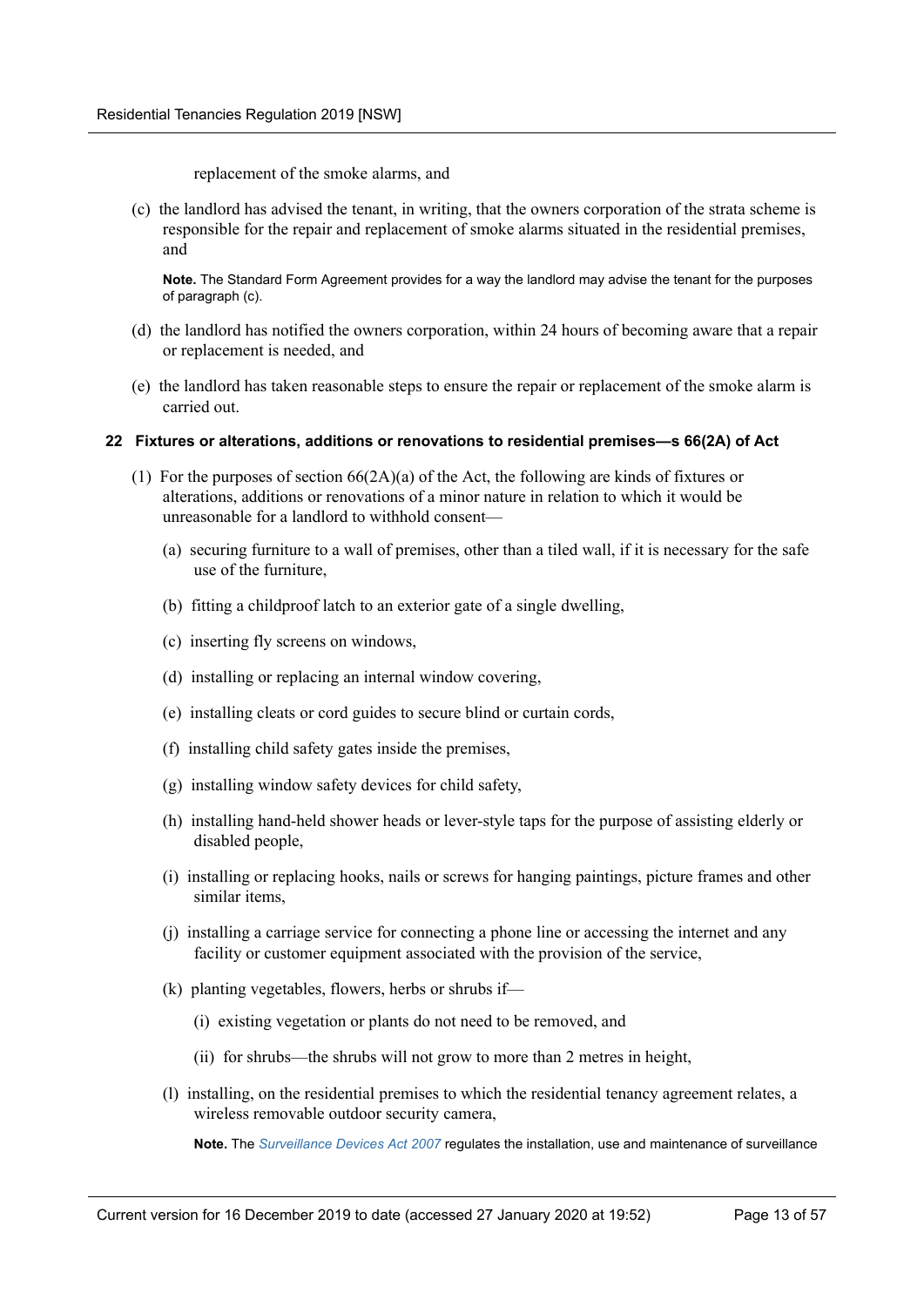replacement of the smoke alarms, and

(c) the landlord has advised the tenant, in writing, that the owners corporation of the strata scheme is responsible for the repair and replacement of smoke alarms situated in the residential premises, and

**Note.** The Standard Form Agreement provides for a way the landlord may advise the tenant for the purposes of paragraph (c).

(d) the landlord has notified the owners corporation, within 24 hours of becoming aware that a repair or replacement is needed, and

(e) the landlord has taken reasonable steps to ensure the repair or replacement of the smoke alarm is carried out.

**22 Fixtures or alterations, additions or renovations to residential premises—s 66(2A) of Act**

(1) For the purposes of section 66(2A)(a) of the Act, the following are kinds of fixtures or alterations, additions or renovations of a minor nature in relation to which it would be unreasonable for a landlord to withhold consent—

(a) securing furniture to a wall of premises, other than a tiled wall, if it is necessary for the safe use of the furniture,

(b) fitting a childproof latch to an exterior gate of a single dwelling,

(c) inserting fly screens on windows,

(d) installing or replacing an internal window covering,

(e) installing cleats or cord guides to secure blind or curtain cords,

(f) installing child safety gates inside the premises,

(g) installing window safety devices for child safety,

(h) installing hand-held shower heads or lever-style taps for the purpose of assisting elderly or disabled people,

(i) installing or replacing hooks, nails or screws for hanging paintings, picture frames and other similar items,

(j) installing a carriage service for connecting a phone line or accessing the internet and any facility or customer equipment associated with the provision of the service,

(k) planting vegetables, flowers, herbs or shrubs if—

(i) existing vegetation or plants do not need to be removed, and

(ii) for shrubs—the shrubs will not grow to more than 2 metres in height,

(l) installing, on the residential premises to which the residential tenancy agreement relates, a wireless removable outdoor security camera,

**Note.** The *Surveillance Devices Act 2007* regulates the installation, use and maintenance of surveillance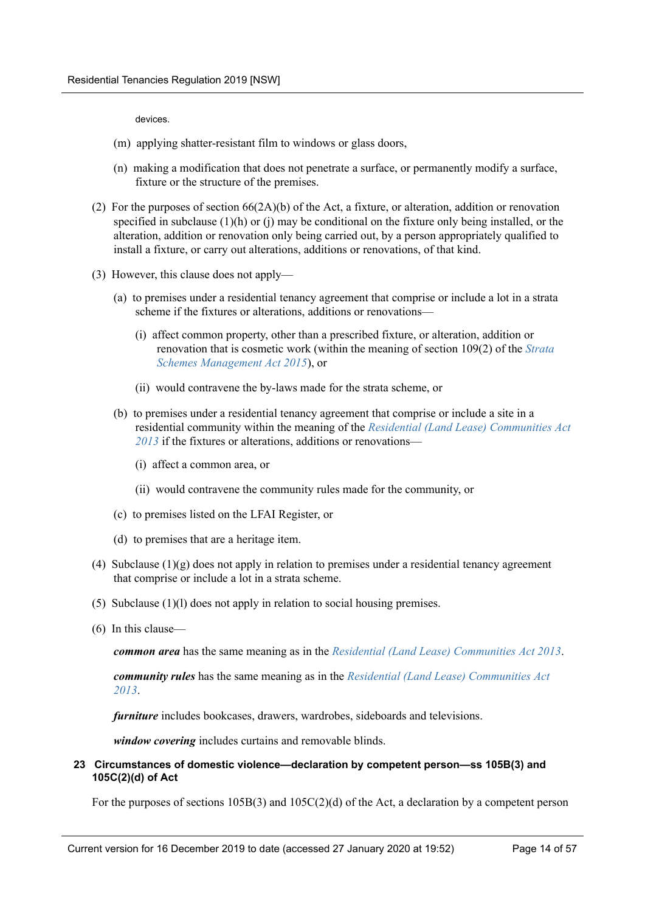devices.

(m) applying shatter-resistant film to windows or glass doors,

(n) making a modification that does not penetrate a surface, or permanently modify a surface, fixture or the structure of the premises.

(2) For the purposes of section 66(2A)(b) of the Act, a fixture, or alteration, addition or renovation specified in subclause (1)(h) or (j) may be conditional on the fixture only being installed, or the alteration, addition or renovation only being carried out, by a person appropriately qualified to install a fixture, or carry out alterations, additions or renovations, of that kind.

(3) However, this clause does not apply—

(a) to premises under a residential tenancy agreement that comprise or include a lot in a strata scheme if the fixtures or alterations, additions or renovations—

(i) affect common property, other than a prescribed fixture, or alteration, addition or renovation that is cosmetic work (within the meaning of section 109(2) of the *Strata Schemes Management Act 2015*), or

(ii) would contravene the by-laws made for the strata scheme, or

(b) to premises under a residential tenancy agreement that comprise or include a site in a residential community within the meaning of the *Residential (Land Lease) Communities Act 2013* if the fixtures or alterations, additions or renovations—

(i) affect a common area, or

(ii) would contravene the community rules made for the community, or

(c) to premises listed on the LFAI Register, or

(d) to premises that are a heritage item.

(4) Subclause (1)(g) does not apply in relation to premises under a residential tenancy agreement that comprise or include a lot in a strata scheme.

(5) Subclause (1)(l) does not apply in relation to social housing premises.

(6) In this clause—

***common area*** has the same meaning as in the *Residential (Land Lease) Communities Act 2013*.

***community rules*** has the same meaning as in the *Residential (Land Lease) Communities Act 2013*.

***furniture*** includes bookcases, drawers, wardrobes, sideboards and televisions.

***window covering*** includes curtains and removable blinds.

### 23 Circumstances of domestic violence—declaration by competent person—ss 105B(3) and 105C(2)(d) of Act

For the purposes of sections 105B(3) and 105C(2)(d) of the Act, a declaration by a competent person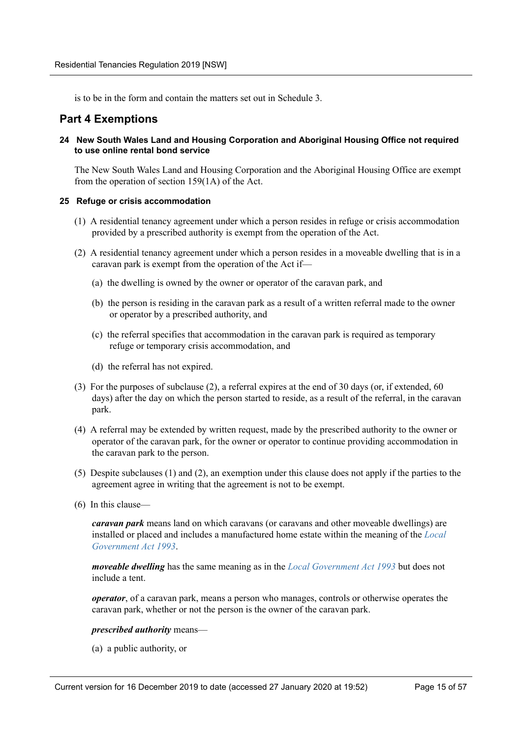is to be in the form and contain the matters set out in Schedule 3.

## Part 4 Exemptions

#### 24 New South Wales Land and Housing Corporation and Aboriginal Housing Office not required to use online rental bond service

The New South Wales Land and Housing Corporation and the Aboriginal Housing Office are exempt from the operation of section 159(1A) of the Act.

#### 25 Refuge or crisis accommodation

(1) A residential tenancy agreement under which a person resides in refuge or crisis accommodation provided by a prescribed authority is exempt from the operation of the Act.

(2) A residential tenancy agreement under which a person resides in a moveable dwelling that is in a caravan park is exempt from the operation of the Act if—

(a) the dwelling is owned by the owner or operator of the caravan park, and

(b) the person is residing in the caravan park as a result of a written referral made to the owner or operator by a prescribed authority, and

(c) the referral specifies that accommodation in the caravan park is required as temporary refuge or temporary crisis accommodation, and

(d) the referral has not expired.

(3) For the purposes of subclause (2), a referral expires at the end of 30 days (or, if extended, 60 days) after the day on which the person started to reside, as a result of the referral, in the caravan park.

(4) A referral may be extended by written request, made by the prescribed authority to the owner or operator of the caravan park, for the owner or operator to continue providing accommodation in the caravan park to the person.

(5) Despite subclauses (1) and (2), an exemption under this clause does not apply if the parties to the agreement agree in writing that the agreement is not to be exempt.

(6) In this clause—

***caravan park*** means land on which caravans (or caravans and other moveable dwellings) are installed or placed and includes a manufactured home estate within the meaning of the *Local Government Act 1993*.

***moveable dwelling*** has the same meaning as in the *Local Government Act 1993* but does not include a tent.

***operator***, of a caravan park, means a person who manages, controls or otherwise operates the caravan park, whether or not the person is the owner of the caravan park.

***prescribed authority*** means—

(a) a public authority, or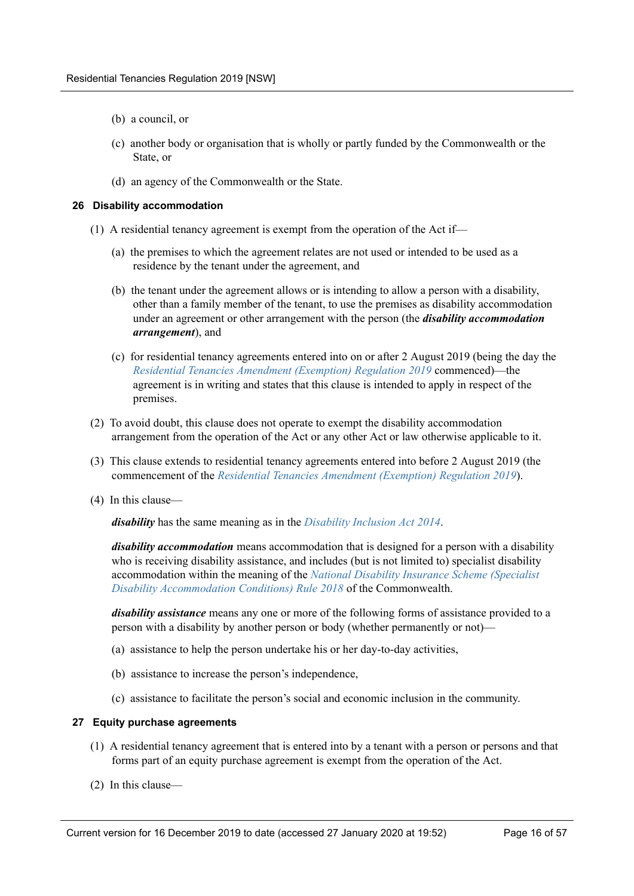(b) a council, or

(c) another body or organisation that is wholly or partly funded by the Commonwealth or the State, or

(d) an agency of the Commonwealth or the State.

### 26 Disability accommodation

(1) A residential tenancy agreement is exempt from the operation of the Act if—

(a) the premises to which the agreement relates are not used or intended to be used as a residence by the tenant under the agreement, and

(b) the tenant under the agreement allows or is intending to allow a person with a disability, other than a family member of the tenant, to use the premises as disability accommodation under an agreement or other arrangement with the person (the ***disability accommodation arrangement***), and

(c) for residential tenancy agreements entered into on or after 2 August 2019 (being the day the *Residential Tenancies Amendment (Exemption) Regulation 2019* commenced)—the agreement is in writing and states that this clause is intended to apply in respect of the premises.

(2) To avoid doubt, this clause does not operate to exempt the disability accommodation arrangement from the operation of the Act or any other Act or law otherwise applicable to it.

(3) This clause extends to residential tenancy agreements entered into before 2 August 2019 (the commencement of the *Residential Tenancies Amendment (Exemption) Regulation 2019*).

(4) In this clause—

***disability*** has the same meaning as in the *Disability Inclusion Act 2014*.

***disability accommodation*** means accommodation that is designed for a person with a disability who is receiving disability assistance, and includes (but is not limited to) specialist disability accommodation within the meaning of the *National Disability Insurance Scheme (Specialist Disability Accommodation Conditions) Rule 2018* of the Commonwealth.

***disability assistance*** means any one or more of the following forms of assistance provided to a person with a disability by another person or body (whether permanently or not)—

(a) assistance to help the person undertake his or her day-to-day activities,

(b) assistance to increase the person's independence,

(c) assistance to facilitate the person's social and economic inclusion in the community.

### 27 Equity purchase agreements

(1) A residential tenancy agreement that is entered into by a tenant with a person or persons and that forms part of an equity purchase agreement is exempt from the operation of the Act.

(2) In this clause—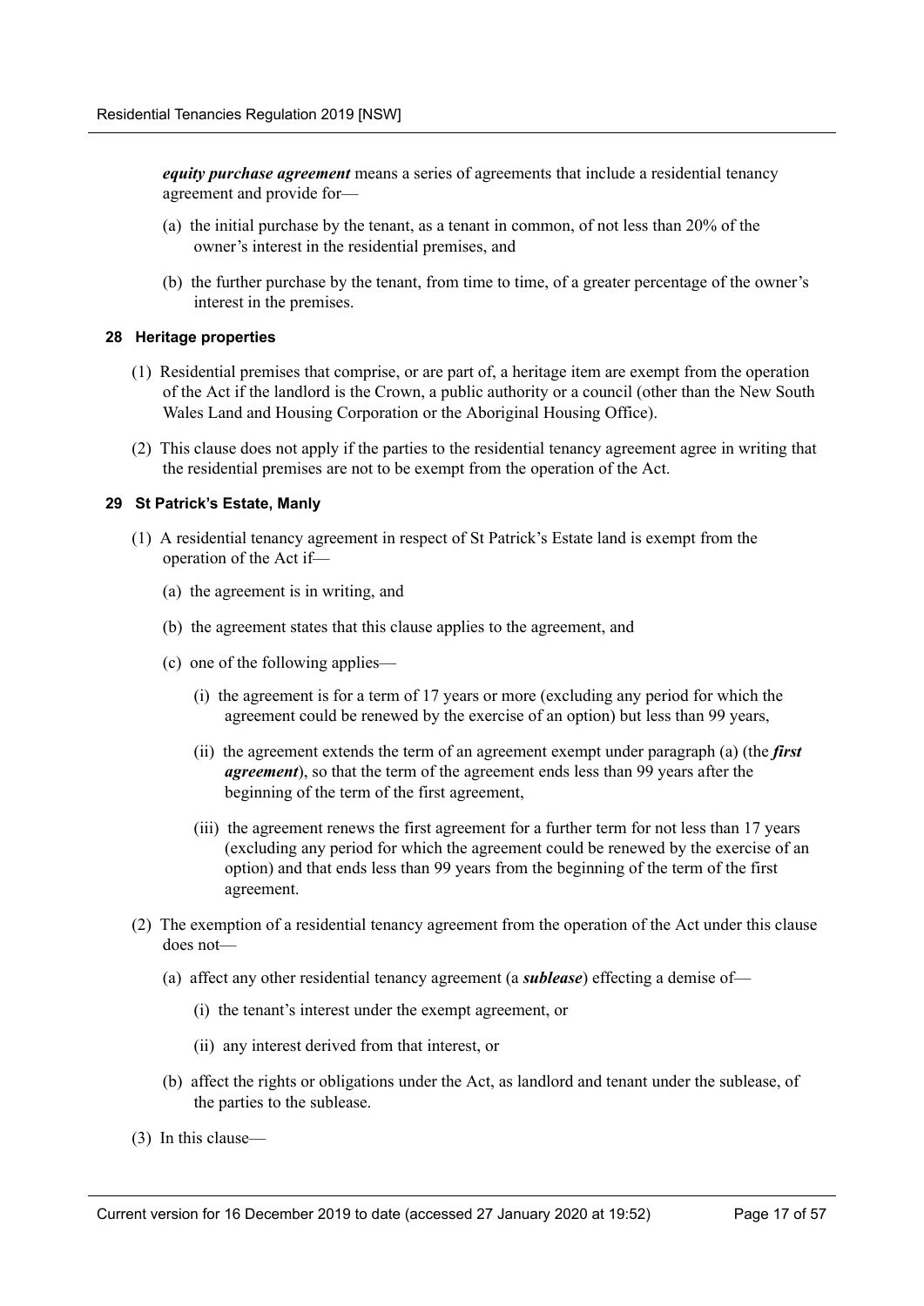***equity purchase agreement*** means a series of agreements that include a residential tenancy agreement and provide for—

(a) the initial purchase by the tenant, as a tenant in common, of not less than 20% of the owner's interest in the residential premises, and

(b) the further purchase by the tenant, from time to time, of a greater percentage of the owner's interest in the premises.

#### 28 Heritage properties

(1) Residential premises that comprise, or are part of, a heritage item are exempt from the operation of the Act if the landlord is the Crown, a public authority or a council (other than the New South Wales Land and Housing Corporation or the Aboriginal Housing Office).

(2) This clause does not apply if the parties to the residential tenancy agreement agree in writing that the residential premises are not to be exempt from the operation of the Act.

#### 29 St Patrick's Estate, Manly

(1) A residential tenancy agreement in respect of St Patrick's Estate land is exempt from the operation of the Act if—

(a) the agreement is in writing, and

(b) the agreement states that this clause applies to the agreement, and

(c) one of the following applies—

(i) the agreement is for a term of 17 years or more (excluding any period for which the agreement could be renewed by the exercise of an option) but less than 99 years,

(ii) the agreement extends the term of an agreement exempt under paragraph (a) (the ***first agreement***), so that the term of the agreement ends less than 99 years after the beginning of the term of the first agreement,

(iii) the agreement renews the first agreement for a further term for not less than 17 years (excluding any period for which the agreement could be renewed by the exercise of an option) and that ends less than 99 years from the beginning of the term of the first agreement.

(2) The exemption of a residential tenancy agreement from the operation of the Act under this clause does not—

(a) affect any other residential tenancy agreement (a ***sublease***) effecting a demise of—

(i) the tenant's interest under the exempt agreement, or

(ii) any interest derived from that interest, or

(b) affect the rights or obligations under the Act, as landlord and tenant under the sublease, of the parties to the sublease.

(3) In this clause—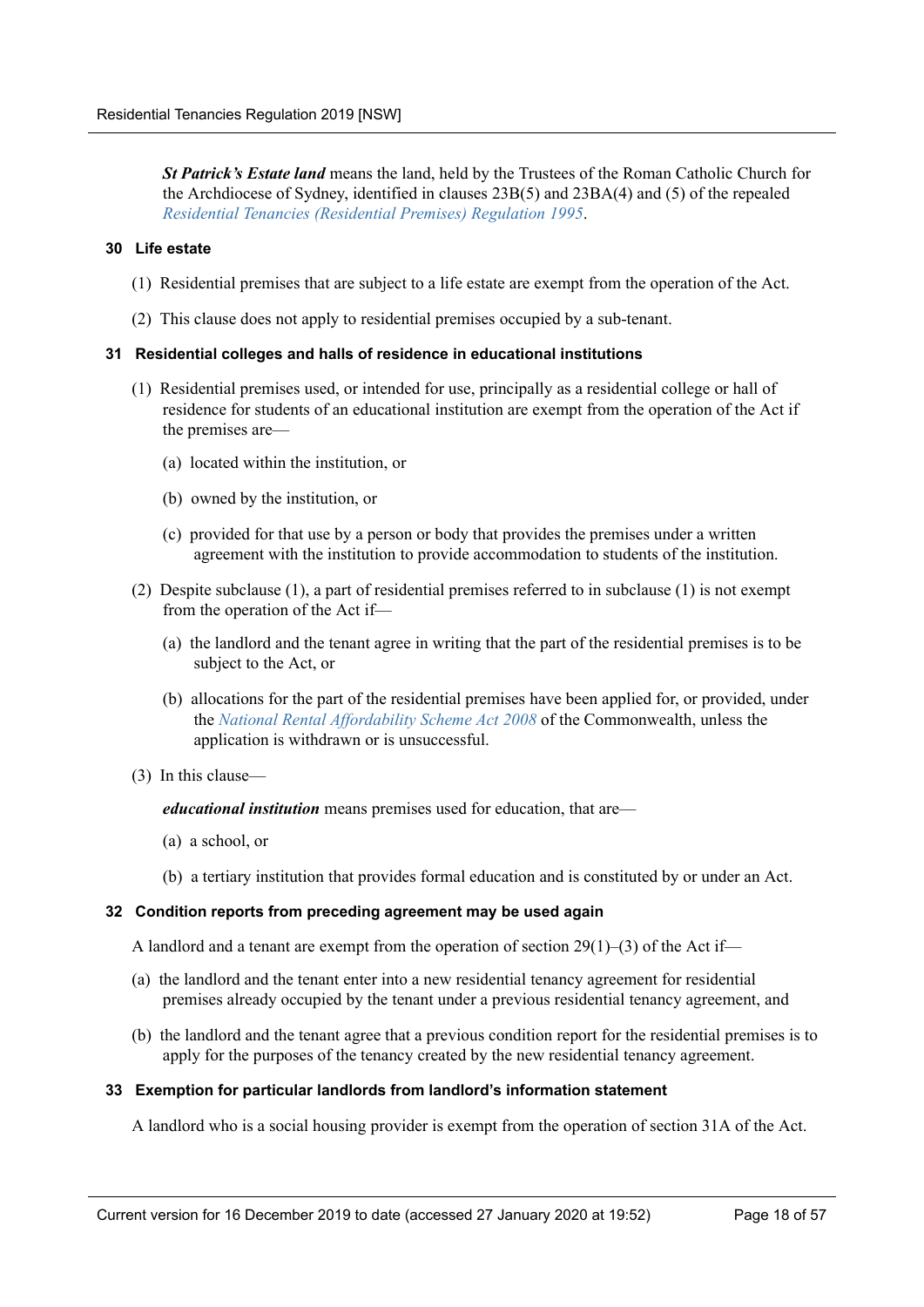***St Patrick's Estate land*** means the land, held by the Trustees of the Roman Catholic Church for the Archdiocese of Sydney, identified in clauses 23B(5) and 23BA(4) and (5) of the repealed *Residential Tenancies (Residential Premises) Regulation 1995*.

#### 30 Life estate

(1) Residential premises that are subject to a life estate are exempt from the operation of the Act.

(2) This clause does not apply to residential premises occupied by a sub-tenant.

#### 31 Residential colleges and halls of residence in educational institutions

(1) Residential premises used, or intended for use, principally as a residential college or hall of residence for students of an educational institution are exempt from the operation of the Act if the premises are—

(a) located within the institution, or

(b) owned by the institution, or

(c) provided for that use by a person or body that provides the premises under a written agreement with the institution to provide accommodation to students of the institution.

(2) Despite subclause (1), a part of residential premises referred to in subclause (1) is not exempt from the operation of the Act if—

(a) the landlord and the tenant agree in writing that the part of the residential premises is to be subject to the Act, or

(b) allocations for the part of the residential premises have been applied for, or provided, under the *National Rental Affordability Scheme Act 2008* of the Commonwealth, unless the application is withdrawn or is unsuccessful.

(3) In this clause—

***educational institution*** means premises used for education, that are—

(a) a school, or

(b) a tertiary institution that provides formal education and is constituted by or under an Act.

#### 32 Condition reports from preceding agreement may be used again

A landlord and a tenant are exempt from the operation of section 29(1)–(3) of the Act if—

(a) the landlord and the tenant enter into a new residential tenancy agreement for residential premises already occupied by the tenant under a previous residential tenancy agreement, and

(b) the landlord and the tenant agree that a previous condition report for the residential premises is to apply for the purposes of the tenancy created by the new residential tenancy agreement.

#### 33 Exemption for particular landlords from landlord's information statement

A landlord who is a social housing provider is exempt from the operation of section 31A of the Act.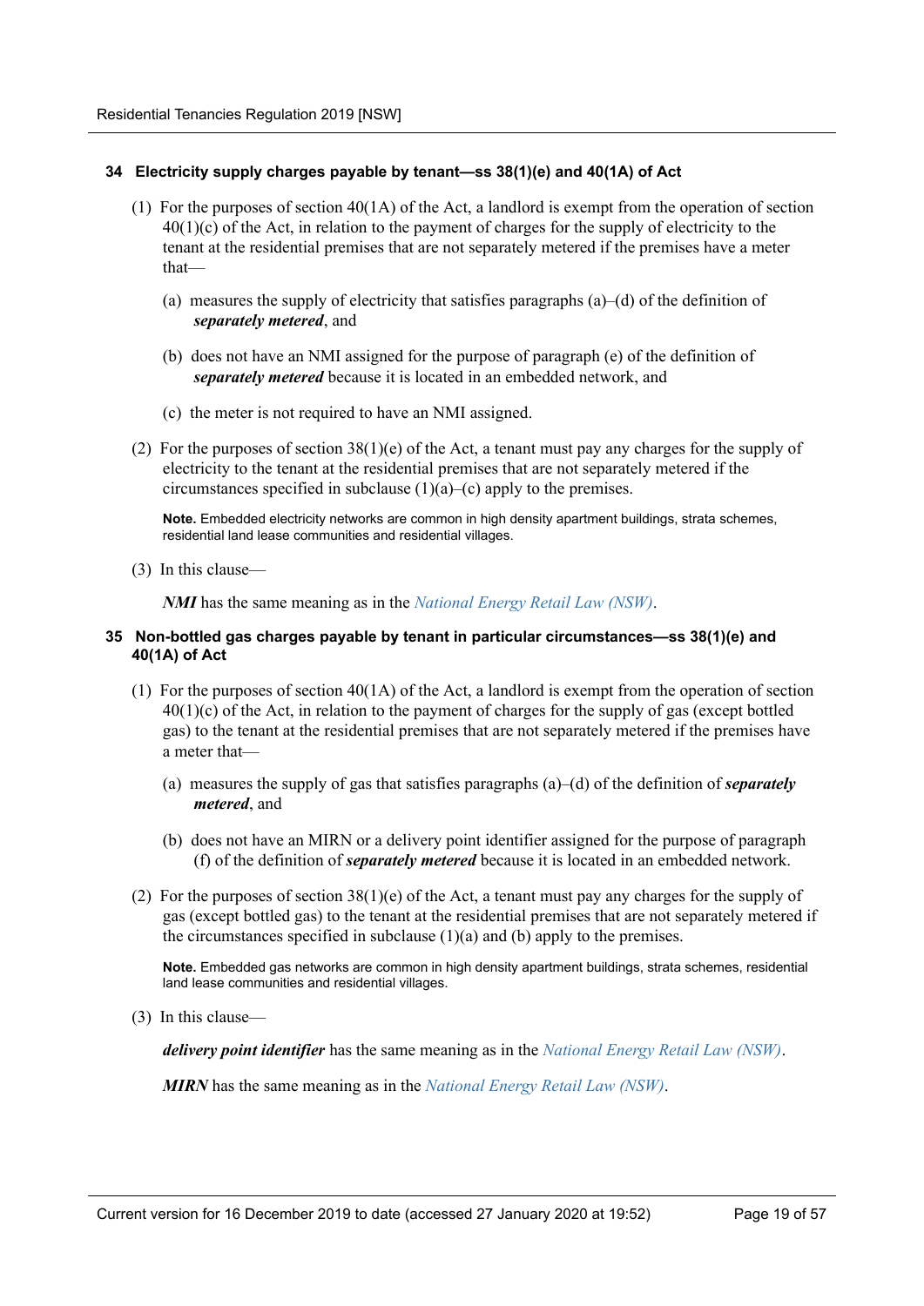### 34 Electricity supply charges payable by tenant—ss 38(1)(e) and 40(1A) of Act

(1) For the purposes of section 40(1A) of the Act, a landlord is exempt from the operation of section 40(1)(c) of the Act, in relation to the payment of charges for the supply of electricity to the tenant at the residential premises that are not separately metered if the premises have a meter that—

(a) measures the supply of electricity that satisfies paragraphs (a)–(d) of the definition of ***separately metered***, and

(b) does not have an NMI assigned for the purpose of paragraph (e) of the definition of ***separately metered*** because it is located in an embedded network, and

(c) the meter is not required to have an NMI assigned.

(2) For the purposes of section 38(1)(e) of the Act, a tenant must pay any charges for the supply of electricity to the tenant at the residential premises that are not separately metered if the circumstances specified in subclause (1)(a)–(c) apply to the premises.

**Note.** Embedded electricity networks are common in high density apartment buildings, strata schemes, residential land lease communities and residential villages.

(3) In this clause—

***NMI*** has the same meaning as in the *National Energy Retail Law (NSW)*.

### 35 Non-bottled gas charges payable by tenant in particular circumstances—ss 38(1)(e) and 40(1A) of Act

(1) For the purposes of section 40(1A) of the Act, a landlord is exempt from the operation of section 40(1)(c) of the Act, in relation to the payment of charges for the supply of gas (except bottled gas) to the tenant at the residential premises that are not separately metered if the premises have a meter that—

(a) measures the supply of gas that satisfies paragraphs (a)–(d) of the definition of ***separately metered***, and

(b) does not have an MIRN or a delivery point identifier assigned for the purpose of paragraph (f) of the definition of ***separately metered*** because it is located in an embedded network.

(2) For the purposes of section 38(1)(e) of the Act, a tenant must pay any charges for the supply of gas (except bottled gas) to the tenant at the residential premises that are not separately metered if the circumstances specified in subclause (1)(a) and (b) apply to the premises.

**Note.** Embedded gas networks are common in high density apartment buildings, strata schemes, residential land lease communities and residential villages.

(3) In this clause—

***delivery point identifier*** has the same meaning as in the *National Energy Retail Law (NSW)*.

***MIRN*** has the same meaning as in the *National Energy Retail Law (NSW)*.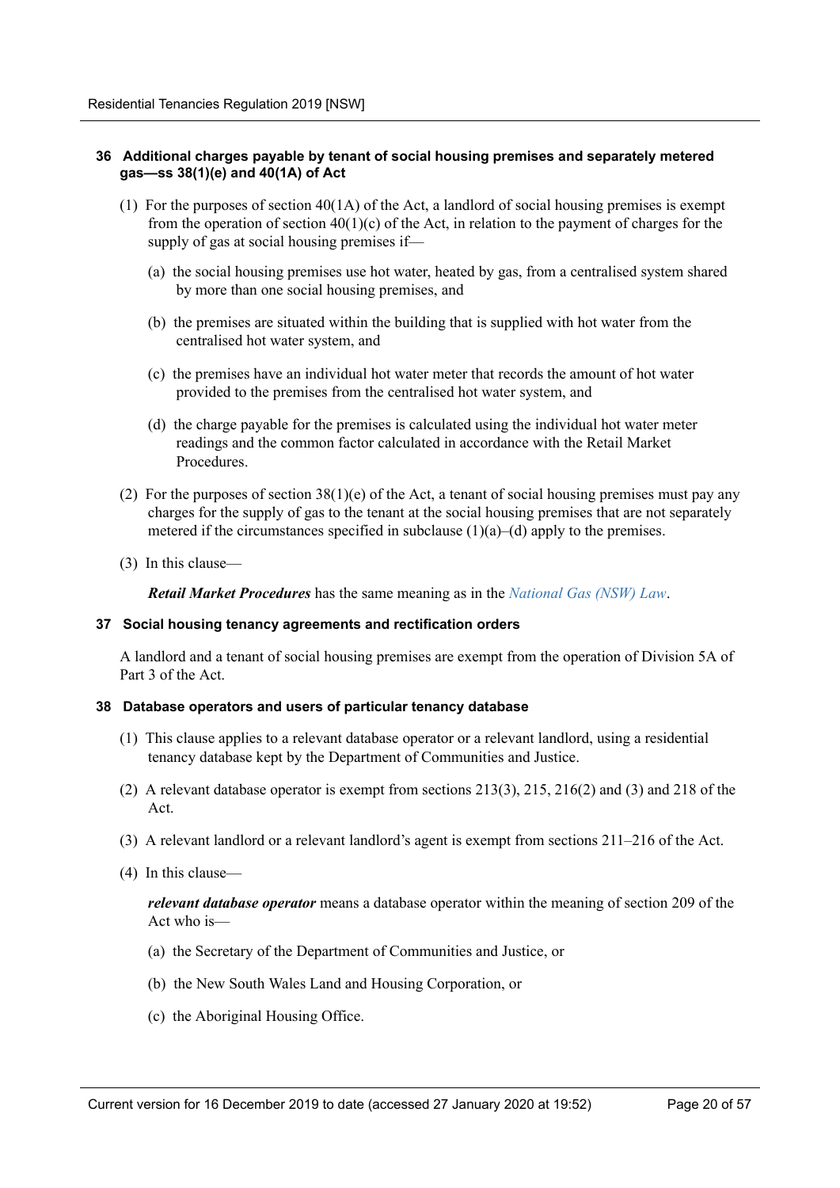### 36 Additional charges payable by tenant of social housing premises and separately metered gas—ss 38(1)(e) and 40(1A) of Act

(1) For the purposes of section 40(1A) of the Act, a landlord of social housing premises is exempt from the operation of section 40(1)(c) of the Act, in relation to the payment of charges for the supply of gas at social housing premises if—

(a) the social housing premises use hot water, heated by gas, from a centralised system shared by more than one social housing premises, and

(b) the premises are situated within the building that is supplied with hot water from the centralised hot water system, and

(c) the premises have an individual hot water meter that records the amount of hot water provided to the premises from the centralised hot water system, and

(d) the charge payable for the premises is calculated using the individual hot water meter readings and the common factor calculated in accordance with the Retail Market Procedures.

(2) For the purposes of section 38(1)(e) of the Act, a tenant of social housing premises must pay any charges for the supply of gas to the tenant at the social housing premises that are not separately metered if the circumstances specified in subclause (1)(a)–(d) apply to the premises.

(3) In this clause—

***Retail Market Procedures*** has the same meaning as in the *National Gas (NSW) Law*.

### 37 Social housing tenancy agreements and rectification orders

A landlord and a tenant of social housing premises are exempt from the operation of Division 5A of Part 3 of the Act.

### 38 Database operators and users of particular tenancy database

(1) This clause applies to a relevant database operator or a relevant landlord, using a residential tenancy database kept by the Department of Communities and Justice.

(2) A relevant database operator is exempt from sections 213(3), 215, 216(2) and (3) and 218 of the Act.

(3) A relevant landlord or a relevant landlord's agent is exempt from sections 211–216 of the Act.

(4) In this clause—

***relevant database operator*** means a database operator within the meaning of section 209 of the Act who is—

(a) the Secretary of the Department of Communities and Justice, or

(b) the New South Wales Land and Housing Corporation, or

(c) the Aboriginal Housing Office.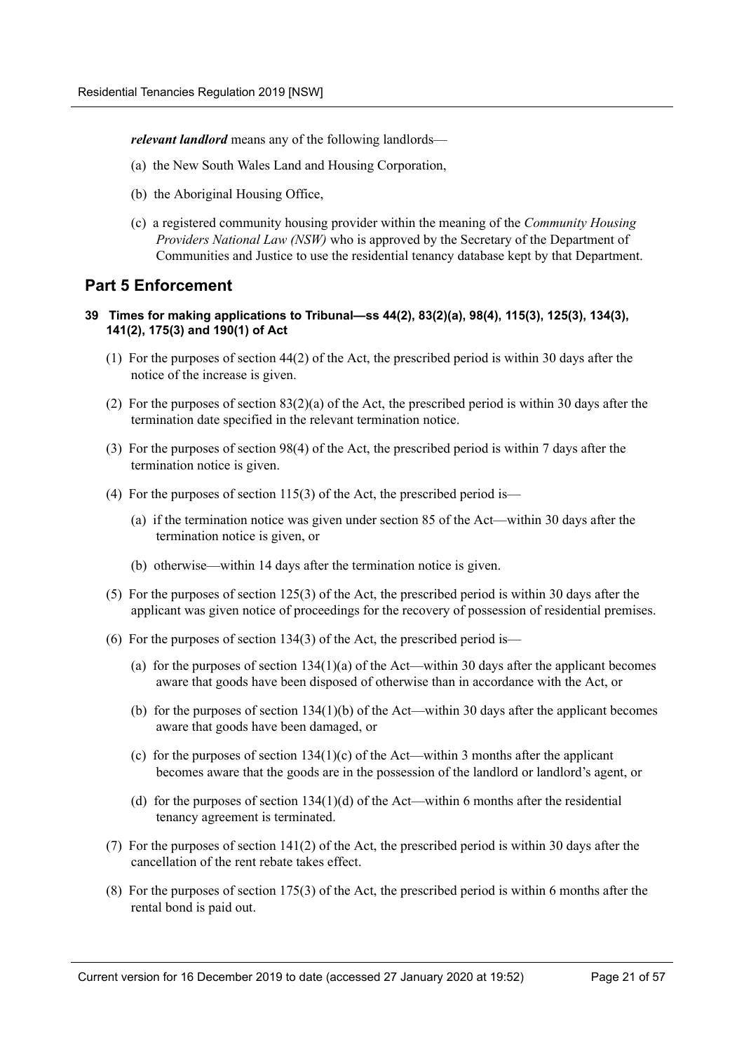***relevant landlord*** means any of the following landlords—

(a) the New South Wales Land and Housing Corporation,

(b) the Aboriginal Housing Office,

(c) a registered community housing provider within the meaning of the *Community Housing Providers National Law (NSW)* who is approved by the Secretary of the Department of Communities and Justice to use the residential tenancy database kept by that Department.

## Part 5 Enforcement

#### 39 Times for making applications to Tribunal—ss 44(2), 83(2)(a), 98(4), 115(3), 125(3), 134(3), 141(2), 175(3) and 190(1) of Act

(1) For the purposes of section 44(2) of the Act, the prescribed period is within 30 days after the notice of the increase is given.

(2) For the purposes of section 83(2)(a) of the Act, the prescribed period is within 30 days after the termination date specified in the relevant termination notice.

(3) For the purposes of section 98(4) of the Act, the prescribed period is within 7 days after the termination notice is given.

(4) For the purposes of section 115(3) of the Act, the prescribed period is—

- (a) if the termination notice was given under section 85 of the Act—within 30 days after the termination notice is given, or
- (b) otherwise—within 14 days after the termination notice is given.

(5) For the purposes of section 125(3) of the Act, the prescribed period is within 30 days after the applicant was given notice of proceedings for the recovery of possession of residential premises.

(6) For the purposes of section 134(3) of the Act, the prescribed period is—

- (a) for the purposes of section 134(1)(a) of the Act—within 30 days after the applicant becomes aware that goods have been disposed of otherwise than in accordance with the Act, or
- (b) for the purposes of section 134(1)(b) of the Act—within 30 days after the applicant becomes aware that goods have been damaged, or
- (c) for the purposes of section 134(1)(c) of the Act—within 3 months after the applicant becomes aware that the goods are in the possession of the landlord or landlord's agent, or
- (d) for the purposes of section 134(1)(d) of the Act—within 6 months after the residential tenancy agreement is terminated.

(7) For the purposes of section 141(2) of the Act, the prescribed period is within 30 days after the cancellation of the rent rebate takes effect.

(8) For the purposes of section 175(3) of the Act, the prescribed period is within 6 months after the rental bond is paid out.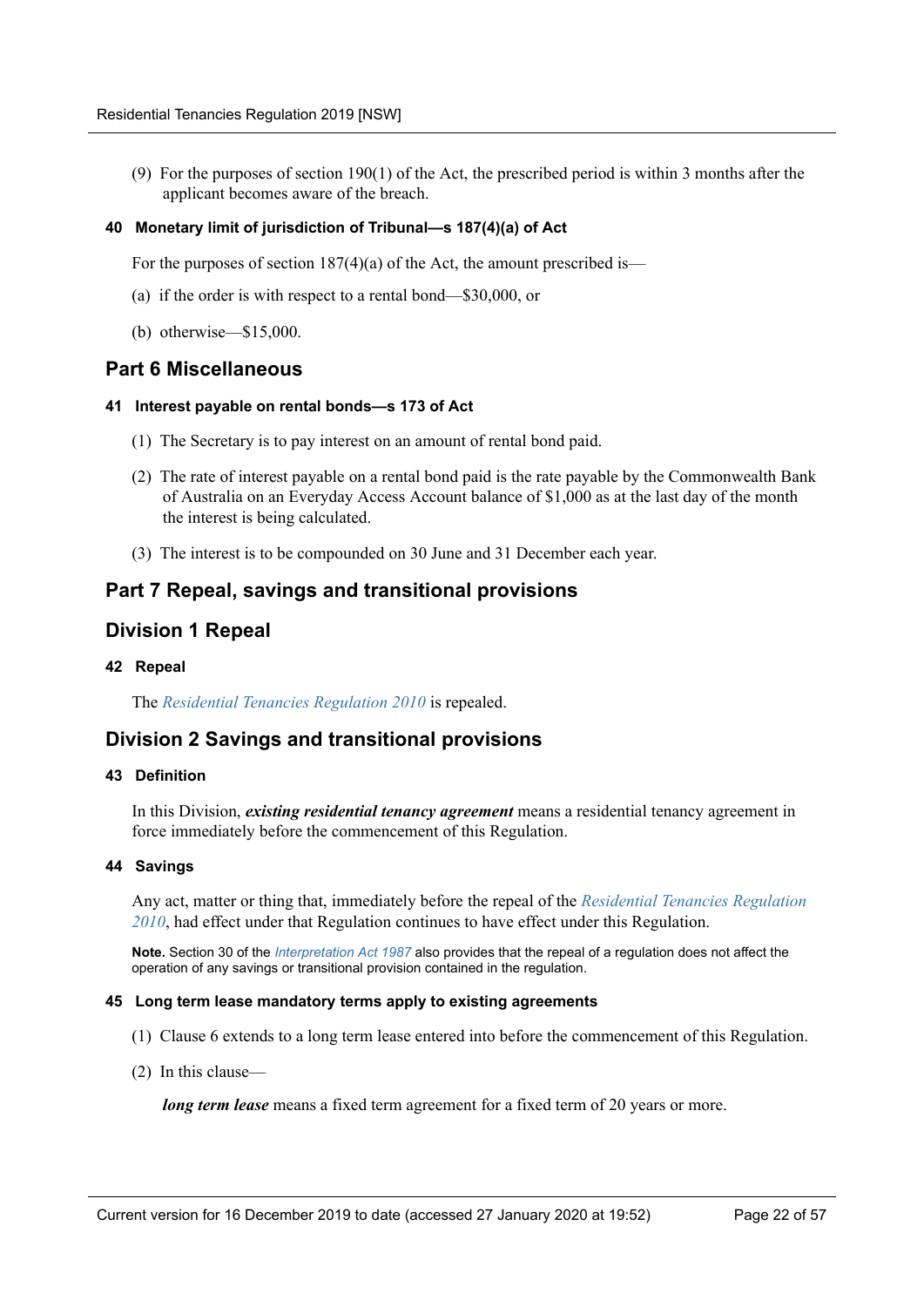(9) For the purposes of section 190(1) of the Act, the prescribed period is within 3 months after the applicant becomes aware of the breach.

#### 40 Monetary limit of jurisdiction of Tribunal—s 187(4)(a) of Act

For the purposes of section 187(4)(a) of the Act, the amount prescribed is—

(a) if the order is with respect to a rental bond—$30,000, or

(b) otherwise—$15,000.

## Part 6 Miscellaneous

#### 41 Interest payable on rental bonds—s 173 of Act

(1) The Secretary is to pay interest on an amount of rental bond paid.

(2) The rate of interest payable on a rental bond paid is the rate payable by the Commonwealth Bank of Australia on an Everyday Access Account balance of $1,000 as at the last day of the month the interest is being calculated.

(3) The interest is to be compounded on 30 June and 31 December each year.

## Part 7 Repeal, savings and transitional provisions

### Division 1 Repeal

#### 42 Repeal

The *Residential Tenancies Regulation 2010* is repealed.

### Division 2 Savings and transitional provisions

#### 43 Definition

In this Division, ***existing residential tenancy agreement*** means a residential tenancy agreement in force immediately before the commencement of this Regulation.

#### 44 Savings

Any act, matter or thing that, immediately before the repeal of the *Residential Tenancies Regulation 2010*, had effect under that Regulation continues to have effect under this Regulation.

**Note.** Section 30 of the *Interpretation Act 1987* also provides that the repeal of a regulation does not affect the operation of any savings or transitional provision contained in the regulation.

#### 45 Long term lease mandatory terms apply to existing agreements

(1) Clause 6 extends to a long term lease entered into before the commencement of this Regulation.

(2) In this clause—

***long term lease*** means a fixed term agreement for a fixed term of 20 years or more.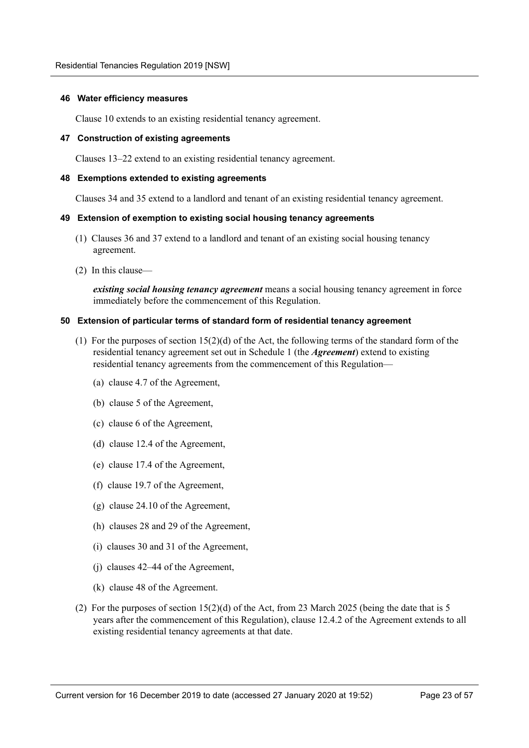#### 46 Water efficiency measures

Clause 10 extends to an existing residential tenancy agreement.

#### 47 Construction of existing agreements

Clauses 13–22 extend to an existing residential tenancy agreement.

#### 48 Exemptions extended to existing agreements

Clauses 34 and 35 extend to a landlord and tenant of an existing residential tenancy agreement.

#### 49 Extension of exemption to existing social housing tenancy agreements

(1) Clauses 36 and 37 extend to a landlord and tenant of an existing social housing tenancy agreement.

(2) In this clause—

***existing social housing tenancy agreement*** means a social housing tenancy agreement in force immediately before the commencement of this Regulation.

#### 50 Extension of particular terms of standard form of residential tenancy agreement

(1) For the purposes of section 15(2)(d) of the Act, the following terms of the standard form of the residential tenancy agreement set out in Schedule 1 (the ***Agreement***) extend to existing residential tenancy agreements from the commencement of this Regulation—

(a) clause 4.7 of the Agreement,

(b) clause 5 of the Agreement,

(c) clause 6 of the Agreement,

(d) clause 12.4 of the Agreement,

(e) clause 17.4 of the Agreement,

(f) clause 19.7 of the Agreement,

(g) clause 24.10 of the Agreement,

(h) clauses 28 and 29 of the Agreement,

(i) clauses 30 and 31 of the Agreement,

(j) clauses 42–44 of the Agreement,

(k) clause 48 of the Agreement.

(2) For the purposes of section 15(2)(d) of the Act, from 23 March 2025 (being the date that is 5 years after the commencement of this Regulation), clause 12.4.2 of the Agreement extends to all existing residential tenancy agreements at that date.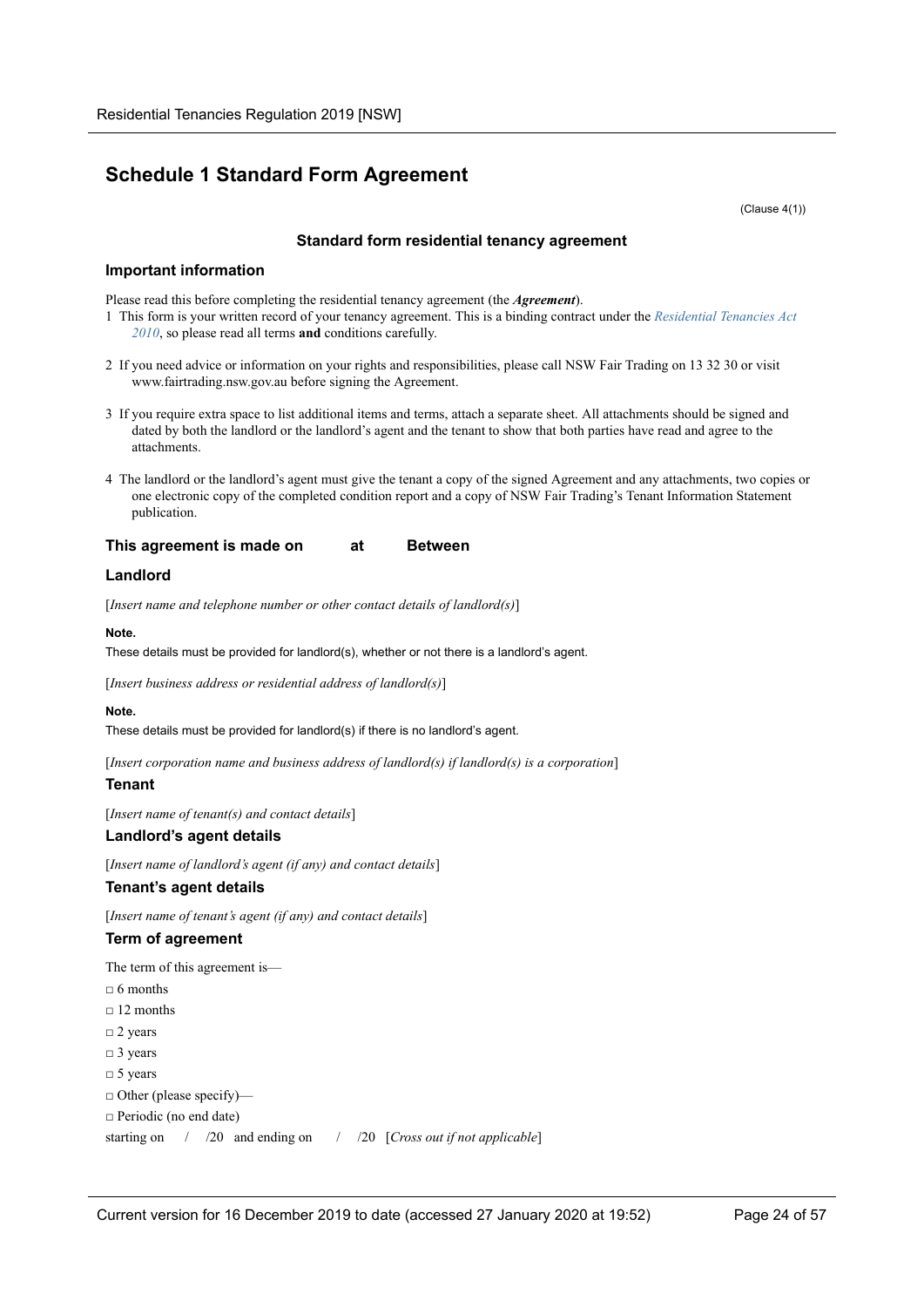# Schedule 1 Standard Form Agreement

(Clause 4(1))

### Standard form residential tenancy agreement

## Important information

Please read this before completing the residential tenancy agreement (the ***Agreement***).

1 This form is your written record of your tenancy agreement. This is a binding contract under the *Residential Tenancies Act 2010*, so please read all terms **and** conditions carefully.

2 If you need advice or information on your rights and responsibilities, please call NSW Fair Trading on 13 32 30 or visit www.fairtrading.nsw.gov.au before signing the Agreement.

3 If you require extra space to list additional items and terms, attach a separate sheet. All attachments should be signed and dated by both the landlord or the landlord's agent and the tenant to show that both parties have read and agree to the attachments.

4 The landlord or the landlord's agent must give the tenant a copy of the signed Agreement and any attachments, two copies or one electronic copy of the completed condition report and a copy of NSW Fair Trading's Tenant Information Statement publication.

## This agreement is made on at Between

## Landlord

[*Insert name and telephone number or other contact details of landlord(s)*]

**Note.**

These details must be provided for landlord(s), whether or not there is a landlord's agent.

[*Insert business address or residential address of landlord(s)*]

**Note.**

These details must be provided for landlord(s) if there is no landlord's agent.

[*Insert corporation name and business address of landlord(s) if landlord(s) is a corporation*]

## Tenant

[*Insert name of tenant(s) and contact details*]

## Landlord's agent details

[*Insert name of landlord's agent (if any) and contact details*]

## Tenant's agent details

[*Insert name of tenant's agent (if any) and contact details*]

## Term of agreement

The term of this agreement is—

□ 6 months

□ 12 months

□ 2 years

□ 3 years

□ 5 years

□ Other (please specify)—

□ Periodic (no end date)

starting on / /20 and ending on / /20 [*Cross out if not applicable*]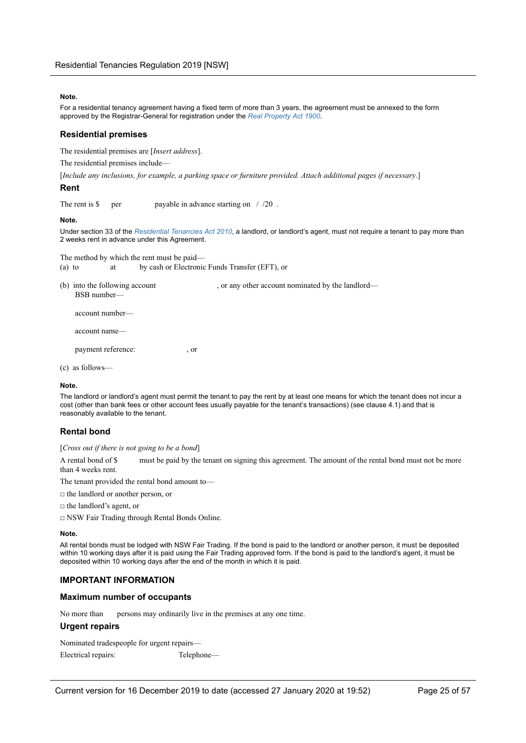**Note.**

For a residential tenancy agreement having a fixed term of more than 3 years, the agreement must be annexed to the form approved by the Registrar-General for registration under the *Real Property Act 1900*.

### Residential premises

The residential premises are [*Insert address*].

The residential premises include—

[*Include any inclusions, for example, a parking space or furniture provided. Attach additional pages if necessary*.]

### Rent

The rent is $ per payable in advance starting on / /20 .

**Note.**

Under section 33 of the *Residential Tenancies Act 2010*, a landlord, or landlord's agent, must not require a tenant to pay more than 2 weeks rent in advance under this Agreement.

The method by which the rent must be paid—

(a) to at by cash or Electronic Funds Transfer (EFT), or

(b) into the following account , or any other account nominated by the landlord—

BSB number—

account number—

account name—

payment reference: , or

(c) as follows—

**Note.**

The landlord or landlord's agent must permit the tenant to pay the rent by at least one means for which the tenant does not incur a cost (other than bank fees or other account fees usually payable for the tenant's transactions) (see clause 4.1) and that is reasonably available to the tenant.

### Rental bond

[*Cross out if there is not going to be a bond*]

A rental bond of $ must be paid by the tenant on signing this agreement. The amount of the rental bond must not be more than 4 weeks rent.

The tenant provided the rental bond amount to—

□ the landlord or another person, or

□ the landlord's agent, or

□ NSW Fair Trading through Rental Bonds Online.

**Note.**

All rental bonds must be lodged with NSW Fair Trading. If the bond is paid to the landlord or another person, it must be deposited within 10 working days after it is paid using the Fair Trading approved form. If the bond is paid to the landlord's agent, it must be deposited within 10 working days after the end of the month in which it is paid.

### IMPORTANT INFORMATION

### Maximum number of occupants

No more than persons may ordinarily live in the premises at any one time.

### Urgent repairs

Nominated tradespeople for urgent repairs—

Electrical repairs: Telephone—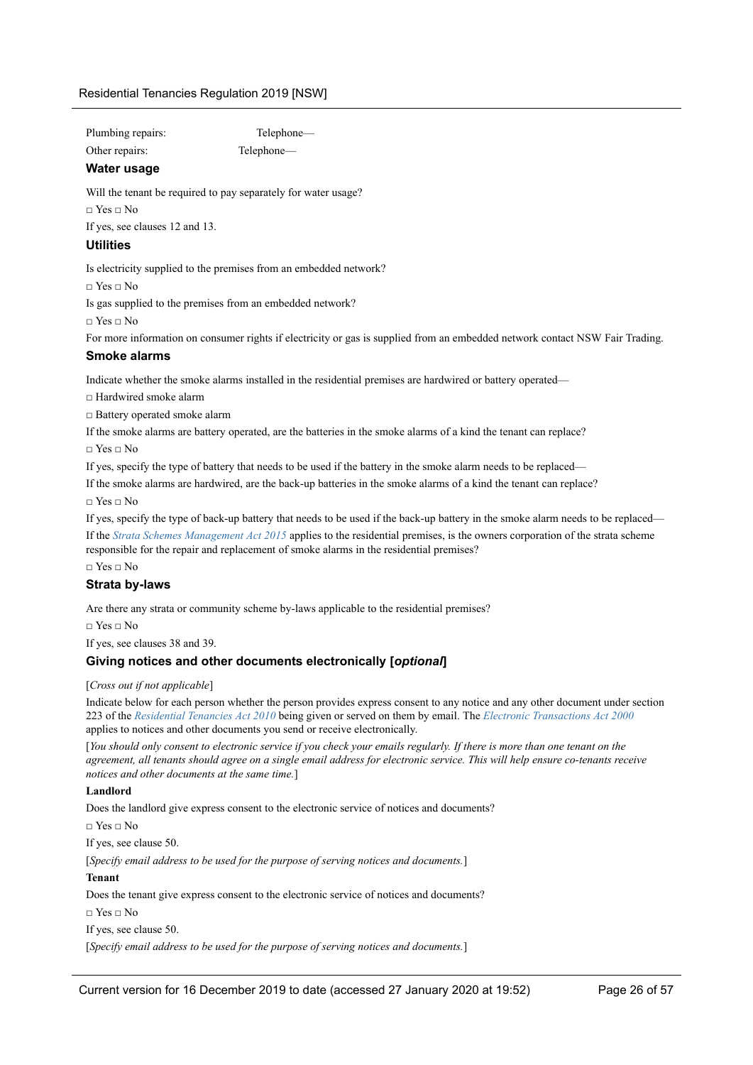Plumbing repairs: Telephone—

Other repairs: Telephone—

### Water usage

Will the tenant be required to pay separately for water usage?

□ Yes □ No

If yes, see clauses 12 and 13.

### Utilities

Is electricity supplied to the premises from an embedded network?

□ Yes □ No

Is gas supplied to the premises from an embedded network?

□ Yes □ No

For more information on consumer rights if electricity or gas is supplied from an embedded network contact NSW Fair Trading.

### Smoke alarms

Indicate whether the smoke alarms installed in the residential premises are hardwired or battery operated—

□ Hardwired smoke alarm

□ Battery operated smoke alarm

If the smoke alarms are battery operated, are the batteries in the smoke alarms of a kind the tenant can replace?

□ Yes □ No

If yes, specify the type of battery that needs to be used if the battery in the smoke alarm needs to be replaced—

If the smoke alarms are hardwired, are the back-up batteries in the smoke alarms of a kind the tenant can replace?

□ Yes □ No

If yes, specify the type of back-up battery that needs to be used if the back-up battery in the smoke alarm needs to be replaced—

If the *Strata Schemes Management Act 2015* applies to the residential premises, is the owners corporation of the strata scheme responsible for the repair and replacement of smoke alarms in the residential premises?

□ Yes □ No

### Strata by-laws

Are there any strata or community scheme by-laws applicable to the residential premises?

□ Yes □ No

If yes, see clauses 38 and 39.

### Giving notices and other documents electronically [*optional*]

[*Cross out if not applicable*]

Indicate below for each person whether the person provides express consent to any notice and any other document under section 223 of the *Residential Tenancies Act 2010* being given or served on them by email. The *Electronic Transactions Act 2000* applies to notices and other documents you send or receive electronically.

[*You should only consent to electronic service if you check your emails regularly. If there is more than one tenant on the agreement, all tenants should agree on a single email address for electronic service. This will help ensure co-tenants receive notices and other documents at the same time.*]

**Landlord**

Does the landlord give express consent to the electronic service of notices and documents?

□ Yes □ No

If yes, see clause 50.

[*Specify email address to be used for the purpose of serving notices and documents.*]

**Tenant**

Does the tenant give express consent to the electronic service of notices and documents?

□ Yes □ No

If yes, see clause 50.

[*Specify email address to be used for the purpose of serving notices and documents.*]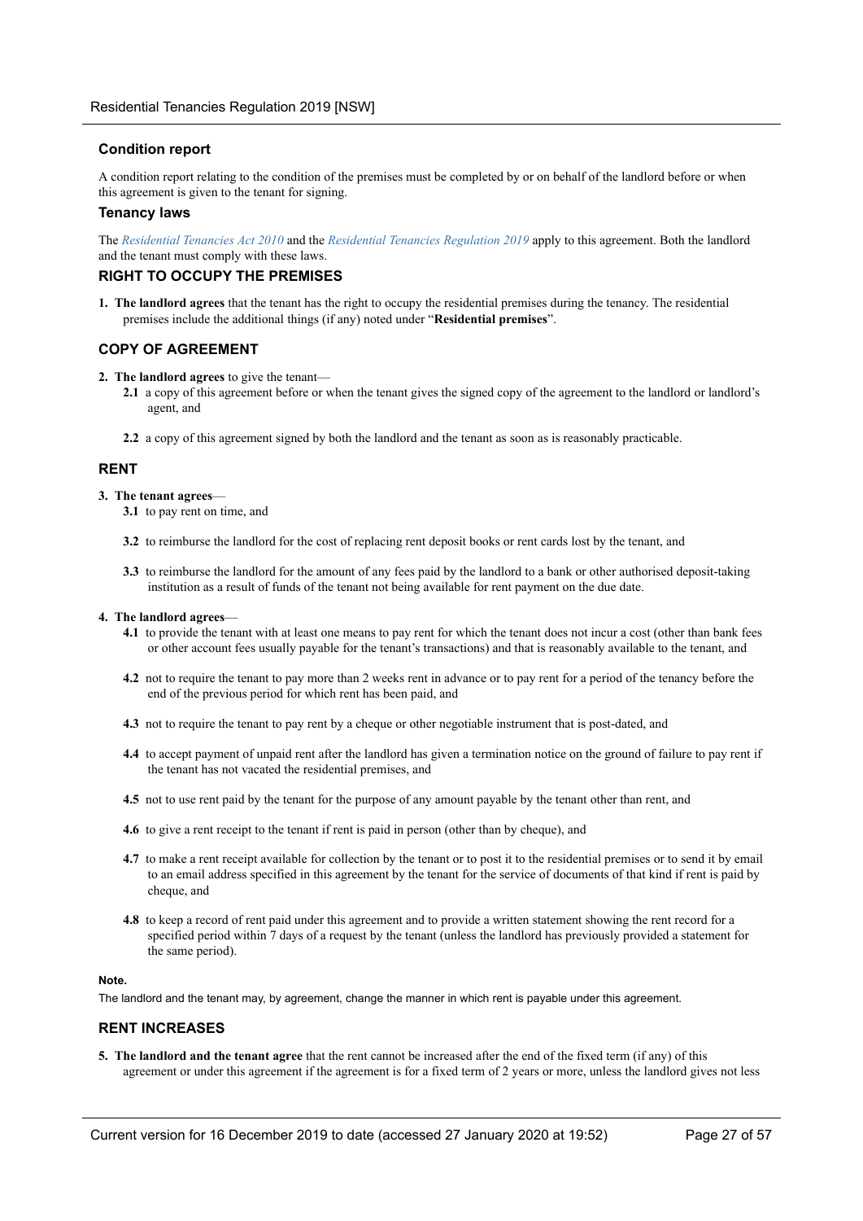### Condition report

A condition report relating to the condition of the premises must be completed by or on behalf of the landlord before or when this agreement is given to the tenant for signing.

### Tenancy laws

The *Residential Tenancies Act 2010* and the *Residential Tenancies Regulation 2019* apply to this agreement. Both the landlord and the tenant must comply with these laws.

### RIGHT TO OCCUPY THE PREMISES

**1. The landlord agrees** that the tenant has the right to occupy the residential premises during the tenancy. The residential premises include the additional things (if any) noted under "**Residential premises**".

### COPY OF AGREEMENT

**2. The landlord agrees** to give the tenant—

**2.1** a copy of this agreement before or when the tenant gives the signed copy of the agreement to the landlord or landlord's agent, and

**2.2** a copy of this agreement signed by both the landlord and the tenant as soon as is reasonably practicable.

### RENT

**3. The tenant agrees**—

**3.1** to pay rent on time, and

**3.2** to reimburse the landlord for the cost of replacing rent deposit books or rent cards lost by the tenant, and

**3.3** to reimburse the landlord for the amount of any fees paid by the landlord to a bank or other authorised deposit-taking institution as a result of funds of the tenant not being available for rent payment on the due date.

**4. The landlord agrees**—

**4.1** to provide the tenant with at least one means to pay rent for which the tenant does not incur a cost (other than bank fees or other account fees usually payable for the tenant's transactions) and that is reasonably available to the tenant, and

**4.2** not to require the tenant to pay more than 2 weeks rent in advance or to pay rent for a period of the tenancy before the end of the previous period for which rent has been paid, and

**4.3** not to require the tenant to pay rent by a cheque or other negotiable instrument that is post-dated, and

**4.4** to accept payment of unpaid rent after the landlord has given a termination notice on the ground of failure to pay rent if the tenant has not vacated the residential premises, and

**4.5** not to use rent paid by the tenant for the purpose of any amount payable by the tenant other than rent, and

**4.6** to give a rent receipt to the tenant if rent is paid in person (other than by cheque), and

**4.7** to make a rent receipt available for collection by the tenant or to post it to the residential premises or to send it by email to an email address specified in this agreement by the tenant for the service of documents of that kind if rent is paid by cheque, and

**4.8** to keep a record of rent paid under this agreement and to provide a written statement showing the rent record for a specified period within 7 days of a request by the tenant (unless the landlord has previously provided a statement for the same period).

**Note.**

The landlord and the tenant may, by agreement, change the manner in which rent is payable under this agreement.

### RENT INCREASES

**5. The landlord and the tenant agree** that the rent cannot be increased after the end of the fixed term (if any) of this agreement or under this agreement if the agreement is for a fixed term of 2 years or more, unless the landlord gives not less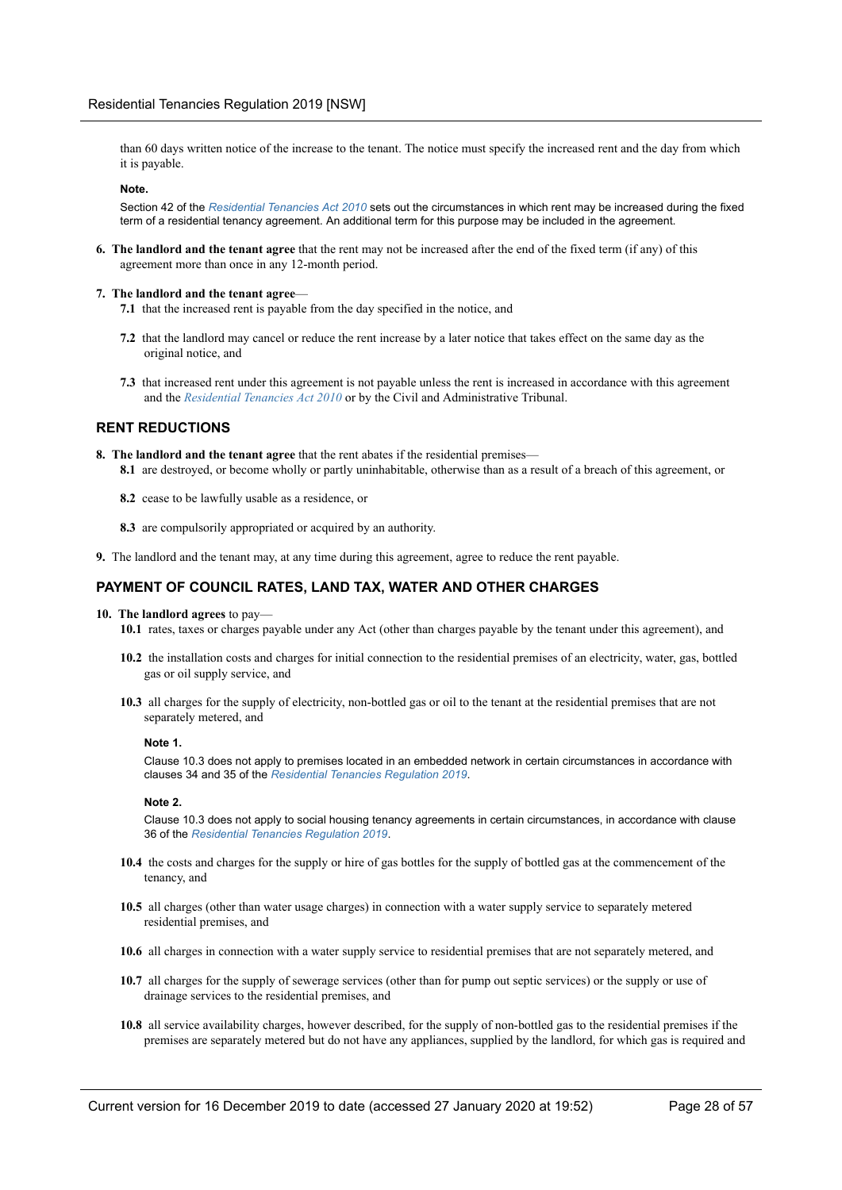than 60 days written notice of the increase to the tenant. The notice must specify the increased rent and the day from which it is payable.

**Note.**

Section 42 of the *Residential Tenancies Act 2010* sets out the circumstances in which rent may be increased during the fixed term of a residential tenancy agreement. An additional term for this purpose may be included in the agreement.

**6. The landlord and the tenant agree** that the rent may not be increased after the end of the fixed term (if any) of this agreement more than once in any 12-month period.

**7. The landlord and the tenant agree**—

**7.1** that the increased rent is payable from the day specified in the notice, and

**7.2** that the landlord may cancel or reduce the rent increase by a later notice that takes effect on the same day as the original notice, and

**7.3** that increased rent under this agreement is not payable unless the rent is increased in accordance with this agreement and the *Residential Tenancies Act 2010* or by the Civil and Administrative Tribunal.

## RENT REDUCTIONS

**8. The landlord and the tenant agree** that the rent abates if the residential premises—

**8.1** are destroyed, or become wholly or partly uninhabitable, otherwise than as a result of a breach of this agreement, or

**8.2** cease to be lawfully usable as a residence, or

**8.3** are compulsorily appropriated or acquired by an authority.

**9.** The landlord and the tenant may, at any time during this agreement, agree to reduce the rent payable.

## PAYMENT OF COUNCIL RATES, LAND TAX, WATER AND OTHER CHARGES

**10. The landlord agrees** to pay—

**10.1** rates, taxes or charges payable under any Act (other than charges payable by the tenant under this agreement), and

**10.2** the installation costs and charges for initial connection to the residential premises of an electricity, water, gas, bottled gas or oil supply service, and

**10.3** all charges for the supply of electricity, non-bottled gas or oil to the tenant at the residential premises that are not separately metered, and

**Note 1.**

Clause 10.3 does not apply to premises located in an embedded network in certain circumstances in accordance with clauses 34 and 35 of the *Residential Tenancies Regulation 2019*.

**Note 2.**

Clause 10.3 does not apply to social housing tenancy agreements in certain circumstances, in accordance with clause 36 of the *Residential Tenancies Regulation 2019*.

**10.4** the costs and charges for the supply or hire of gas bottles for the supply of bottled gas at the commencement of the tenancy, and

**10.5** all charges (other than water usage charges) in connection with a water supply service to separately metered residential premises, and

**10.6** all charges in connection with a water supply service to residential premises that are not separately metered, and

**10.7** all charges for the supply of sewerage services (other than for pump out septic services) or the supply or use of drainage services to the residential premises, and

**10.8** all service availability charges, however described, for the supply of non-bottled gas to the residential premises if the premises are separately metered but do not have any appliances, supplied by the landlord, for which gas is required and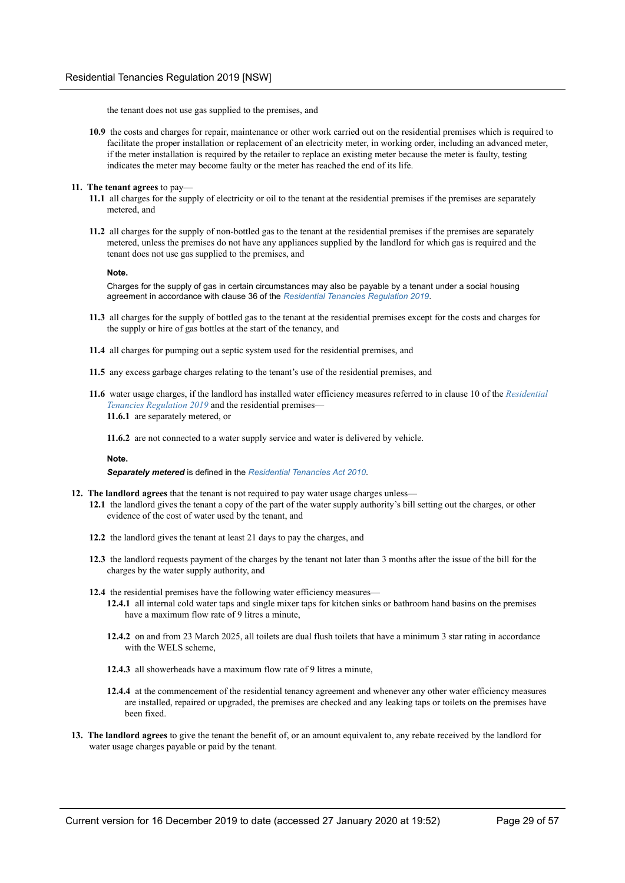the tenant does not use gas supplied to the premises, and

**10.9** the costs and charges for repair, maintenance or other work carried out on the residential premises which is required to facilitate the proper installation or replacement of an electricity meter, in working order, including an advanced meter, if the meter installation is required by the retailer to replace an existing meter because the meter is faulty, testing indicates the meter may become faulty or the meter has reached the end of its life.

**11. The tenant agrees** to pay—

**11.1** all charges for the supply of electricity or oil to the tenant at the residential premises if the premises are separately metered, and

**11.2** all charges for the supply of non-bottled gas to the tenant at the residential premises if the premises are separately metered, unless the premises do not have any appliances supplied by the landlord for which gas is required and the tenant does not use gas supplied to the premises, and

**Note.**

Charges for the supply of gas in certain circumstances may also be payable by a tenant under a social housing agreement in accordance with clause 36 of the *Residential Tenancies Regulation 2019*.

**11.3** all charges for the supply of bottled gas to the tenant at the residential premises except for the costs and charges for the supply or hire of gas bottles at the start of the tenancy, and

**11.4** all charges for pumping out a septic system used for the residential premises, and

**11.5** any excess garbage charges relating to the tenant's use of the residential premises, and

**11.6** water usage charges, if the landlord has installed water efficiency measures referred to in clause 10 of the *Residential Tenancies Regulation 2019* and the residential premises—

**11.6.1** are separately metered, or

**11.6.2** are not connected to a water supply service and water is delivered by vehicle.

**Note.**

***Separately metered*** is defined in the *Residential Tenancies Act 2010*.

**12. The landlord agrees** that the tenant is not required to pay water usage charges unless—

**12.1** the landlord gives the tenant a copy of the part of the water supply authority's bill setting out the charges, or other evidence of the cost of water used by the tenant, and

**12.2** the landlord gives the tenant at least 21 days to pay the charges, and

**12.3** the landlord requests payment of the charges by the tenant not later than 3 months after the issue of the bill for the charges by the water supply authority, and

**12.4** the residential premises have the following water efficiency measures—

**12.4.1** all internal cold water taps and single mixer taps for kitchen sinks or bathroom hand basins on the premises have a maximum flow rate of 9 litres a minute,

**12.4.2** on and from 23 March 2025, all toilets are dual flush toilets that have a minimum 3 star rating in accordance with the WELS scheme,

**12.4.3** all showerheads have a maximum flow rate of 9 litres a minute,

**12.4.4** at the commencement of the residential tenancy agreement and whenever any other water efficiency measures are installed, repaired or upgraded, the premises are checked and any leaking taps or toilets on the premises have been fixed.

**13. The landlord agrees** to give the tenant the benefit of, or an amount equivalent to, any rebate received by the landlord for water usage charges payable or paid by the tenant.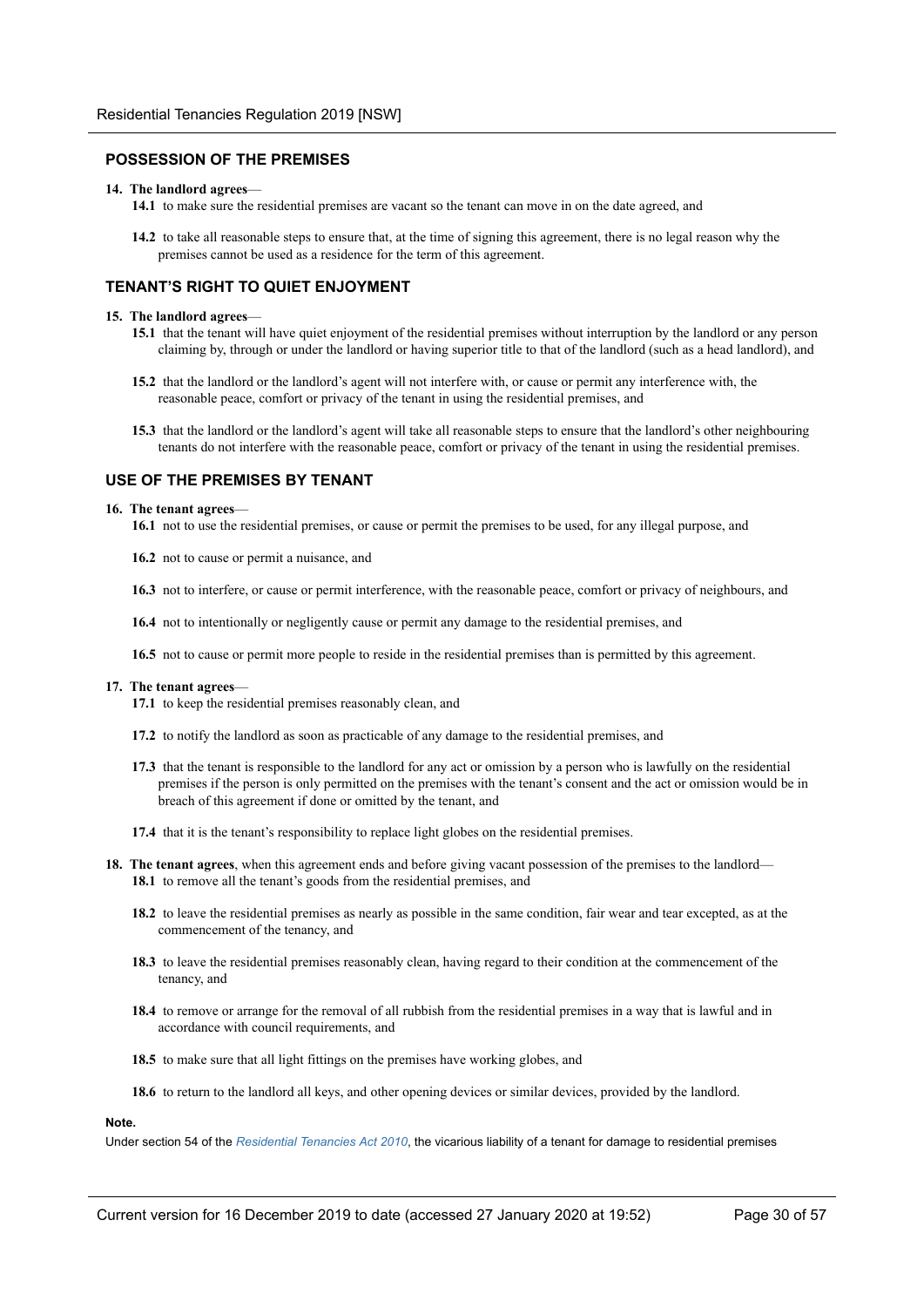## POSSESSION OF THE PREMISES

**14. The landlord agrees**—

**14.1** to make sure the residential premises are vacant so the tenant can move in on the date agreed, and

**14.2** to take all reasonable steps to ensure that, at the time of signing this agreement, there is no legal reason why the premises cannot be used as a residence for the term of this agreement.

## TENANT'S RIGHT TO QUIET ENJOYMENT

**15. The landlord agrees**—

**15.1** that the tenant will have quiet enjoyment of the residential premises without interruption by the landlord or any person claiming by, through or under the landlord or having superior title to that of the landlord (such as a head landlord), and

**15.2** that the landlord or the landlord's agent will not interfere with, or cause or permit any interference with, the reasonable peace, comfort or privacy of the tenant in using the residential premises, and

**15.3** that the landlord or the landlord's agent will take all reasonable steps to ensure that the landlord's other neighbouring tenants do not interfere with the reasonable peace, comfort or privacy of the tenant in using the residential premises.

## USE OF THE PREMISES BY TENANT

**16. The tenant agrees**—

**16.1** not to use the residential premises, or cause or permit the premises to be used, for any illegal purpose, and

**16.2** not to cause or permit a nuisance, and

**16.3** not to interfere, or cause or permit interference, with the reasonable peace, comfort or privacy of neighbours, and

**16.4** not to intentionally or negligently cause or permit any damage to the residential premises, and

**16.5** not to cause or permit more people to reside in the residential premises than is permitted by this agreement.

**17. The tenant agrees**—

**17.1** to keep the residential premises reasonably clean, and

**17.2** to notify the landlord as soon as practicable of any damage to the residential premises, and

**17.3** that the tenant is responsible to the landlord for any act or omission by a person who is lawfully on the residential premises if the person is only permitted on the premises with the tenant's consent and the act or omission would be in breach of this agreement if done or omitted by the tenant, and

**17.4** that it is the tenant's responsibility to replace light globes on the residential premises.

**18. The tenant agrees**, when this agreement ends and before giving vacant possession of the premises to the landlord—

**18.1** to remove all the tenant's goods from the residential premises, and

**18.2** to leave the residential premises as nearly as possible in the same condition, fair wear and tear excepted, as at the commencement of the tenancy, and

**18.3** to leave the residential premises reasonably clean, having regard to their condition at the commencement of the tenancy, and

**18.4** to remove or arrange for the removal of all rubbish from the residential premises in a way that is lawful and in accordance with council requirements, and

**18.5** to make sure that all light fittings on the premises have working globes, and

**18.6** to return to the landlord all keys, and other opening devices or similar devices, provided by the landlord.

**Note.**

Under section 54 of the *Residential Tenancies Act 2010*, the vicarious liability of a tenant for damage to residential premises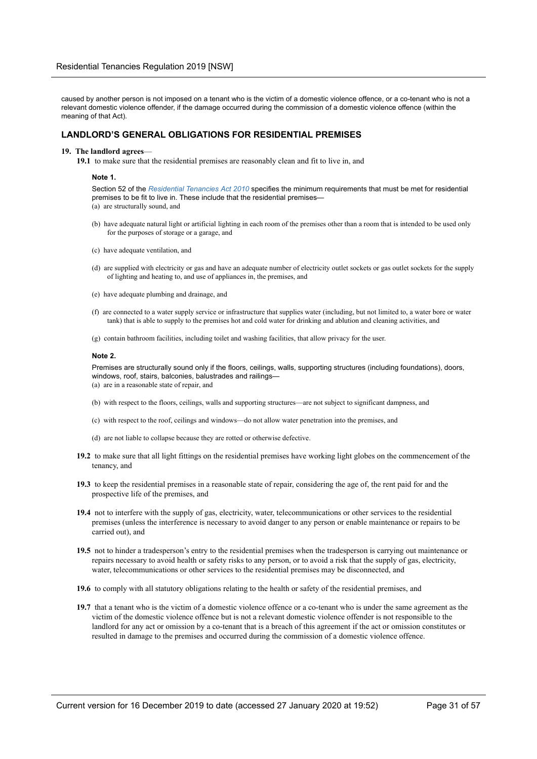caused by another person is not imposed on a tenant who is the victim of a domestic violence offence, or a co-tenant who is not a relevant domestic violence offender, if the damage occurred during the commission of a domestic violence offence (within the meaning of that Act).

## LANDLORD'S GENERAL OBLIGATIONS FOR RESIDENTIAL PREMISES

**19. The landlord agrees**—

**19.1** to make sure that the residential premises are reasonably clean and fit to live in, and

**Note 1.**

Section 52 of the *Residential Tenancies Act 2010* specifies the minimum requirements that must be met for residential premises to be fit to live in. These include that the residential premises—

(a) are structurally sound, and

(b) have adequate natural light or artificial lighting in each room of the premises other than a room that is intended to be used only for the purposes of storage or a garage, and

(c) have adequate ventilation, and

(d) are supplied with electricity or gas and have an adequate number of electricity outlet sockets or gas outlet sockets for the supply of lighting and heating to, and use of appliances in, the premises, and

(e) have adequate plumbing and drainage, and

(f) are connected to a water supply service or infrastructure that supplies water (including, but not limited to, a water bore or water tank) that is able to supply to the premises hot and cold water for drinking and ablution and cleaning activities, and

(g) contain bathroom facilities, including toilet and washing facilities, that allow privacy for the user.

**Note 2.**

Premises are structurally sound only if the floors, ceilings, walls, supporting structures (including foundations), doors, windows, roof, stairs, balconies, balustrades and railings—

(a) are in a reasonable state of repair, and

(b) with respect to the floors, ceilings, walls and supporting structures—are not subject to significant dampness, and

(c) with respect to the roof, ceilings and windows—do not allow water penetration into the premises, and

(d) are not liable to collapse because they are rotted or otherwise defective.

**19.2** to make sure that all light fittings on the residential premises have working light globes on the commencement of the tenancy, and

**19.3** to keep the residential premises in a reasonable state of repair, considering the age of, the rent paid for and the prospective life of the premises, and

**19.4** not to interfere with the supply of gas, electricity, water, telecommunications or other services to the residential premises (unless the interference is necessary to avoid danger to any person or enable maintenance or repairs to be carried out), and

**19.5** not to hinder a tradesperson's entry to the residential premises when the tradesperson is carrying out maintenance or repairs necessary to avoid health or safety risks to any person, or to avoid a risk that the supply of gas, electricity, water, telecommunications or other services to the residential premises may be disconnected, and

**19.6** to comply with all statutory obligations relating to the health or safety of the residential premises, and

**19.7** that a tenant who is the victim of a domestic violence offence or a co-tenant who is under the same agreement as the victim of the domestic violence offence but is not a relevant domestic violence offender is not responsible to the landlord for any act or omission by a co-tenant that is a breach of this agreement if the act or omission constitutes or resulted in damage to the premises and occurred during the commission of a domestic violence offence.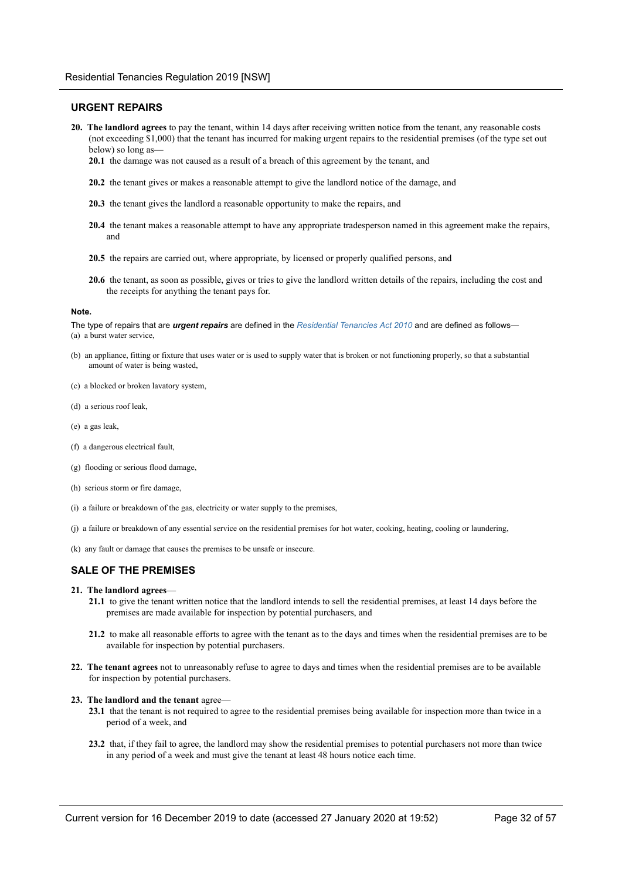## URGENT REPAIRS

**20. The landlord agrees** to pay the tenant, within 14 days after receiving written notice from the tenant, any reasonable costs (not exceeding $1,000) that the tenant has incurred for making urgent repairs to the residential premises (of the type set out below) so long as—

**20.1** the damage was not caused as a result of a breach of this agreement by the tenant, and

**20.2** the tenant gives or makes a reasonable attempt to give the landlord notice of the damage, and

**20.3** the tenant gives the landlord a reasonable opportunity to make the repairs, and

**20.4** the tenant makes a reasonable attempt to have any appropriate tradesperson named in this agreement make the repairs, and

**20.5** the repairs are carried out, where appropriate, by licensed or properly qualified persons, and

**20.6** the tenant, as soon as possible, gives or tries to give the landlord written details of the repairs, including the cost and the receipts for anything the tenant pays for.

**Note.**

The type of repairs that are ***urgent repairs*** are defined in the *Residential Tenancies Act 2010* and are defined as follows—

(a) a burst water service,

(b) an appliance, fitting or fixture that uses water or is used to supply water that is broken or not functioning properly, so that a substantial amount of water is being wasted,

(c) a blocked or broken lavatory system,

(d) a serious roof leak,

(e) a gas leak,

(f) a dangerous electrical fault,

(g) flooding or serious flood damage,

(h) serious storm or fire damage,

(i) a failure or breakdown of the gas, electricity or water supply to the premises,

(j) a failure or breakdown of any essential service on the residential premises for hot water, cooking, heating, cooling or laundering,

(k) any fault or damage that causes the premises to be unsafe or insecure.

## SALE OF THE PREMISES

**21. The landlord agrees**—

**21.1** to give the tenant written notice that the landlord intends to sell the residential premises, at least 14 days before the premises are made available for inspection by potential purchasers, and

**21.2** to make all reasonable efforts to agree with the tenant as to the days and times when the residential premises are to be available for inspection by potential purchasers.

**22. The tenant agrees** not to unreasonably refuse to agree to days and times when the residential premises are to be available for inspection by potential purchasers.

**23. The landlord and the tenant** agree—

**23.1** that the tenant is not required to agree to the residential premises being available for inspection more than twice in a period of a week, and

**23.2** that, if they fail to agree, the landlord may show the residential premises to potential purchasers not more than twice in any period of a week and must give the tenant at least 48 hours notice each time.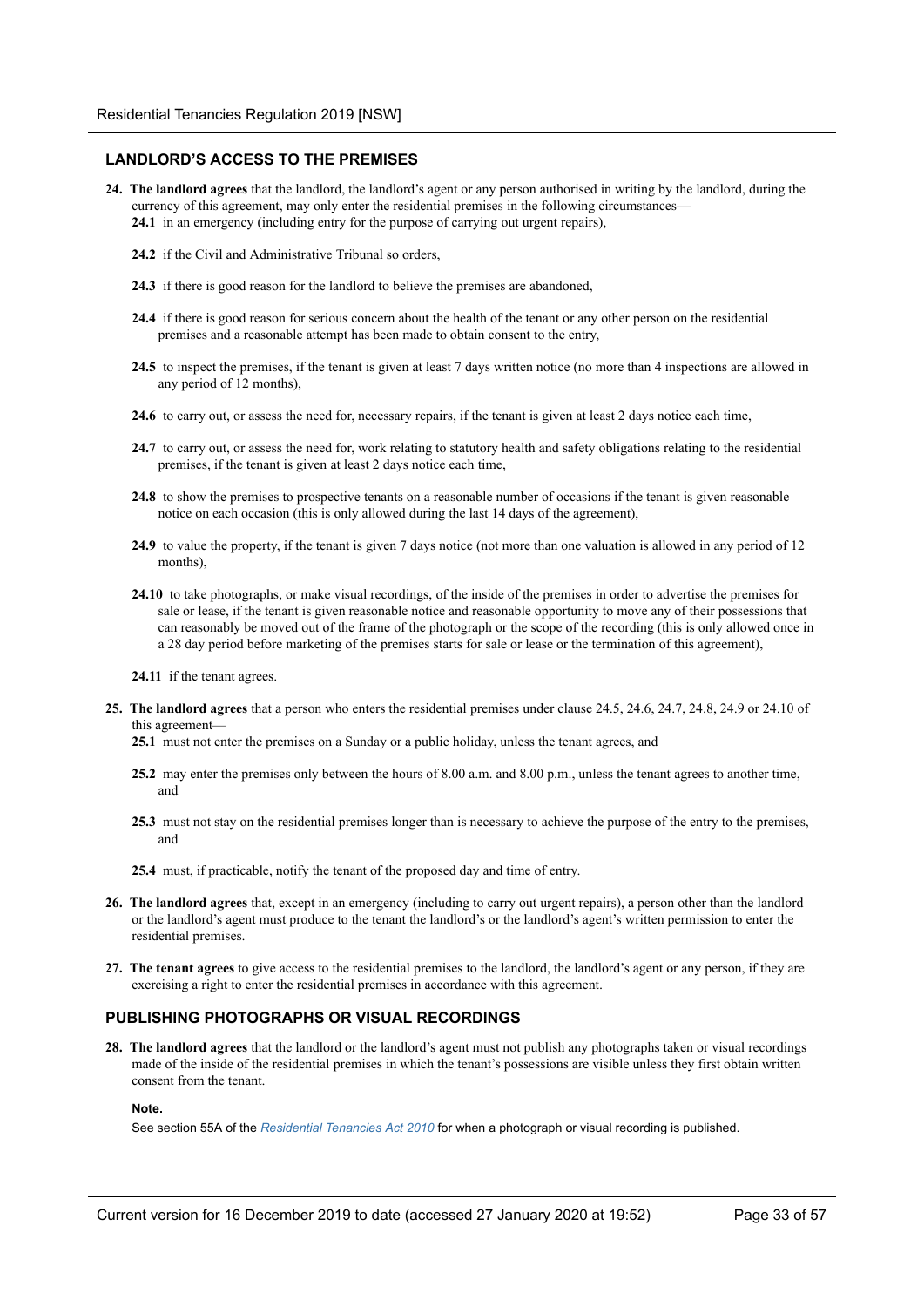## LANDLORD'S ACCESS TO THE PREMISES

**24. The landlord agrees** that the landlord, the landlord's agent or any person authorised in writing by the landlord, during the currency of this agreement, may only enter the residential premises in the following circumstances—

**24.1** in an emergency (including entry for the purpose of carrying out urgent repairs),

**24.2** if the Civil and Administrative Tribunal so orders,

**24.3** if there is good reason for the landlord to believe the premises are abandoned,

**24.4** if there is good reason for serious concern about the health of the tenant or any other person on the residential premises and a reasonable attempt has been made to obtain consent to the entry,

**24.5** to inspect the premises, if the tenant is given at least 7 days written notice (no more than 4 inspections are allowed in any period of 12 months),

**24.6** to carry out, or assess the need for, necessary repairs, if the tenant is given at least 2 days notice each time,

**24.7** to carry out, or assess the need for, work relating to statutory health and safety obligations relating to the residential premises, if the tenant is given at least 2 days notice each time,

**24.8** to show the premises to prospective tenants on a reasonable number of occasions if the tenant is given reasonable notice on each occasion (this is only allowed during the last 14 days of the agreement),

**24.9** to value the property, if the tenant is given 7 days notice (not more than one valuation is allowed in any period of 12 months),

**24.10** to take photographs, or make visual recordings, of the inside of the premises in order to advertise the premises for sale or lease, if the tenant is given reasonable notice and reasonable opportunity to move any of their possessions that can reasonably be moved out of the frame of the photograph or the scope of the recording (this is only allowed once in a 28 day period before marketing of the premises starts for sale or lease or the termination of this agreement),

**24.11** if the tenant agrees.

**25. The landlord agrees** that a person who enters the residential premises under clause 24.5, 24.6, 24.7, 24.8, 24.9 or 24.10 of this agreement—

**25.1** must not enter the premises on a Sunday or a public holiday, unless the tenant agrees, and

**25.2** may enter the premises only between the hours of 8.00 a.m. and 8.00 p.m., unless the tenant agrees to another time, and

**25.3** must not stay on the residential premises longer than is necessary to achieve the purpose of the entry to the premises, and

**25.4** must, if practicable, notify the tenant of the proposed day and time of entry.

**26. The landlord agrees** that, except in an emergency (including to carry out urgent repairs), a person other than the landlord or the landlord's agent must produce to the tenant the landlord's or the landlord's agent's written permission to enter the residential premises.

**27. The tenant agrees** to give access to the residential premises to the landlord, the landlord's agent or any person, if they are exercising a right to enter the residential premises in accordance with this agreement.

## PUBLISHING PHOTOGRAPHS OR VISUAL RECORDINGS

**28. The landlord agrees** that the landlord or the landlord's agent must not publish any photographs taken or visual recordings made of the inside of the residential premises in which the tenant's possessions are visible unless they first obtain written consent from the tenant.

**Note.**

See section 55A of the *Residential Tenancies Act 2010* for when a photograph or visual recording is published.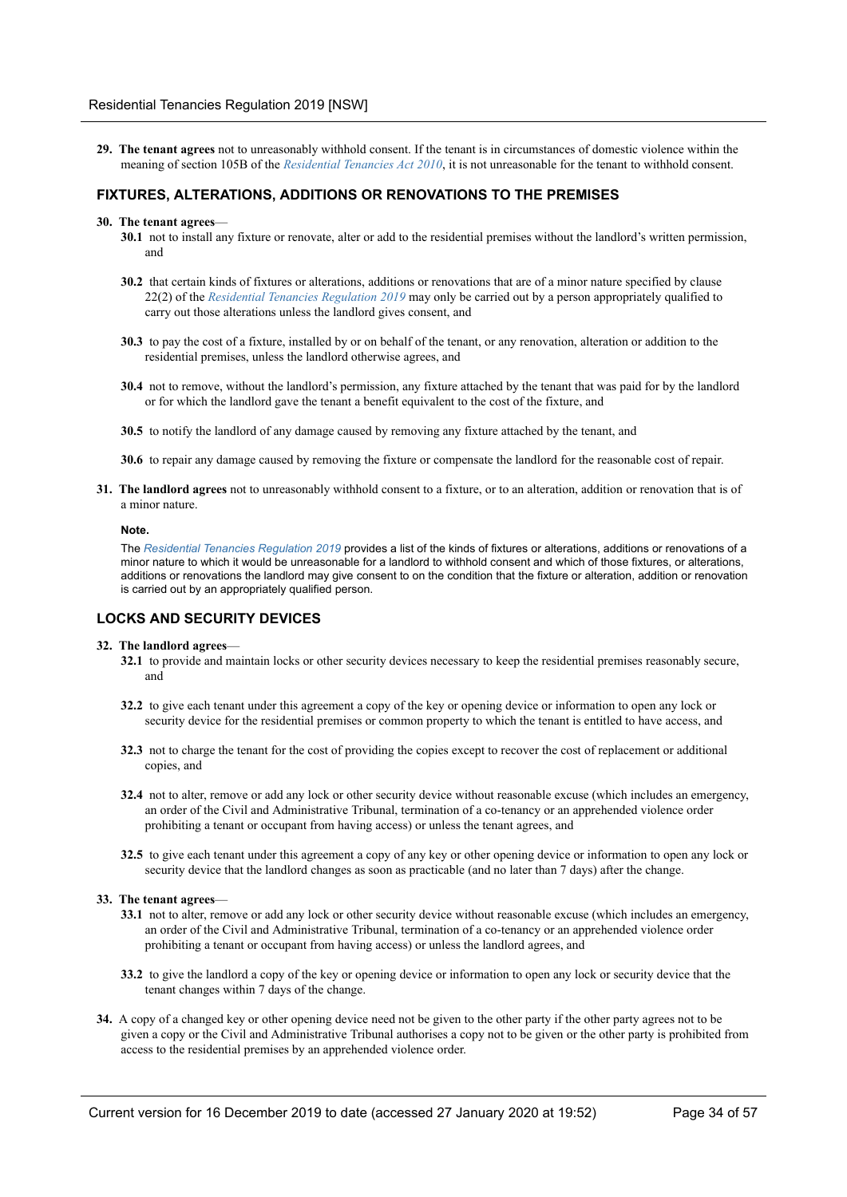**29. The tenant agrees** not to unreasonably withhold consent. If the tenant is in circumstances of domestic violence within the meaning of section 105B of the *Residential Tenancies Act 2010*, it is not unreasonable for the tenant to withhold consent.

## FIXTURES, ALTERATIONS, ADDITIONS OR RENOVATIONS TO THE PREMISES

**30. The tenant agrees**—

**30.1** not to install any fixture or renovate, alter or add to the residential premises without the landlord's written permission, and

**30.2** that certain kinds of fixtures or alterations, additions or renovations that are of a minor nature specified by clause 22(2) of the *Residential Tenancies Regulation 2019* may only be carried out by a person appropriately qualified to carry out those alterations unless the landlord gives consent, and

**30.3** to pay the cost of a fixture, installed by or on behalf of the tenant, or any renovation, alteration or addition to the residential premises, unless the landlord otherwise agrees, and

**30.4** not to remove, without the landlord's permission, any fixture attached by the tenant that was paid for by the landlord or for which the landlord gave the tenant a benefit equivalent to the cost of the fixture, and

**30.5** to notify the landlord of any damage caused by removing any fixture attached by the tenant, and

**30.6** to repair any damage caused by removing the fixture or compensate the landlord for the reasonable cost of repair.

**31. The landlord agrees** not to unreasonably withhold consent to a fixture, or to an alteration, addition or renovation that is of a minor nature.

**Note.**

The *Residential Tenancies Regulation 2019* provides a list of the kinds of fixtures or alterations, additions or renovations of a minor nature to which it would be unreasonable for a landlord to withhold consent and which of those fixtures, or alterations, additions or renovations the landlord may give consent to on the condition that the fixture or alteration, addition or renovation is carried out by an appropriately qualified person.

## LOCKS AND SECURITY DEVICES

**32. The landlord agrees**—

**32.1** to provide and maintain locks or other security devices necessary to keep the residential premises reasonably secure, and

**32.2** to give each tenant under this agreement a copy of the key or opening device or information to open any lock or security device for the residential premises or common property to which the tenant is entitled to have access, and

**32.3** not to charge the tenant for the cost of providing the copies except to recover the cost of replacement or additional copies, and

**32.4** not to alter, remove or add any lock or other security device without reasonable excuse (which includes an emergency, an order of the Civil and Administrative Tribunal, termination of a co-tenancy or an apprehended violence order prohibiting a tenant or occupant from having access) or unless the tenant agrees, and

**32.5** to give each tenant under this agreement a copy of any key or other opening device or information to open any lock or security device that the landlord changes as soon as practicable (and no later than 7 days) after the change.

**33. The tenant agrees**—

**33.1** not to alter, remove or add any lock or other security device without reasonable excuse (which includes an emergency, an order of the Civil and Administrative Tribunal, termination of a co-tenancy or an apprehended violence order prohibiting a tenant or occupant from having access) or unless the landlord agrees, and

**33.2** to give the landlord a copy of the key or opening device or information to open any lock or security device that the tenant changes within 7 days of the change.

**34.** A copy of a changed key or other opening device need not be given to the other party if the other party agrees not to be given a copy or the Civil and Administrative Tribunal authorises a copy not to be given or the other party is prohibited from access to the residential premises by an apprehended violence order.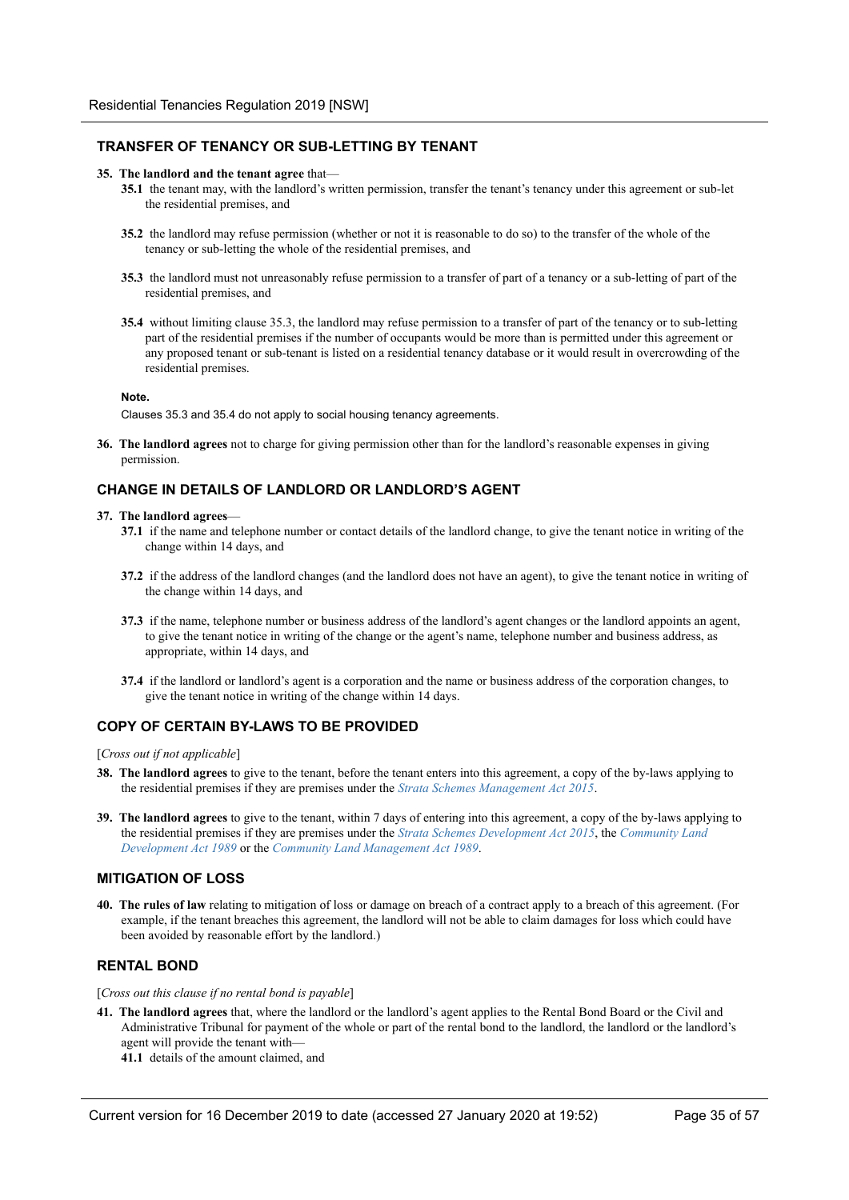## TRANSFER OF TENANCY OR SUB-LETTING BY TENANT

**35. The landlord and the tenant agree** that—

**35.1** the tenant may, with the landlord's written permission, transfer the tenant's tenancy under this agreement or sub-let the residential premises, and

**35.2** the landlord may refuse permission (whether or not it is reasonable to do so) to the transfer of the whole of the tenancy or sub-letting the whole of the residential premises, and

**35.3** the landlord must not unreasonably refuse permission to a transfer of part of a tenancy or a sub-letting of part of the residential premises, and

**35.4** without limiting clause 35.3, the landlord may refuse permission to a transfer of part of the tenancy or to sub-letting part of the residential premises if the number of occupants would be more than is permitted under this agreement or any proposed tenant or sub-tenant is listed on a residential tenancy database or it would result in overcrowding of the residential premises.

**Note.**

Clauses 35.3 and 35.4 do not apply to social housing tenancy agreements.

**36. The landlord agrees** not to charge for giving permission other than for the landlord's reasonable expenses in giving permission.

## CHANGE IN DETAILS OF LANDLORD OR LANDLORD'S AGENT

**37. The landlord agrees**—

**37.1** if the name and telephone number or contact details of the landlord change, to give the tenant notice in writing of the change within 14 days, and

**37.2** if the address of the landlord changes (and the landlord does not have an agent), to give the tenant notice in writing of the change within 14 days, and

**37.3** if the name, telephone number or business address of the landlord's agent changes or the landlord appoints an agent, to give the tenant notice in writing of the change or the agent's name, telephone number and business address, as appropriate, within 14 days, and

**37.4** if the landlord or landlord's agent is a corporation and the name or business address of the corporation changes, to give the tenant notice in writing of the change within 14 days.

## COPY OF CERTAIN BY-LAWS TO BE PROVIDED

[*Cross out if not applicable*]

**38. The landlord agrees** to give to the tenant, before the tenant enters into this agreement, a copy of the by-laws applying to the residential premises if they are premises under the *Strata Schemes Management Act 2015*.

**39. The landlord agrees** to give to the tenant, within 7 days of entering into this agreement, a copy of the by-laws applying to the residential premises if they are premises under the *Strata Schemes Development Act 2015*, the *Community Land Development Act 1989* or the *Community Land Management Act 1989*.

## MITIGATION OF LOSS

**40. The rules of law** relating to mitigation of loss or damage on breach of a contract apply to a breach of this agreement. (For example, if the tenant breaches this agreement, the landlord will not be able to claim damages for loss which could have been avoided by reasonable effort by the landlord.)

## RENTAL BOND

[*Cross out this clause if no rental bond is payable*]

**41. The landlord agrees** that, where the landlord or the landlord's agent applies to the Rental Bond Board or the Civil and Administrative Tribunal for payment of the whole or part of the rental bond to the landlord, the landlord or the landlord's agent will provide the tenant with—

**41.1** details of the amount claimed, and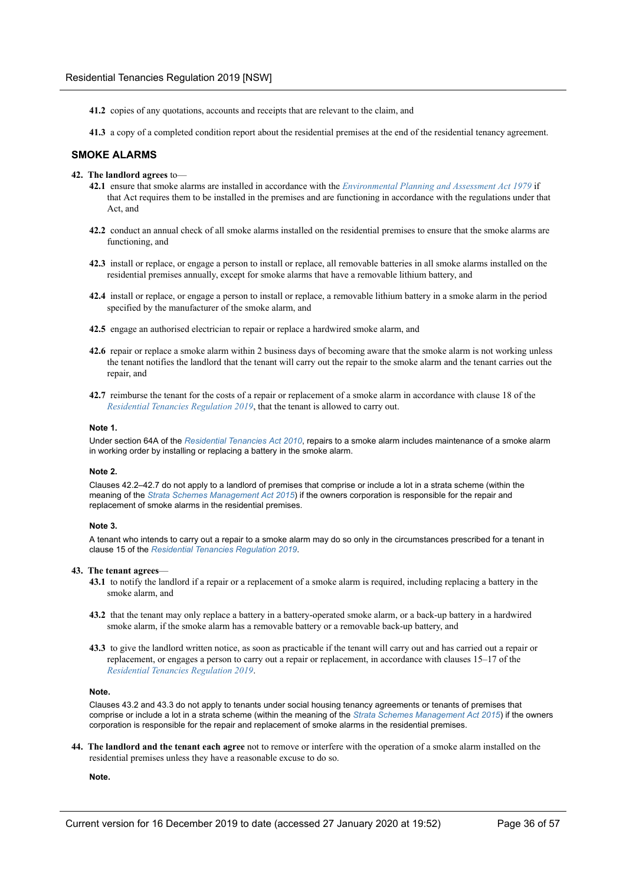**41.2** copies of any quotations, accounts and receipts that are relevant to the claim, and

**41.3** a copy of a completed condition report about the residential premises at the end of the residential tenancy agreement.

## SMOKE ALARMS

**42. The landlord agrees** to—

**42.1** ensure that smoke alarms are installed in accordance with the *Environmental Planning and Assessment Act 1979* if that Act requires them to be installed in the premises and are functioning in accordance with the regulations under that Act, and

**42.2** conduct an annual check of all smoke alarms installed on the residential premises to ensure that the smoke alarms are functioning, and

**42.3** install or replace, or engage a person to install or replace, all removable batteries in all smoke alarms installed on the residential premises annually, except for smoke alarms that have a removable lithium battery, and

**42.4** install or replace, or engage a person to install or replace, a removable lithium battery in a smoke alarm in the period specified by the manufacturer of the smoke alarm, and

**42.5** engage an authorised electrician to repair or replace a hardwired smoke alarm, and

**42.6** repair or replace a smoke alarm within 2 business days of becoming aware that the smoke alarm is not working unless the tenant notifies the landlord that the tenant will carry out the repair to the smoke alarm and the tenant carries out the repair, and

**42.7** reimburse the tenant for the costs of a repair or replacement of a smoke alarm in accordance with clause 18 of the *Residential Tenancies Regulation 2019*, that the tenant is allowed to carry out.

**Note 1.**

Under section 64A of the *Residential Tenancies Act 2010*, repairs to a smoke alarm includes maintenance of a smoke alarm in working order by installing or replacing a battery in the smoke alarm.

**Note 2.**

Clauses 42.2–42.7 do not apply to a landlord of premises that comprise or include a lot in a strata scheme (within the meaning of the *Strata Schemes Management Act 2015*) if the owners corporation is responsible for the repair and replacement of smoke alarms in the residential premises.

**Note 3.**

A tenant who intends to carry out a repair to a smoke alarm may do so only in the circumstances prescribed for a tenant in clause 15 of the *Residential Tenancies Regulation 2019*.

**43. The tenant agrees**—

**43.1** to notify the landlord if a repair or a replacement of a smoke alarm is required, including replacing a battery in the smoke alarm, and

**43.2** that the tenant may only replace a battery in a battery-operated smoke alarm, or a back-up battery in a hardwired smoke alarm, if the smoke alarm has a removable battery or a removable back-up battery, and

**43.3** to give the landlord written notice, as soon as practicable if the tenant will carry out and has carried out a repair or replacement, or engages a person to carry out a repair or replacement, in accordance with clauses 15–17 of the *Residential Tenancies Regulation 2019*.

**Note.**

Clauses 43.2 and 43.3 do not apply to tenants under social housing tenancy agreements or tenants of premises that comprise or include a lot in a strata scheme (within the meaning of the *Strata Schemes Management Act 2015*) if the owners corporation is responsible for the repair and replacement of smoke alarms in the residential premises.

**44. The landlord and the tenant each agree** not to remove or interfere with the operation of a smoke alarm installed on the residential premises unless they have a reasonable excuse to do so.

**Note.**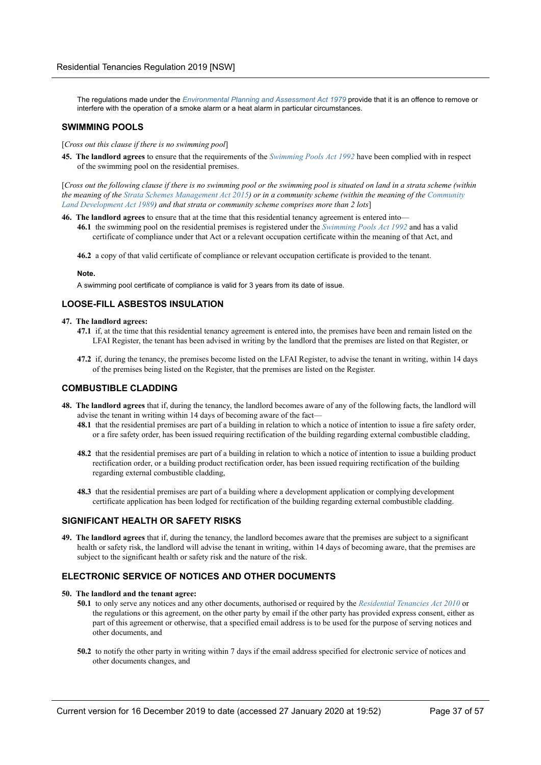The regulations made under the *Environmental Planning and Assessment Act 1979* provide that it is an offence to remove or interfere with the operation of a smoke alarm or a heat alarm in particular circumstances.

## SWIMMING POOLS

[*Cross out this clause if there is no swimming pool*]

**45. The landlord agrees** to ensure that the requirements of the *Swimming Pools Act 1992* have been complied with in respect of the swimming pool on the residential premises.

[*Cross out the following clause if there is no swimming pool or the swimming pool is situated on land in a strata scheme (within the meaning of the Strata Schemes Management Act 2015) or in a community scheme (within the meaning of the Community Land Development Act 1989) and that strata or community scheme comprises more than 2 lots*]

**46. The landlord agrees** to ensure that at the time that this residential tenancy agreement is entered into—

**46.1** the swimming pool on the residential premises is registered under the *Swimming Pools Act 1992* and has a valid certificate of compliance under that Act or a relevant occupation certificate within the meaning of that Act, and

**46.2** a copy of that valid certificate of compliance or relevant occupation certificate is provided to the tenant.

**Note.**

A swimming pool certificate of compliance is valid for 3 years from its date of issue.

## LOOSE-FILL ASBESTOS INSULATION

**47. The landlord agrees:**

**47.1** if, at the time that this residential tenancy agreement is entered into, the premises have been and remain listed on the LFAI Register, the tenant has been advised in writing by the landlord that the premises are listed on that Register, or

**47.2** if, during the tenancy, the premises become listed on the LFAI Register, to advise the tenant in writing, within 14 days of the premises being listed on the Register, that the premises are listed on the Register.

## COMBUSTIBLE CLADDING

**48. The landlord agrees** that if, during the tenancy, the landlord becomes aware of any of the following facts, the landlord will advise the tenant in writing within 14 days of becoming aware of the fact—

**48.1** that the residential premises are part of a building in relation to which a notice of intention to issue a fire safety order, or a fire safety order, has been issued requiring rectification of the building regarding external combustible cladding,

**48.2** that the residential premises are part of a building in relation to which a notice of intention to issue a building product rectification order, or a building product rectification order, has been issued requiring rectification of the building regarding external combustible cladding,

**48.3** that the residential premises are part of a building where a development application or complying development certificate application has been lodged for rectification of the building regarding external combustible cladding.

## SIGNIFICANT HEALTH OR SAFETY RISKS

**49. The landlord agrees** that if, during the tenancy, the landlord becomes aware that the premises are subject to a significant health or safety risk, the landlord will advise the tenant in writing, within 14 days of becoming aware, that the premises are subject to the significant health or safety risk and the nature of the risk.

## ELECTRONIC SERVICE OF NOTICES AND OTHER DOCUMENTS

**50. The landlord and the tenant agree:**

**50.1** to only serve any notices and any other documents, authorised or required by the *Residential Tenancies Act 2010* or the regulations or this agreement, on the other party by email if the other party has provided express consent, either as part of this agreement or otherwise, that a specified email address is to be used for the purpose of serving notices and other documents, and

**50.2** to notify the other party in writing within 7 days if the email address specified for electronic service of notices and other documents changes, and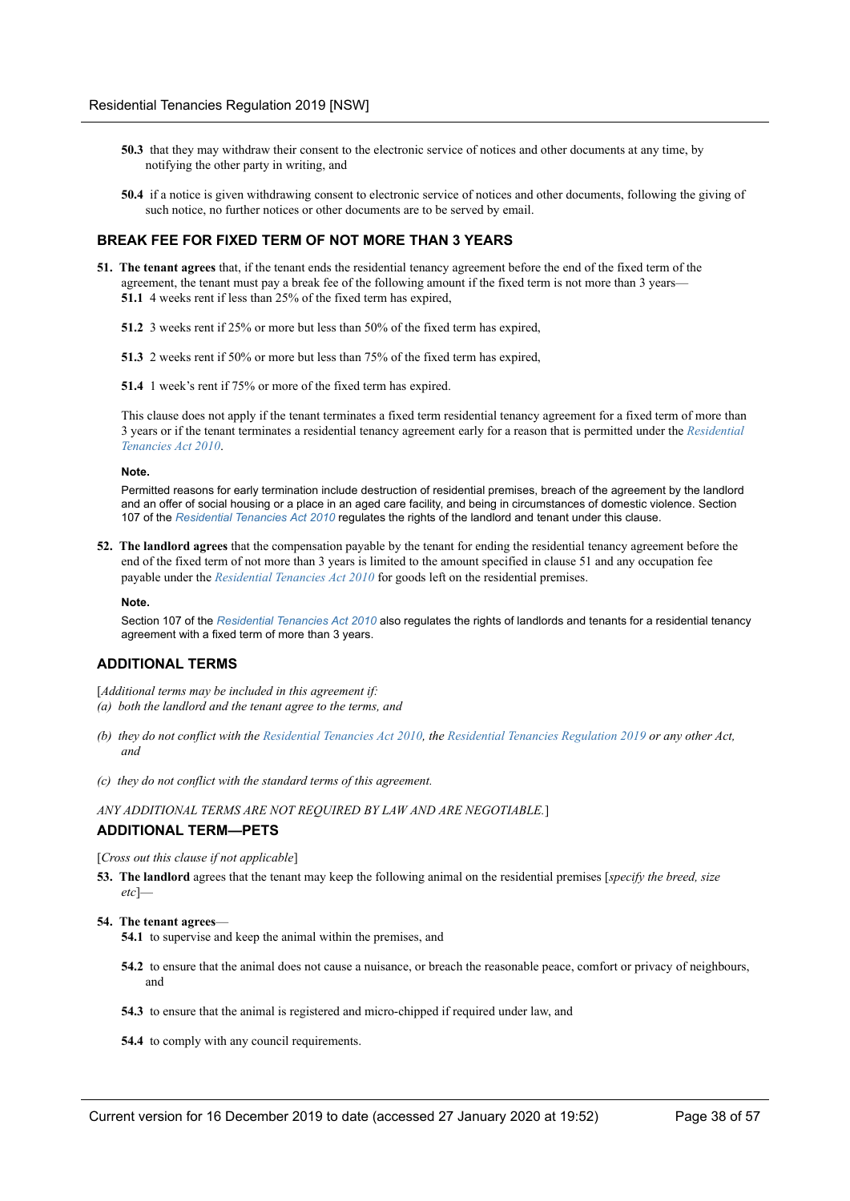**50.3** that they may withdraw their consent to the electronic service of notices and other documents at any time, by notifying the other party in writing, and

**50.4** if a notice is given withdrawing consent to electronic service of notices and other documents, following the giving of such notice, no further notices or other documents are to be served by email.

## BREAK FEE FOR FIXED TERM OF NOT MORE THAN 3 YEARS

**51. The tenant agrees** that, if the tenant ends the residential tenancy agreement before the end of the fixed term of the agreement, the tenant must pay a break fee of the following amount if the fixed term is not more than 3 years—

**51.1** 4 weeks rent if less than 25% of the fixed term has expired,

**51.2** 3 weeks rent if 25% or more but less than 50% of the fixed term has expired,

**51.3** 2 weeks rent if 50% or more but less than 75% of the fixed term has expired,

**51.4** 1 week's rent if 75% or more of the fixed term has expired.

This clause does not apply if the tenant terminates a fixed term residential tenancy agreement for a fixed term of more than 3 years or if the tenant terminates a residential tenancy agreement early for a reason that is permitted under the *Residential Tenancies Act 2010*.

**Note.**

Permitted reasons for early termination include destruction of residential premises, breach of the agreement by the landlord and an offer of social housing or a place in an aged care facility, and being in circumstances of domestic violence. Section 107 of the *Residential Tenancies Act 2010* regulates the rights of the landlord and tenant under this clause.

**52. The landlord agrees** that the compensation payable by the tenant for ending the residential tenancy agreement before the end of the fixed term of not more than 3 years is limited to the amount specified in clause 51 and any occupation fee payable under the *Residential Tenancies Act 2010* for goods left on the residential premises.

**Note.**

Section 107 of the *Residential Tenancies Act 2010* also regulates the rights of landlords and tenants for a residential tenancy agreement with a fixed term of more than 3 years.

## ADDITIONAL TERMS

[*Additional terms may be included in this agreement if:*

*(a) both the landlord and the tenant agree to the terms, and*

*(b) they do not conflict with the Residential Tenancies Act 2010, the Residential Tenancies Regulation 2019 or any other Act, and*

*(c) they do not conflict with the standard terms of this agreement.*

*ANY ADDITIONAL TERMS ARE NOT REQUIRED BY LAW AND ARE NEGOTIABLE.*]

## ADDITIONAL TERM—PETS

[*Cross out this clause if not applicable*]

**53. The landlord** agrees that the tenant may keep the following animal on the residential premises [*specify the breed, size etc*]—

**54. The tenant agrees**—

**54.1** to supervise and keep the animal within the premises, and

**54.2** to ensure that the animal does not cause a nuisance, or breach the reasonable peace, comfort or privacy of neighbours, and

**54.3** to ensure that the animal is registered and micro-chipped if required under law, and

**54.4** to comply with any council requirements.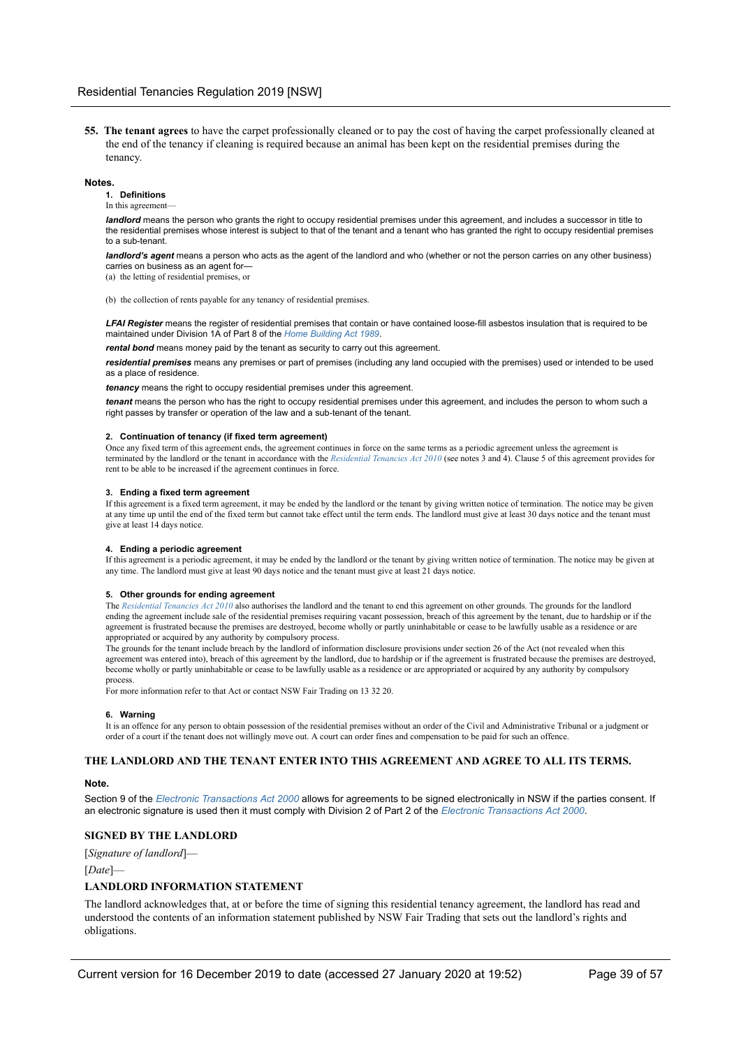**55. The tenant agrees** to have the carpet professionally cleaned or to pay the cost of having the carpet professionally cleaned at the end of the tenancy if cleaning is required because an animal has been kept on the residential premises during the tenancy.

**Notes.**

**1. Definitions**

In this agreement—

***landlord*** means the person who grants the right to occupy residential premises under this agreement, and includes a successor in title to the residential premises whose interest is subject to that of the tenant and a tenant who has granted the right to occupy residential premises to a sub-tenant.

***landlord's agent*** means a person who acts as the agent of the landlord and who (whether or not the person carries on any other business) carries on business as an agent for—

(a) the letting of residential premises, or

(b) the collection of rents payable for any tenancy of residential premises.

***LFAI Register*** means the register of residential premises that contain or have contained loose-fill asbestos insulation that is required to be maintained under Division 1A of Part 8 of the *Home Building Act 1989*.

***rental bond*** means money paid by the tenant as security to carry out this agreement.

***residential premises*** means any premises or part of premises (including any land occupied with the premises) used or intended to be used as a place of residence.

***tenancy*** means the right to occupy residential premises under this agreement.

***tenant*** means the person who has the right to occupy residential premises under this agreement, and includes the person to whom such a right passes by transfer or operation of the law and a sub-tenant of the tenant.

**2. Continuation of tenancy (if fixed term agreement)**

Once any fixed term of this agreement ends, the agreement continues in force on the same terms as a periodic agreement unless the agreement is terminated by the landlord or the tenant in accordance with the *Residential Tenancies Act 2010* (see notes 3 and 4). Clause 5 of this agreement provides for rent to be able to be increased if the agreement continues in force.

**3. Ending a fixed term agreement**

If this agreement is a fixed term agreement, it may be ended by the landlord or the tenant by giving written notice of termination. The notice may be given at any time up until the end of the fixed term but cannot take effect until the term ends. The landlord must give at least 30 days notice and the tenant must give at least 14 days notice.

**4. Ending a periodic agreement**

If this agreement is a periodic agreement, it may be ended by the landlord or the tenant by giving written notice of termination. The notice may be given at any time. The landlord must give at least 90 days notice and the tenant must give at least 21 days notice.

**5. Other grounds for ending agreement**

The *Residential Tenancies Act 2010* also authorises the landlord and the tenant to end this agreement on other grounds. The grounds for the landlord ending the agreement include sale of the residential premises requiring vacant possession, breach of this agreement by the tenant, due to hardship or if the agreement is frustrated because the premises are destroyed, become wholly or partly uninhabitable or cease to be lawfully usable as a residence or are appropriated or acquired by any authority by compulsory process.

The grounds for the tenant include breach by the landlord of information disclosure provisions under section 26 of the Act (not revealed when this agreement was entered into), breach of this agreement by the landlord, due to hardship or if the agreement is frustrated because the premises are destroyed, become wholly or partly uninhabitable or cease to be lawfully usable as a residence or are appropriated or acquired by any authority by compulsory process.

For more information refer to that Act or contact NSW Fair Trading on 13 32 20.

**6. Warning**

It is an offence for any person to obtain possession of the residential premises without an order of the Civil and Administrative Tribunal or a judgment or order of a court if the tenant does not willingly move out. A court can order fines and compensation to be paid for such an offence.

**THE LANDLORD AND THE TENANT ENTER INTO THIS AGREEMENT AND AGREE TO ALL ITS TERMS.**

**Note.**

Section 9 of the *Electronic Transactions Act 2000* allows for agreements to be signed electronically in NSW if the parties consent. If an electronic signature is used then it must comply with Division 2 of Part 2 of the *Electronic Transactions Act 2000*.

**SIGNED BY THE LANDLORD**

[*Signature of landlord*]—

[*Date*]—

**LANDLORD INFORMATION STATEMENT**

The landlord acknowledges that, at or before the time of signing this residential tenancy agreement, the landlord has read and understood the contents of an information statement published by NSW Fair Trading that sets out the landlord's rights and obligations.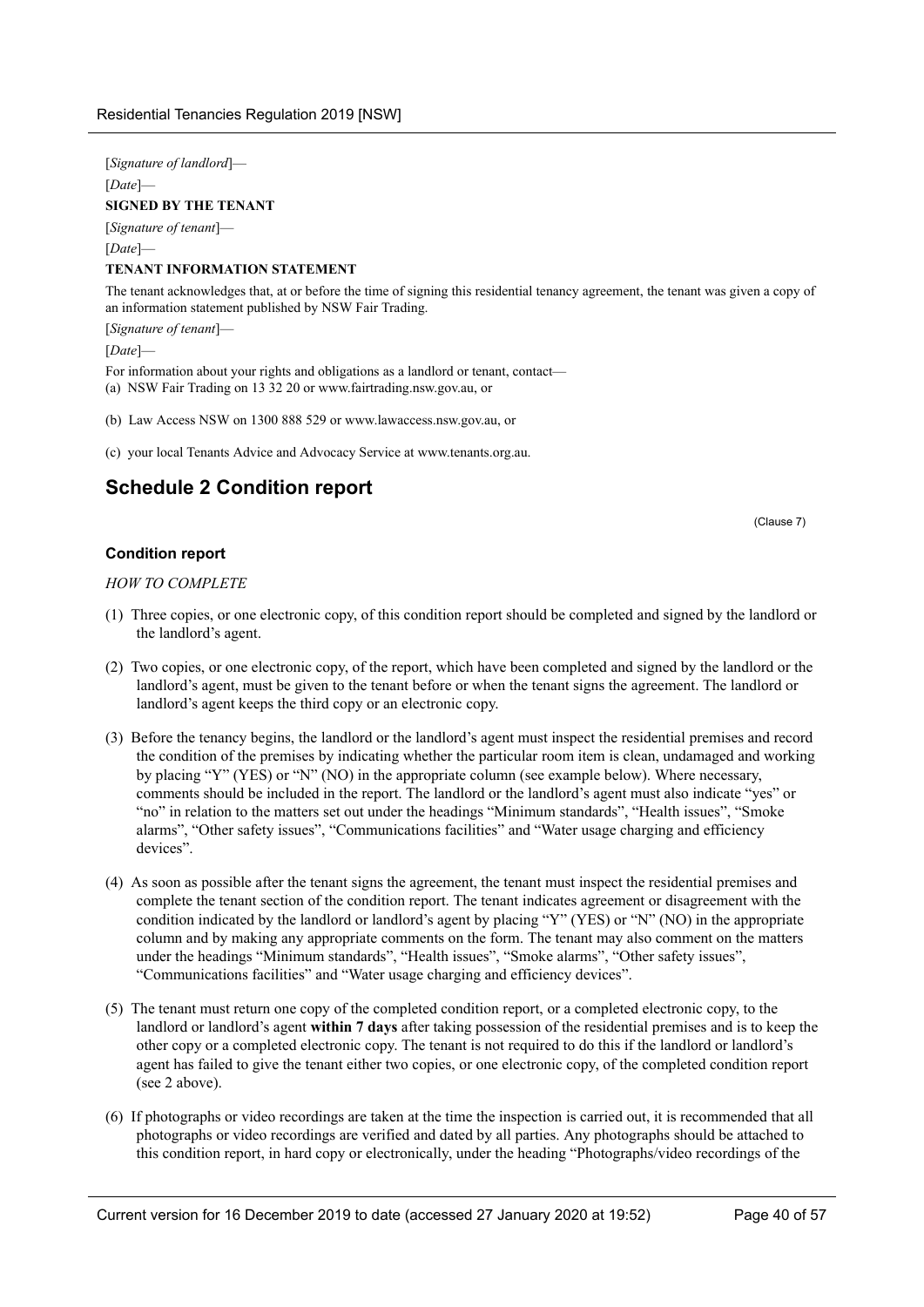[*Signature of landlord*]—

[*Date*]—

**SIGNED BY THE TENANT**

[*Signature of tenant*]—

[*Date*]—

**TENANT INFORMATION STATEMENT**

The tenant acknowledges that, at or before the time of signing this residential tenancy agreement, the tenant was given a copy of an information statement published by NSW Fair Trading.

[*Signature of tenant*]—

[*Date*]—

For information about your rights and obligations as a landlord or tenant, contact—

(a) NSW Fair Trading on 13 32 20 or www.fairtrading.nsw.gov.au, or

(b) Law Access NSW on 1300 888 529 or www.lawaccess.nsw.gov.au, or

(c) your local Tenants Advice and Advocacy Service at www.tenants.org.au.

## Schedule 2 Condition report

(Clause 7)

### Condition report

*HOW TO COMPLETE*

(1) Three copies, or one electronic copy, of this condition report should be completed and signed by the landlord or the landlord's agent.

(2) Two copies, or one electronic copy, of the report, which have been completed and signed by the landlord or the landlord's agent, must be given to the tenant before or when the tenant signs the agreement. The landlord or landlord's agent keeps the third copy or an electronic copy.

(3) Before the tenancy begins, the landlord or the landlord's agent must inspect the residential premises and record the condition of the premises by indicating whether the particular room item is clean, undamaged and working by placing "Y" (YES) or "N" (NO) in the appropriate column (see example below). Where necessary, comments should be included in the report. The landlord or the landlord's agent must also indicate "yes" or "no" in relation to the matters set out under the headings "Minimum standards", "Health issues", "Smoke alarms", "Other safety issues", "Communications facilities" and "Water usage charging and efficiency devices".

(4) As soon as possible after the tenant signs the agreement, the tenant must inspect the residential premises and complete the tenant section of the condition report. The tenant indicates agreement or disagreement with the condition indicated by the landlord or landlord's agent by placing "Y" (YES) or "N" (NO) in the appropriate column and by making any appropriate comments on the form. The tenant may also comment on the matters under the headings "Minimum standards", "Health issues", "Smoke alarms", "Other safety issues", "Communications facilities" and "Water usage charging and efficiency devices".

(5) The tenant must return one copy of the completed condition report, or a completed electronic copy, to the landlord or landlord's agent **within 7 days** after taking possession of the residential premises and is to keep the other copy or a completed electronic copy. The tenant is not required to do this if the landlord or landlord's agent has failed to give the tenant either two copies, or one electronic copy, of the completed condition report (see 2 above).

(6) If photographs or video recordings are taken at the time the inspection is carried out, it is recommended that all photographs or video recordings are verified and dated by all parties. Any photographs should be attached to this condition report, in hard copy or electronically, under the heading "Photographs/video recordings of the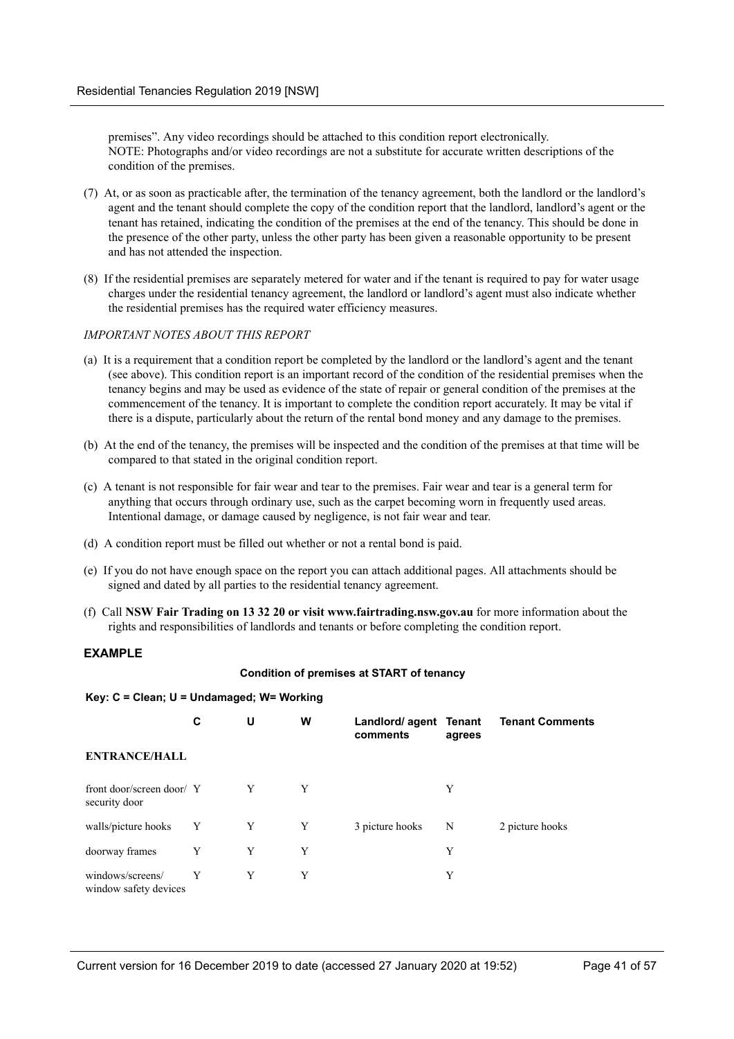premises". Any video recordings should be attached to this condition report electronically.
NOTE: Photographs and/or video recordings are not a substitute for accurate written descriptions of the condition of the premises.

(7) At, or as soon as practicable after, the termination of the tenancy agreement, both the landlord or the landlord's agent and the tenant should complete the copy of the condition report that the landlord, landlord's agent or the tenant has retained, indicating the condition of the premises at the end of the tenancy. This should be done in the presence of the other party, unless the other party has been given a reasonable opportunity to be present and has not attended the inspection.

(8) If the residential premises are separately metered for water and if the tenant is required to pay for water usage charges under the residential tenancy agreement, the landlord or landlord's agent must also indicate whether the residential premises has the required water efficiency measures.

*IMPORTANT NOTES ABOUT THIS REPORT*

(a) It is a requirement that a condition report be completed by the landlord or the landlord's agent and the tenant (see above). This condition report is an important record of the condition of the residential premises when the tenancy begins and may be used as evidence of the state of repair or general condition of the premises at the commencement of the tenancy. It is important to complete the condition report accurately. It may be vital if there is a dispute, particularly about the return of the rental bond money and any damage to the premises.

(b) At the end of the tenancy, the premises will be inspected and the condition of the premises at that time will be compared to that stated in the original condition report.

(c) A tenant is not responsible for fair wear and tear to the premises. Fair wear and tear is a general term for anything that occurs through ordinary use, such as the carpet becoming worn in frequently used areas. Intentional damage, or damage caused by negligence, is not fair wear and tear.

(d) A condition report must be filled out whether or not a rental bond is paid.

(e) If you do not have enough space on the report you can attach additional pages. All attachments should be signed and dated by all parties to the residential tenancy agreement.

(f) Call **NSW Fair Trading on 13 32 20 or visit www.fairtrading.nsw.gov.au** for more information about the rights and responsibilities of landlords and tenants or before completing the condition report.

### EXAMPLE

**Condition of premises at START of tenancy**

**Key: C = Clean; U = Undamaged; W= Working**

| | C | U | W | Landlord/ agent comments | Tenant agrees | Tenant Comments |
|---|---|---|---|---|---|---|
| **ENTRANCE/HALL** | | | | | | |
| front door/screen door/ security door | Y | Y | Y | | Y | |
| walls/picture hooks | Y | Y | Y | 3 picture hooks | N | 2 picture hooks |
| doorway frames | Y | Y | Y | | Y | |
| windows/screens/ window safety devices | Y | Y | Y | | Y | |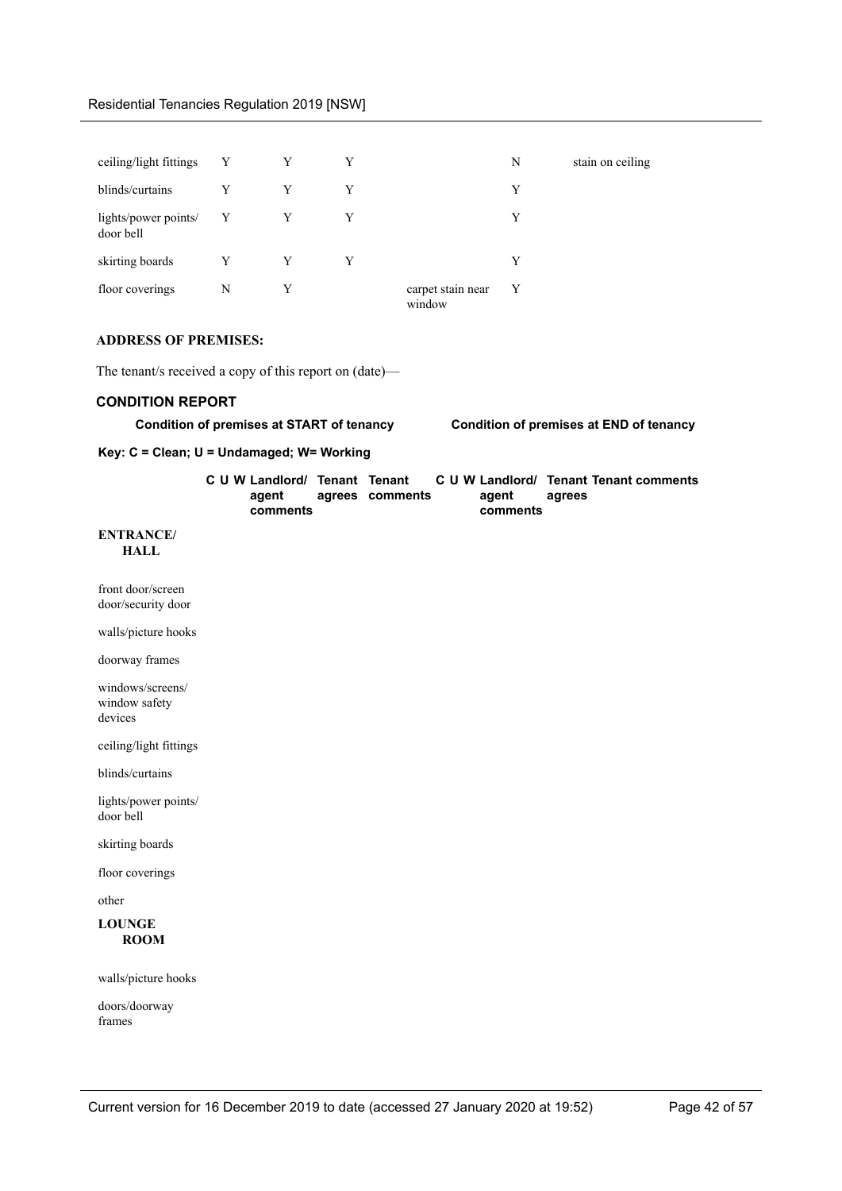| | C | U | W | Landlord/agent comments | Tenant agrees | Tenant comments |
|---|---|---|---|---|---|---|
| ceiling/light fittings | Y | Y | Y | | N | stain on ceiling |
| blinds/curtains | Y | Y | Y | | Y | |
| lights/power points/ door bell | Y | Y | Y | | Y | |
| skirting boards | Y | Y | Y | | Y | |
| floor coverings | N | Y | | carpet stain near window | Y | |

**ADDRESS OF PREMISES:**

The tenant/s received a copy of this report on (date)—

## CONDITION REPORT

**Condition of premises at START of tenancy** | **Condition of premises at END of tenancy**

**Key: C = Clean; U = Undamaged; W= Working**

| | Condition of premises at START of tenancy | | | | | | Condition of premises at END of tenancy | | | | | |
|---|---|---|---|---|---|---|---|---|---|---|---|---|
| | **C** | **U** | **W** | **Landlord/ agent comments** | **Tenant agrees** | **Tenant comments** | **C** | **U** | **W** | **Landlord/ agent comments** | **Tenant agrees** | **Tenant comments** |
| **ENTRANCE/ HALL** | | | | | | | | | | | | |
| front door/screen door/security door | | | | | | | | | | | | |
| walls/picture hooks | | | | | | | | | | | | |
| doorway frames | | | | | | | | | | | | |
| windows/screens/ window safety devices | | | | | | | | | | | | |
| ceiling/light fittings | | | | | | | | | | | | |
| blinds/curtains | | | | | | | | | | | | |
| lights/power points/ door bell | | | | | | | | | | | | |
| skirting boards | | | | | | | | | | | | |
| floor coverings | | | | | | | | | | | | |
| other | | | | | | | | | | | | |
| **LOUNGE ROOM** | | | | | | | | | | | | |
| walls/picture hooks | | | | | | | | | | | | |
| doors/doorway frames | | | | | | | | | | | | |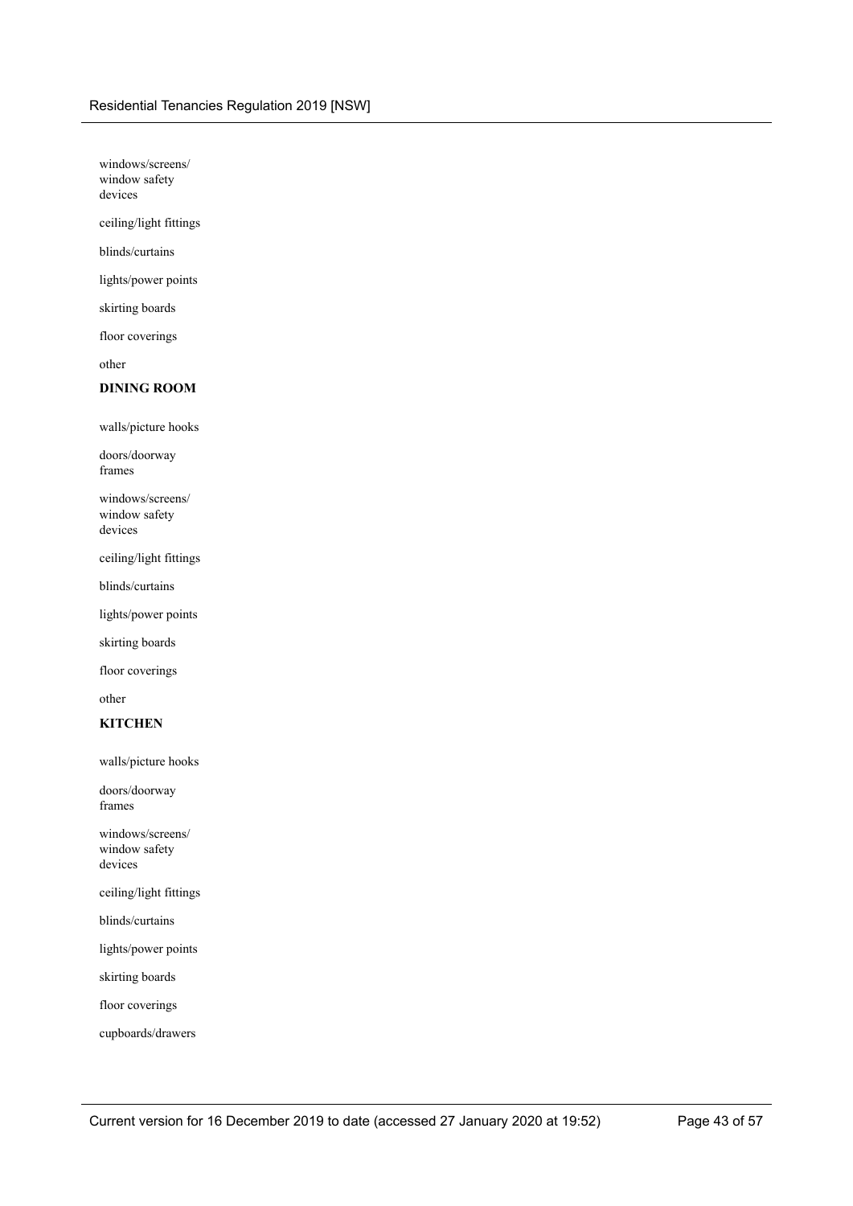windows/screens/ window safety devices

ceiling/light fittings

blinds/curtains

lights/power points

skirting boards

floor coverings

other

**DINING ROOM**

walls/picture hooks

doors/doorway frames

windows/screens/ window safety devices

ceiling/light fittings

blinds/curtains

lights/power points

skirting boards

floor coverings

other

**KITCHEN**

walls/picture hooks

doors/doorway frames

windows/screens/ window safety devices

ceiling/light fittings

blinds/curtains

lights/power points

skirting boards

floor coverings

cupboards/drawers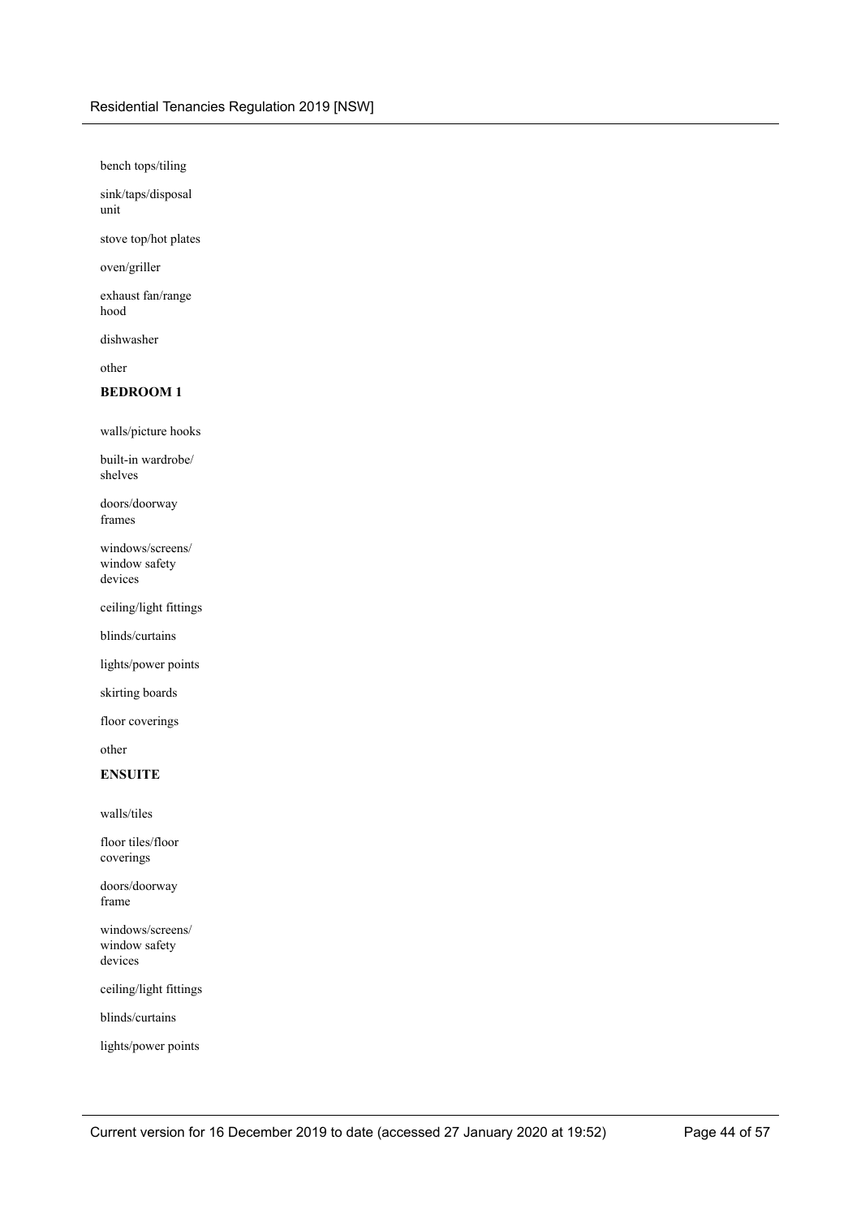bench tops/tiling

sink/taps/disposal unit

stove top/hot plates

oven/griller

exhaust fan/range hood

dishwasher

other

**BEDROOM 1**

walls/picture hooks

built-in wardrobe/ shelves

doors/doorway frames

windows/screens/ window safety devices

ceiling/light fittings

blinds/curtains

lights/power points

skirting boards

floor coverings

other

**ENSUITE**

walls/tiles

floor tiles/floor coverings

doors/doorway frame

windows/screens/ window safety devices

ceiling/light fittings

blinds/curtains

lights/power points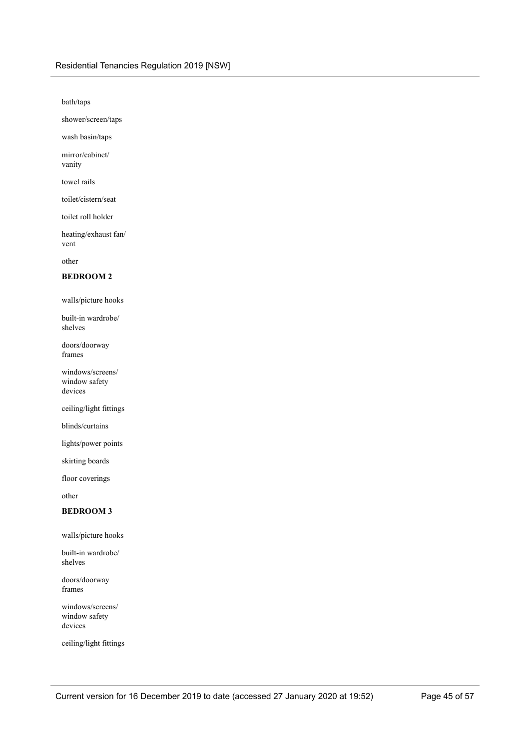bath/taps

shower/screen/taps

wash basin/taps

mirror/cabinet/vanity

towel rails

toilet/cistern/seat

toilet roll holder

heating/exhaust fan/vent

other

**BEDROOM 2**

walls/picture hooks

built-in wardrobe/shelves

doors/doorway frames

windows/screens/window safety devices

ceiling/light fittings

blinds/curtains

lights/power points

skirting boards

floor coverings

other

**BEDROOM 3**

walls/picture hooks

built-in wardrobe/shelves

doors/doorway frames

windows/screens/window safety devices

ceiling/light fittings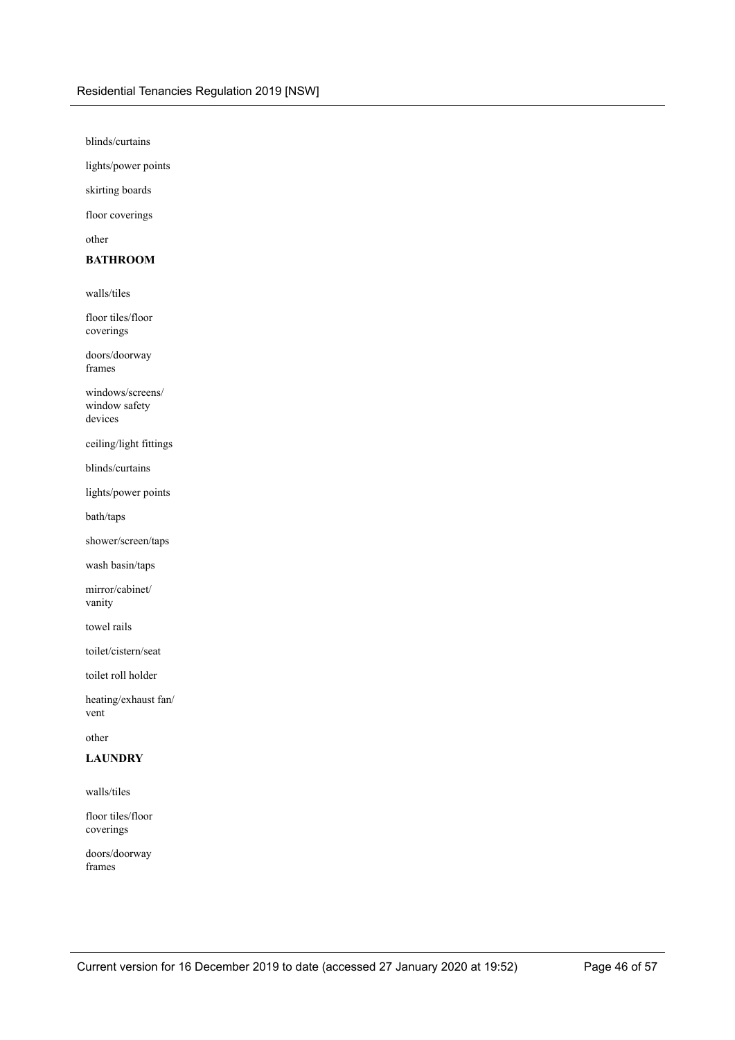blinds/curtains

lights/power points

skirting boards

floor coverings

other

**BATHROOM**

walls/tiles

floor tiles/floor coverings

doors/doorway frames

windows/screens/ window safety devices

ceiling/light fittings

blinds/curtains

lights/power points

bath/taps

shower/screen/taps

wash basin/taps

mirror/cabinet/ vanity

towel rails

toilet/cistern/seat

toilet roll holder

heating/exhaust fan/ vent

other

**LAUNDRY**

walls/tiles

floor tiles/floor coverings

doors/doorway frames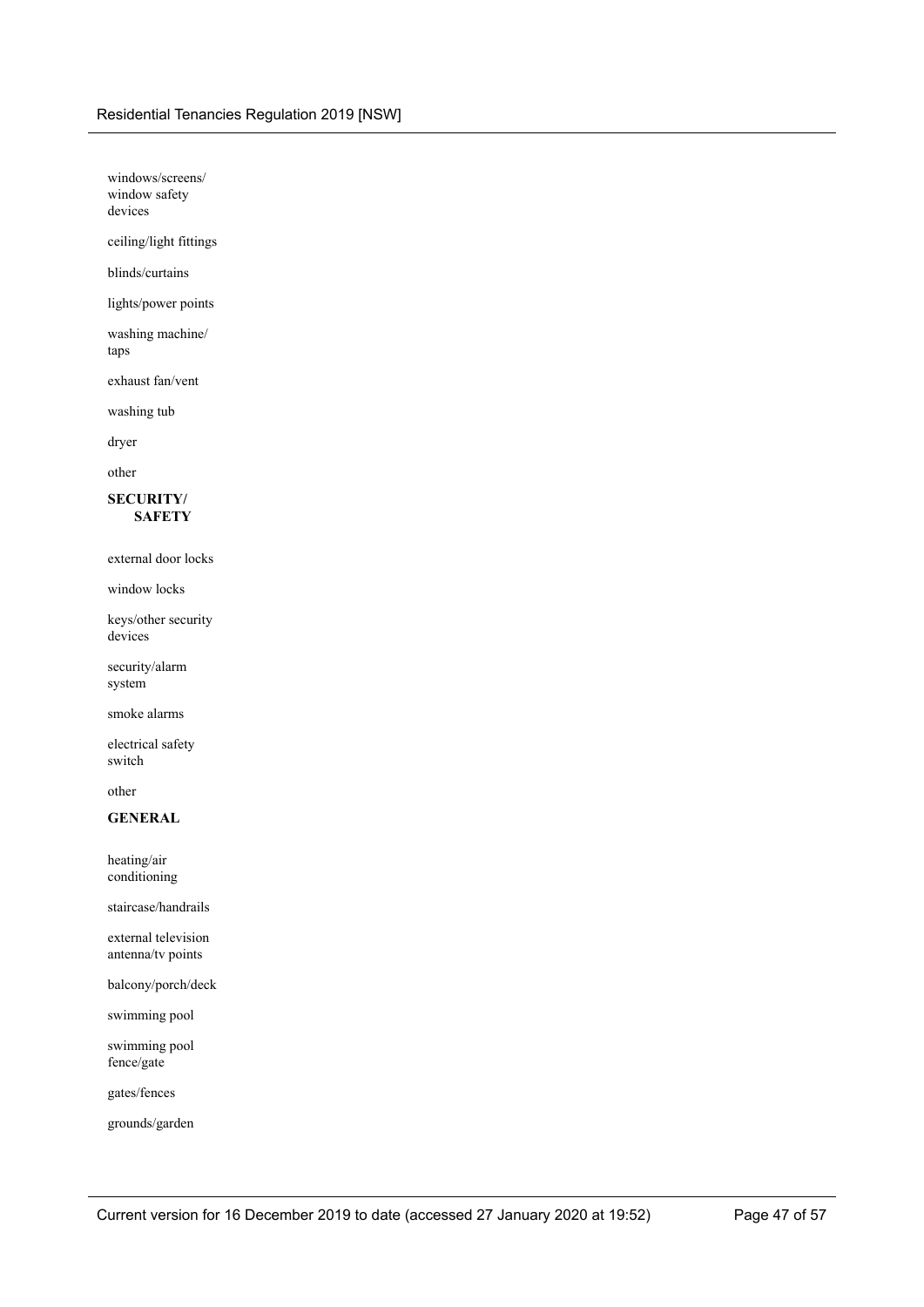windows/screens/window safety devices

ceiling/light fittings

blinds/curtains

lights/power points

washing machine/taps

exhaust fan/vent

washing tub

dryer

other

**SECURITY/SAFETY**

external door locks

window locks

keys/other security devices

security/alarm system

smoke alarms

electrical safety switch

other

**GENERAL**

heating/air conditioning

staircase/handrails

external television antenna/tv points

balcony/porch/deck

swimming pool

swimming pool fence/gate

gates/fences

grounds/garden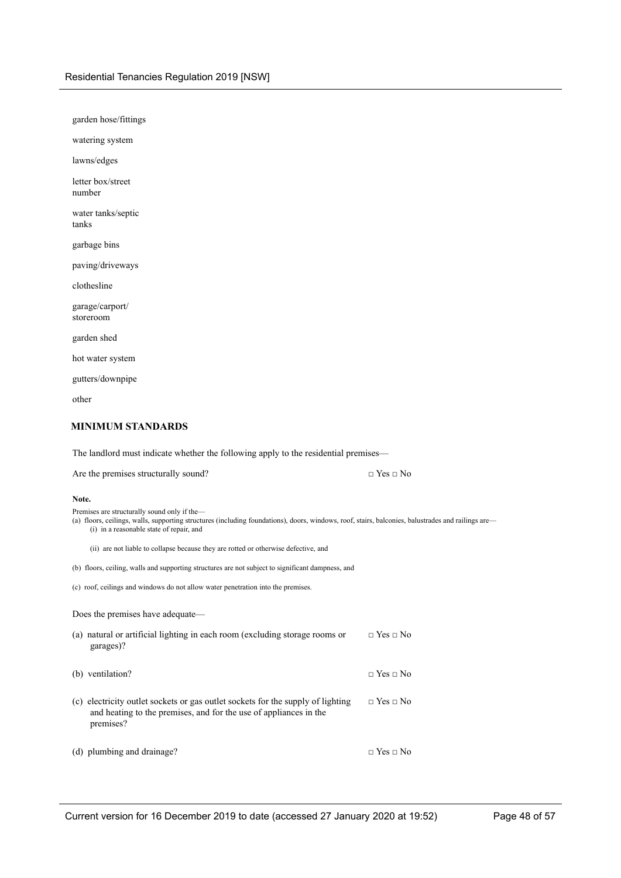garden hose/fittings

watering system

lawns/edges

letter box/street number

water tanks/septic tanks

garbage bins

paving/driveways

clothesline

garage/carport/ storeroom

garden shed

hot water system

gutters/downpipe

other

## MINIMUM STANDARDS

The landlord must indicate whether the following apply to the residential premises—

| | |
|---|---|
| Are the premises structurally sound? | □ Yes □ No |

**Note.**

Premises are structurally sound only if the—

(a) floors, ceilings, walls, supporting structures (including foundations), doors, windows, roof, stairs, balconies, balustrades and railings are—

(i) in a reasonable state of repair, and

(ii) are not liable to collapse because they are rotted or otherwise defective, and

(b) floors, ceiling, walls and supporting structures are not subject to significant dampness, and

(c) roof, ceilings and windows do not allow water penetration into the premises.

Does the premises have adequate—

| | |
|---|---|
| (a) natural or artificial lighting in each room (excluding storage rooms or garages)? | □ Yes □ No |
| (b) ventilation? | □ Yes □ No |
| (c) electricity outlet sockets or gas outlet sockets for the supply of lighting and heating to the premises, and for the use of appliances in the premises? | □ Yes □ No |
| (d) plumbing and drainage? | □ Yes □ No |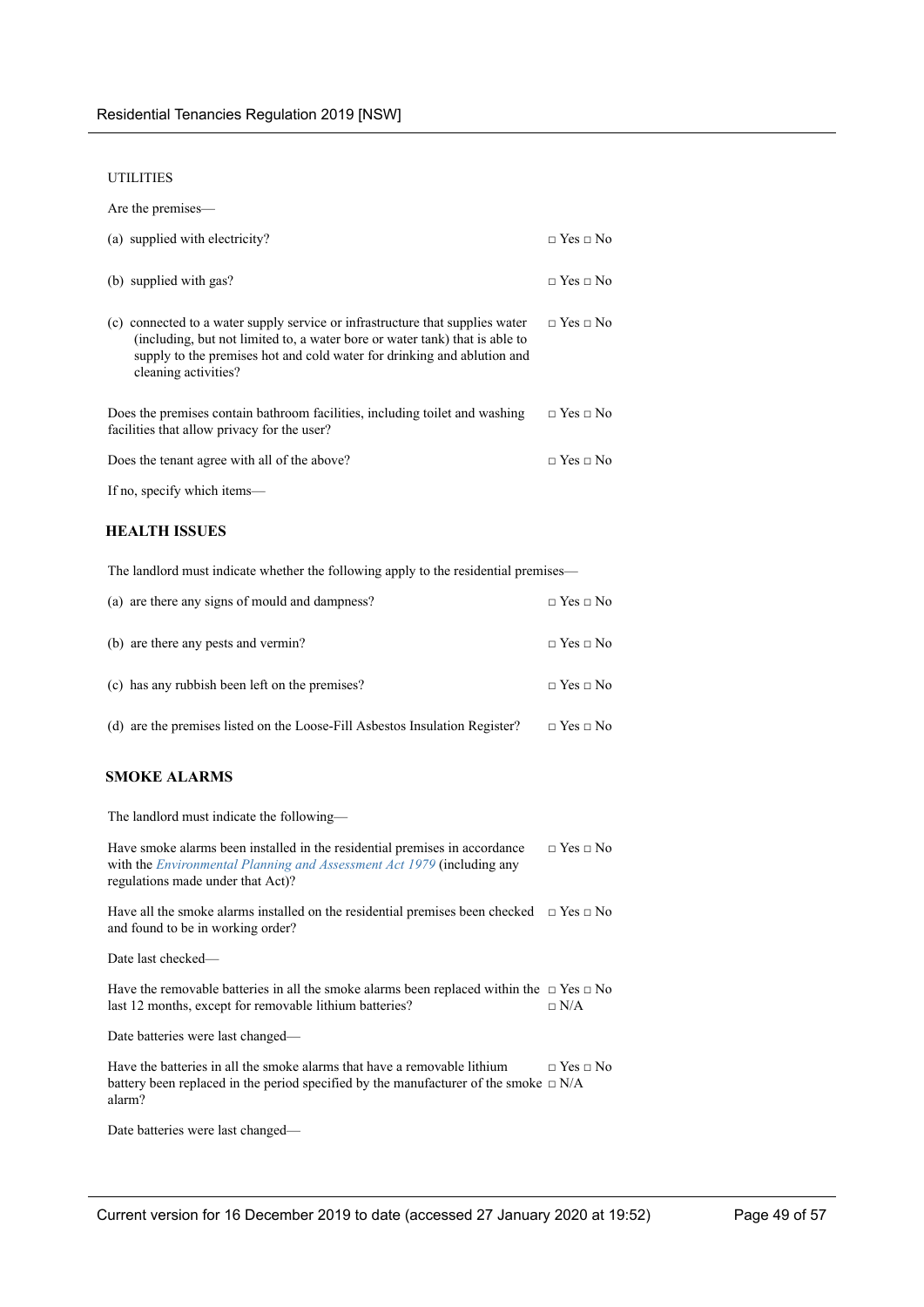UTILITIES

Are the premises—

(a) supplied with electricity? □ Yes □ No

(b) supplied with gas? □ Yes □ No

(c) connected to a water supply service or infrastructure that supplies water (including, but not limited to, a water bore or water tank) that is able to supply to the premises hot and cold water for drinking and ablution and cleaning activities? □ Yes □ No

Does the premises contain bathroom facilities, including toilet and washing facilities that allow privacy for the user? □ Yes □ No

Does the tenant agree with all of the above? □ Yes □ No

If no, specify which items—

**HEALTH ISSUES**

The landlord must indicate whether the following apply to the residential premises—

(a) are there any signs of mould and dampness? □ Yes □ No

(b) are there any pests and vermin? □ Yes □ No

(c) has any rubbish been left on the premises? □ Yes □ No

(d) are the premises listed on the Loose-Fill Asbestos Insulation Register? □ Yes □ No

**SMOKE ALARMS**

The landlord must indicate the following—

Have smoke alarms been installed in the residential premises in accordance with the *Environmental Planning and Assessment Act 1979* (including any regulations made under that Act)? □ Yes □ No

Have all the smoke alarms installed on the residential premises been checked and found to be in working order? □ Yes □ No

Date last checked—

Have the removable batteries in all the smoke alarms been replaced within the last 12 months, except for removable lithium batteries? □ Yes □ No □ N/A

Date batteries were last changed—

Have the batteries in all the smoke alarms that have a removable lithium battery been replaced in the period specified by the manufacturer of the smoke alarm? □ Yes □ No □ N/A

Date batteries were last changed—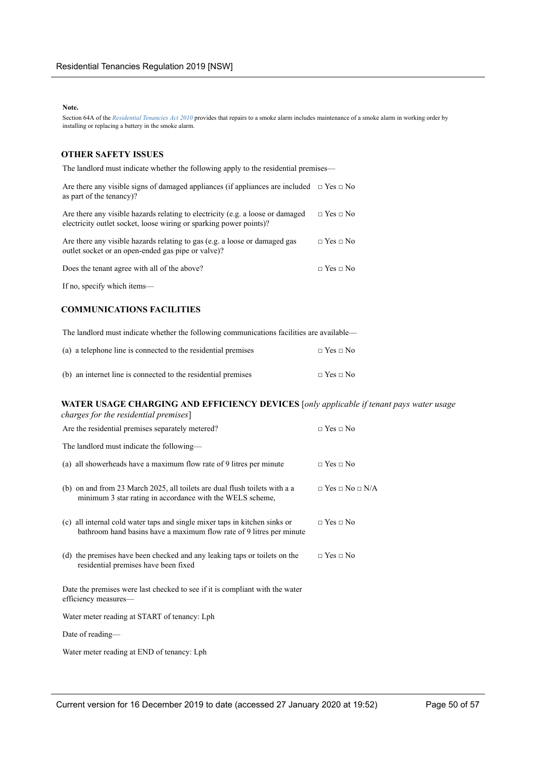**Note.**

Section 64A of the *Residential Tenancies Act 2010* provides that repairs to a smoke alarm includes maintenance of a smoke alarm in working order by installing or replacing a battery in the smoke alarm.

### OTHER SAFETY ISSUES

The landlord must indicate whether the following apply to the residential premises—

| | |
|---|---|
| Are there any visible signs of damaged appliances (if appliances are included as part of the tenancy)? | □ Yes □ No |
| Are there any visible hazards relating to electricity (e.g. a loose or damaged electricity outlet socket, loose wiring or sparking power points)? | □ Yes □ No |
| Are there any visible hazards relating to gas (e.g. a loose or damaged gas outlet socket or an open-ended gas pipe or valve)? | □ Yes □ No |
| Does the tenant agree with all of the above? | □ Yes □ No |

If no, specify which items—

### COMMUNICATIONS FACILITIES

The landlord must indicate whether the following communications facilities are available—

| | |
|---|---|
| (a) a telephone line is connected to the residential premises | □ Yes □ No |
| (b) an internet line is connected to the residential premises | □ Yes □ No |

### WATER USAGE CHARGING AND EFFICIENCY DEVICES [*only applicable if tenant pays water usage charges for the residential premises*]

| | |
|---|---|
| Are the residential premises separately metered? | □ Yes □ No |

The landlord must indicate the following—

| | |
|---|---|
| (a) all showerheads have a maximum flow rate of 9 litres per minute | □ Yes □ No |
| (b) on and from 23 March 2025, all toilets are dual flush toilets with a a minimum 3 star rating in accordance with the WELS scheme, | □ Yes □ No □ N/A |
| (c) all internal cold water taps and single mixer taps in kitchen sinks or bathroom hand basins have a maximum flow rate of 9 litres per minute | □ Yes □ No |
| (d) the premises have been checked and any leaking taps or toilets on the residential premises have been fixed | □ Yes □ No |

Date the premises were last checked to see if it is compliant with the water efficiency measures—

Water meter reading at START of tenancy: Lph

Date of reading—

Water meter reading at END of tenancy: Lph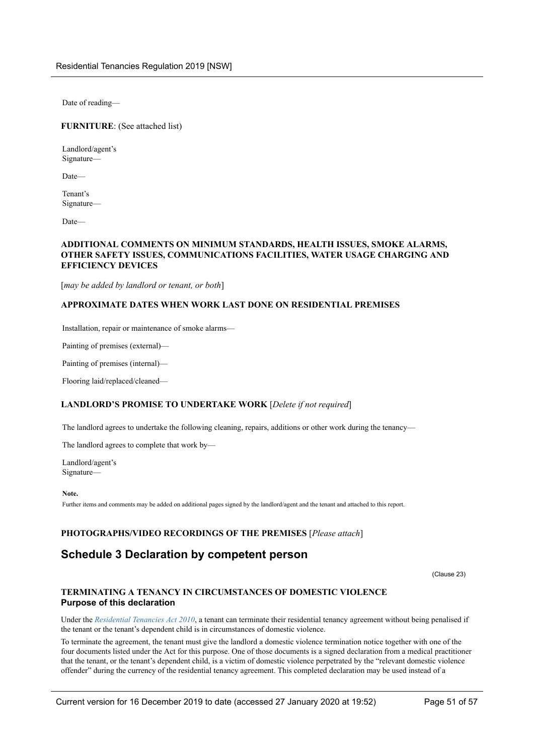Date of reading—

**FURNITURE**: (See attached list)

Landlord/agent's Signature—

Date—

Tenant's Signature—

Date—

**ADDITIONAL COMMENTS ON MINIMUM STANDARDS, HEALTH ISSUES, SMOKE ALARMS, OTHER SAFETY ISSUES, COMMUNICATIONS FACILITIES, WATER USAGE CHARGING AND EFFICIENCY DEVICES**

[*may be added by landlord or tenant, or both*]

**APPROXIMATE DATES WHEN WORK LAST DONE ON RESIDENTIAL PREMISES**

Installation, repair or maintenance of smoke alarms—

Painting of premises (external)—

Painting of premises (internal)—

Flooring laid/replaced/cleaned—

**LANDLORD'S PROMISE TO UNDERTAKE WORK** [*Delete if not required*]

The landlord agrees to undertake the following cleaning, repairs, additions or other work during the tenancy—

The landlord agrees to complete that work by—

Landlord/agent's Signature—

**Note.**

Further items and comments may be added on additional pages signed by the landlord/agent and the tenant and attached to this report.

**PHOTOGRAPHS/VIDEO RECORDINGS OF THE PREMISES** [*Please attach*]

## Schedule 3 Declaration by competent person

(Clause 23)

**TERMINATING A TENANCY IN CIRCUMSTANCES OF DOMESTIC VIOLENCE**

**Purpose of this declaration**

Under the *Residential Tenancies Act 2010*, a tenant can terminate their residential tenancy agreement without being penalised if the tenant or the tenant's dependent child is in circumstances of domestic violence.

To terminate the agreement, the tenant must give the landlord a domestic violence termination notice together with one of the four documents listed under the Act for this purpose. One of those documents is a signed declaration from a medical practitioner that the tenant, or the tenant's dependent child, is a victim of domestic violence perpetrated by the "relevant domestic violence offender" during the currency of the residential tenancy agreement. This completed declaration may be used instead of a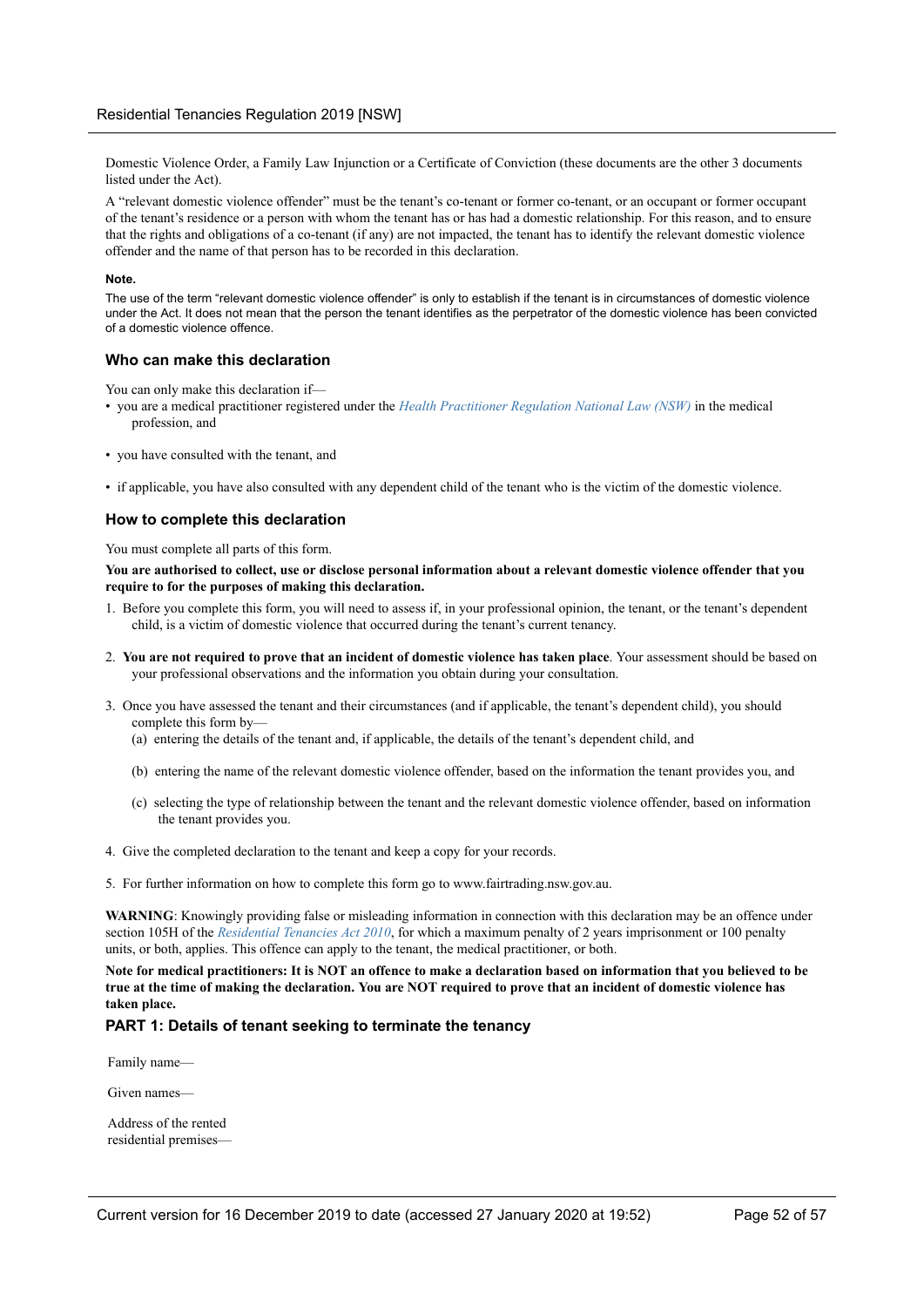Domestic Violence Order, a Family Law Injunction or a Certificate of Conviction (these documents are the other 3 documents listed under the Act).

A "relevant domestic violence offender" must be the tenant's co-tenant or former co-tenant, or an occupant or former occupant of the tenant's residence or a person with whom the tenant has or has had a domestic relationship. For this reason, and to ensure that the rights and obligations of a co-tenant (if any) are not impacted, the tenant has to identify the relevant domestic violence offender and the name of that person has to be recorded in this declaration.

**Note.**

The use of the term "relevant domestic violence offender" is only to establish if the tenant is in circumstances of domestic violence under the Act. It does not mean that the person the tenant identifies as the perpetrator of the domestic violence has been convicted of a domestic violence offence.

### Who can make this declaration

You can only make this declaration if—

- you are a medical practitioner registered under the *Health Practitioner Regulation National Law (NSW)* in the medical profession, and
- you have consulted with the tenant, and
- if applicable, you have also consulted with any dependent child of the tenant who is the victim of the domestic violence.

### How to complete this declaration

You must complete all parts of this form.

**You are authorised to collect, use or disclose personal information about a relevant domestic violence offender that you require to for the purposes of making this declaration.**

1. Before you complete this form, you will need to assess if, in your professional opinion, the tenant, or the tenant's dependent child, is a victim of domestic violence that occurred during the tenant's current tenancy.
2. **You are not required to prove that an incident of domestic violence has taken place**. Your assessment should be based on your professional observations and the information you obtain during your consultation.
3. Once you have assessed the tenant and their circumstances (and if applicable, the tenant's dependent child), you should complete this form by—
   (a) entering the details of the tenant and, if applicable, the details of the tenant's dependent child, and
   (b) entering the name of the relevant domestic violence offender, based on the information the tenant provides you, and
   (c) selecting the type of relationship between the tenant and the relevant domestic violence offender, based on information the tenant provides you.
4. Give the completed declaration to the tenant and keep a copy for your records.
5. For further information on how to complete this form go to www.fairtrading.nsw.gov.au.

**WARNING**: Knowingly providing false or misleading information in connection with this declaration may be an offence under section 105H of the *Residential Tenancies Act 2010*, for which a maximum penalty of 2 years imprisonment or 100 penalty units, or both, applies. This offence can apply to the tenant, the medical practitioner, or both.

**Note for medical practitioners: It is NOT an offence to make a declaration based on information that you believed to be true at the time of making the declaration. You are NOT required to prove that an incident of domestic violence has taken place.**

### PART 1: Details of tenant seeking to terminate the tenancy

Family name—

Given names—

Address of the rented residential premises—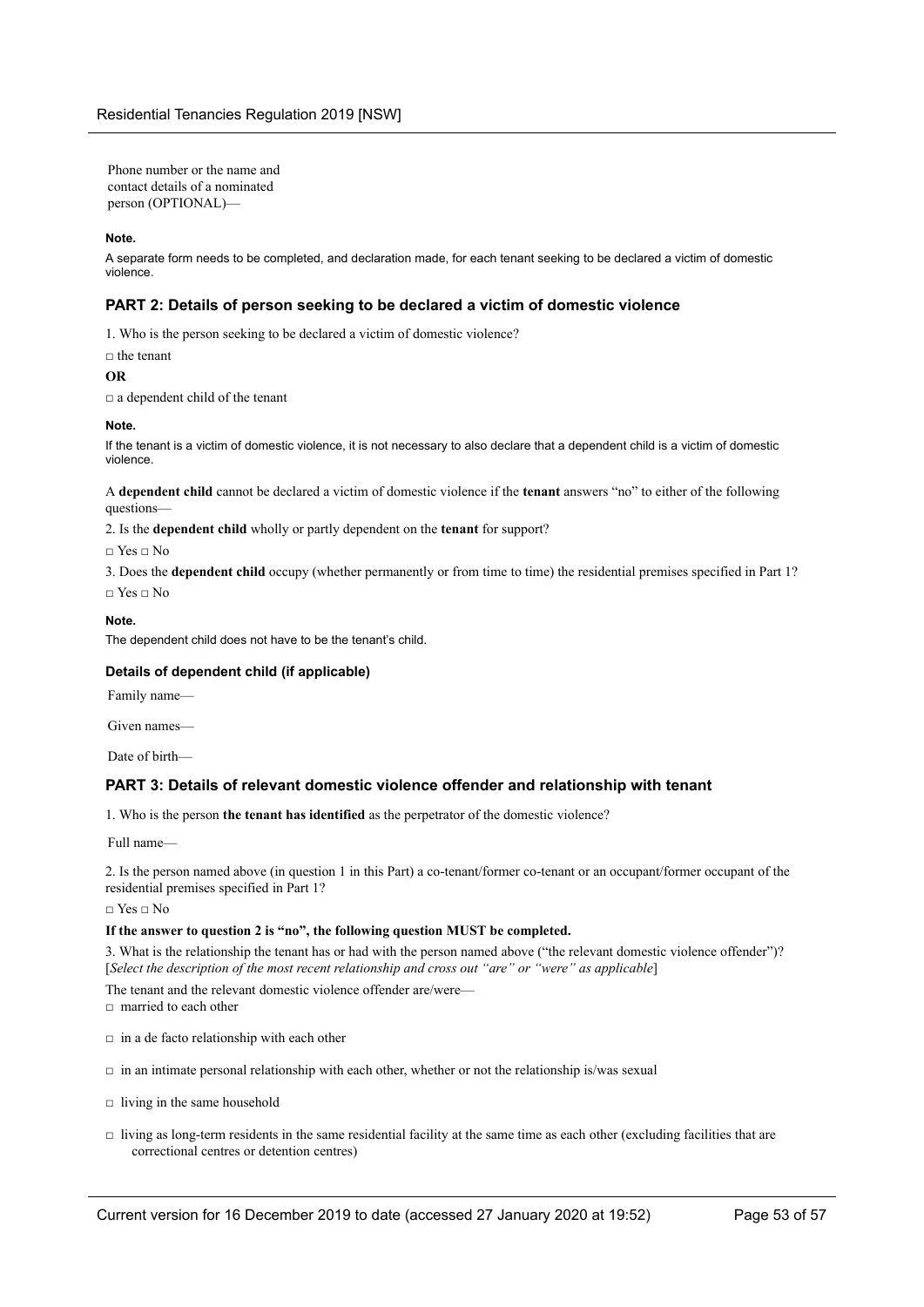Phone number or the name and contact details of a nominated person (OPTIONAL)—

**Note.**

A separate form needs to be completed, and declaration made, for each tenant seeking to be declared a victim of domestic violence.

### PART 2: Details of person seeking to be declared a victim of domestic violence

1. Who is the person seeking to be declared a victim of domestic violence?

□ the tenant

**OR**

□ a dependent child of the tenant

**Note.**

If the tenant is a victim of domestic violence, it is not necessary to also declare that a dependent child is a victim of domestic violence.

A **dependent child** cannot be declared a victim of domestic violence if the **tenant** answers "no" to either of the following questions—

2. Is the **dependent child** wholly or partly dependent on the **tenant** for support?

□ Yes □ No

3. Does the **dependent child** occupy (whether permanently or from time to time) the residential premises specified in Part 1?

□ Yes □ No

**Note.**

The dependent child does not have to be the tenant's child.

#### Details of dependent child (if applicable)

Family name—

Given names—

Date of birth—

### PART 3: Details of relevant domestic violence offender and relationship with tenant

1. Who is the person **the tenant has identified** as the perpetrator of the domestic violence?

Full name—

2. Is the person named above (in question 1 in this Part) a co-tenant/former co-tenant or an occupant/former occupant of the residential premises specified in Part 1?

□ Yes □ No

**If the answer to question 2 is "no", the following question MUST be completed.**

3. What is the relationship the tenant has or had with the person named above ("the relevant domestic violence offender")? [*Select the description of the most recent relationship and cross out "are" or "were" as applicable*]

The tenant and the relevant domestic violence offender are/were—

□ married to each other

□ in a de facto relationship with each other

□ in an intimate personal relationship with each other, whether or not the relationship is/was sexual

□ living in the same household

□ living as long-term residents in the same residential facility at the same time as each other (excluding facilities that are correctional centres or detention centres)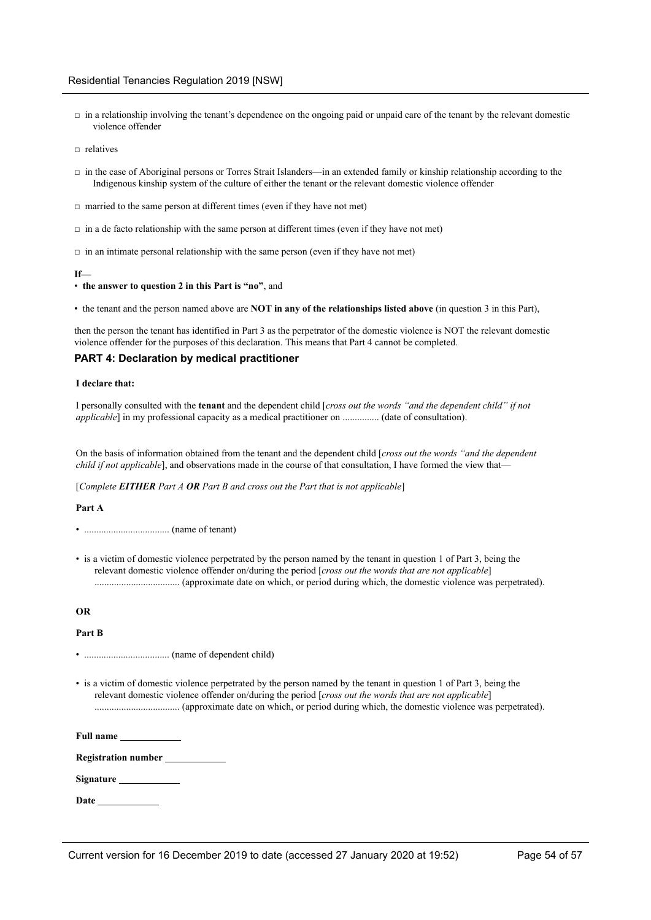□ in a relationship involving the tenant's dependence on the ongoing paid or unpaid care of the tenant by the relevant domestic violence offender

□ relatives

□ in the case of Aboriginal persons or Torres Strait Islanders—in an extended family or kinship relationship according to the Indigenous kinship system of the culture of either the tenant or the relevant domestic violence offender

□ married to the same person at different times (even if they have not met)

□ in a de facto relationship with the same person at different times (even if they have not met)

□ in an intimate personal relationship with the same person (even if they have not met)

**If—**

- **the answer to question 2 in this Part is "no"**, and
- the tenant and the person named above are **NOT in any of the relationships listed above** (in question 3 in this Part),

then the person the tenant has identified in Part 3 as the perpetrator of the domestic violence is NOT the relevant domestic violence offender for the purposes of this declaration. This means that Part 4 cannot be completed.

### PART 4: Declaration by medical practitioner

**I declare that:**

I personally consulted with the **tenant** and the dependent child [*cross out the words "and the dependent child" if not applicable*] in my professional capacity as a medical practitioner on ............... (date of consultation).

On the basis of information obtained from the tenant and the dependent child [*cross out the words "and the dependent child if not applicable*], and observations made in the course of that consultation, I have formed the view that—

[*Complete **EITHER** Part A **OR** Part B and cross out the Part that is not applicable*]

**Part A**

- ................................... (name of tenant)
- is a victim of domestic violence perpetrated by the person named by the tenant in question 1 of Part 3, being the relevant domestic violence offender on/during the period [*cross out the words that are not applicable*] ................................... (approximate date on which, or period during which, the domestic violence was perpetrated).

**OR**

**Part B**

- ................................... (name of dependent child)
- is a victim of domestic violence perpetrated by the person named by the tenant in question 1 of Part 3, being the relevant domestic violence offender on/during the period [*cross out the words that are not applicable*] ................................... (approximate date on which, or period during which, the domestic violence was perpetrated).

**Full name** ____________

**Registration number** ____________

**Signature** ____________

**Date** ____________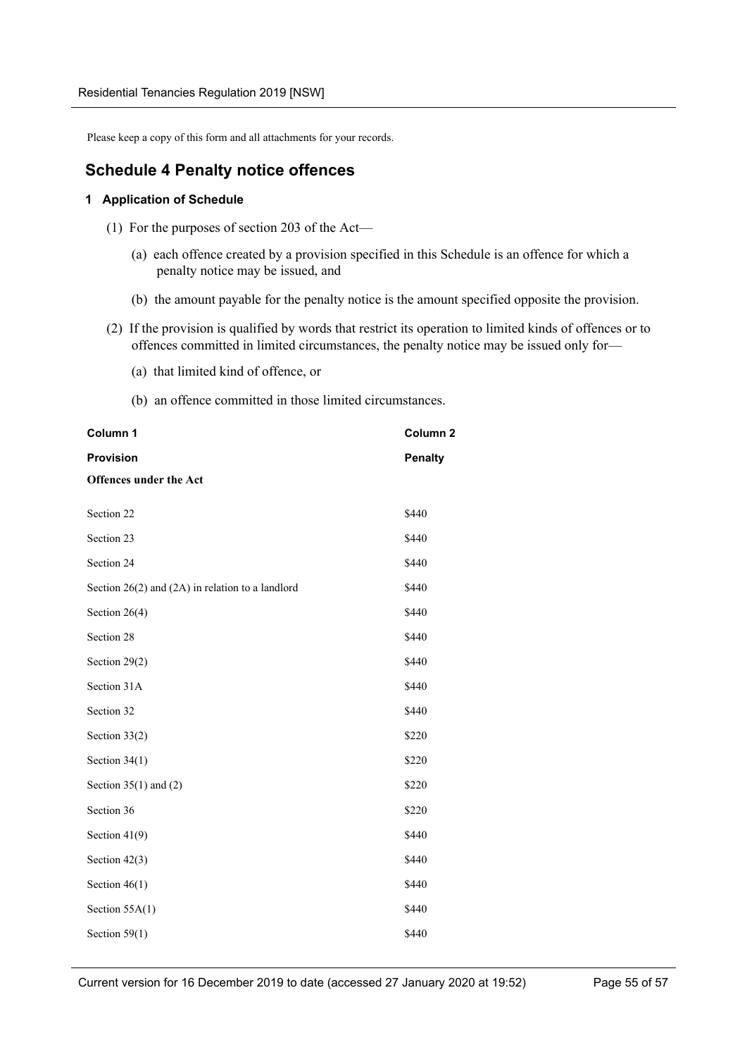Please keep a copy of this form and all attachments for your records.

## Schedule 4 Penalty notice offences

### 1 Application of Schedule

(1) For the purposes of section 203 of the Act—

(a) each offence created by a provision specified in this Schedule is an offence for which a penalty notice may be issued, and

(b) the amount payable for the penalty notice is the amount specified opposite the provision.

(2) If the provision is qualified by words that restrict its operation to limited kinds of offences or to offences committed in limited circumstances, the penalty notice may be issued only for—

(a) that limited kind of offence, or

(b) an offence committed in those limited circumstances.

| Column 1 | Column 2 |
|---|---|
| **Provision** | **Penalty** |
| **Offences under the Act** | |
| Section 22 | \$440 |
| Section 23 | \$440 |
| Section 24 | \$440 |
| Section 26(2) and (2A) in relation to a landlord | \$440 |
| Section 26(4) | \$440 |
| Section 28 | \$440 |
| Section 29(2) | \$440 |
| Section 31A | \$440 |
| Section 32 | \$440 |
| Section 33(2) | \$220 |
| Section 34(1) | \$220 |
| Section 35(1) and (2) | \$220 |
| Section 36 | \$220 |
| Section 41(9) | \$440 |
| Section 42(3) | \$440 |
| Section 46(1) | \$440 |
| Section 55A(1) | \$440 |
| Section 59(1) | \$440 |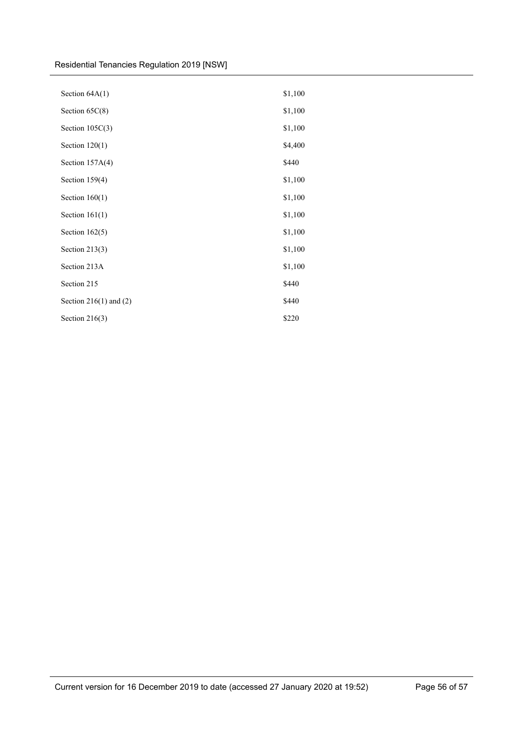| | |
|---|---|
| Section 64A(1) | $1,100 |
| Section 65C(8) | $1,100 |
| Section 105C(3) | $1,100 |
| Section 120(1) | $4,400 |
| Section 157A(4) | $440 |
| Section 159(4) | $1,100 |
| Section 160(1) | $1,100 |
| Section 161(1) | $1,100 |
| Section 162(5) | $1,100 |
| Section 213(3) | $1,100 |
| Section 213A | $1,100 |
| Section 215 | $440 |
| Section 216(1) and (2) | $440 |
| Section 216(3) | $220 |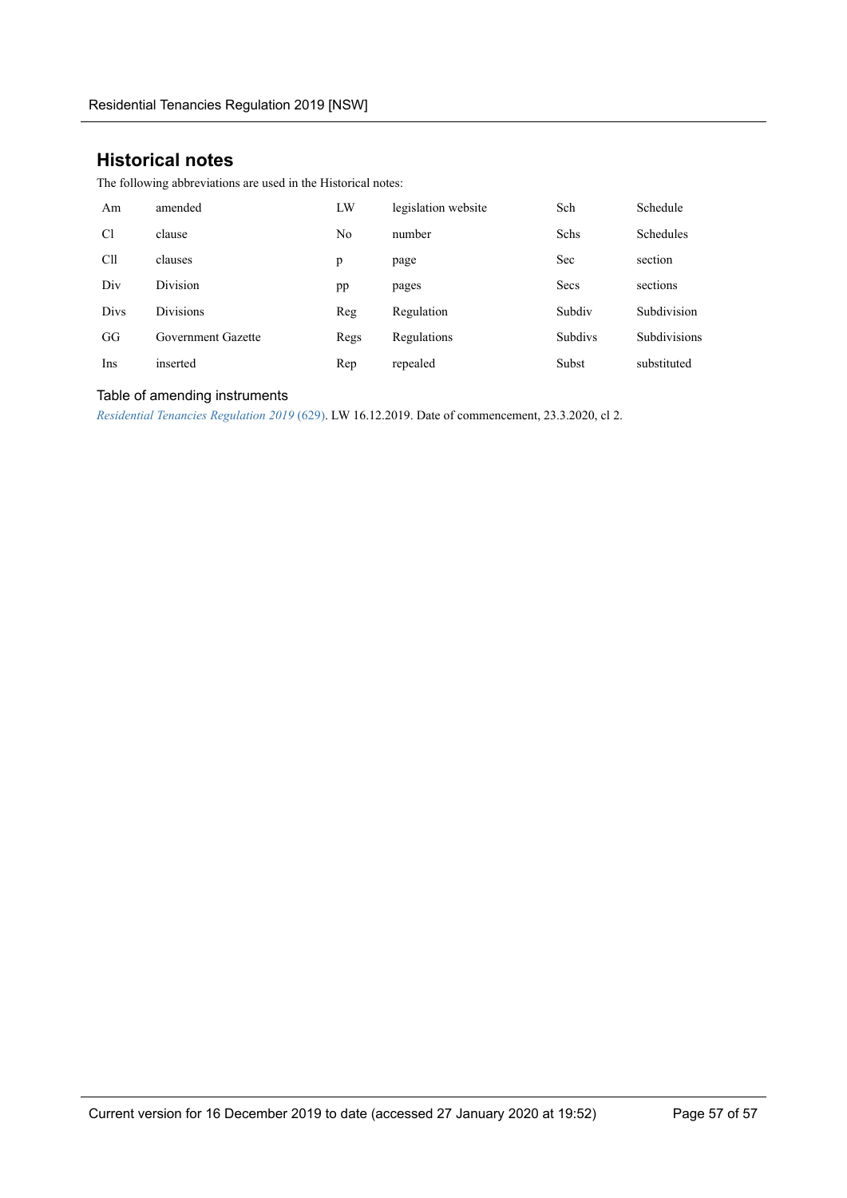## Historical notes

The following abbreviations are used in the Historical notes:

| | | | | | |
|---|---|---|---|---|---|
| Am | amended | LW | legislation website | Sch | Schedule |
| Cl | clause | No | number | Schs | Schedules |
| Cll | clauses | p | page | Sec | section |
| Div | Division | pp | pages | Secs | sections |
| Divs | Divisions | Reg | Regulation | Subdiv | Subdivision |
| GG | Government Gazette | Regs | Regulations | Subdivs | Subdivisions |
| Ins | inserted | Rep | repealed | Subst | substituted |

### Table of amending instruments

*Residential Tenancies Regulation 2019* (629). LW 16.12.2019. Date of commencement, 23.3.2020, cl 2.